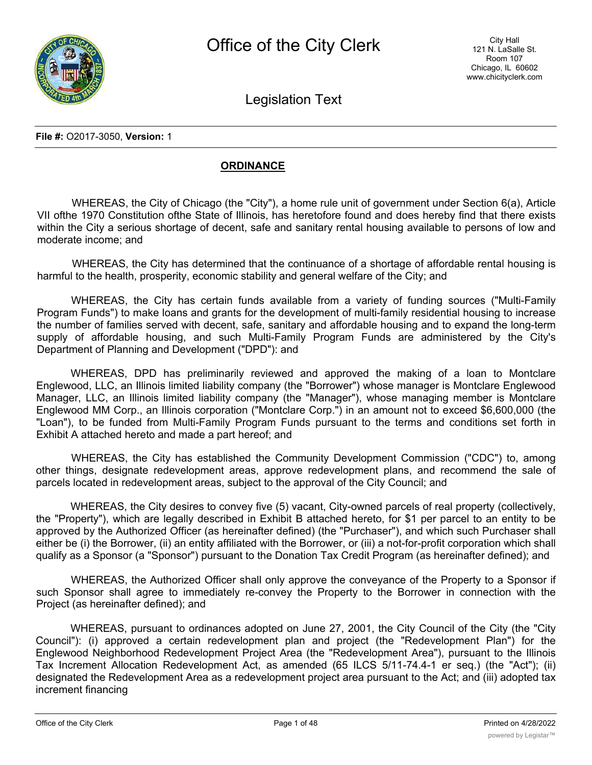# Office of the City Clerk

City Hall
121 N. LaSalle St.
Room 107
Chicago, IL 60602
www.chicityclerk.com

## Legislation Text

**File #:** O2017-3050, **Version:** 1

**ORDINANCE**

WHEREAS, the City of Chicago (the "City"), a home rule unit of government under Section 6(a), Article VII ofthe 1970 Constitution ofthe State of Illinois, has heretofore found and does hereby find that there exists within the City a serious shortage of decent, safe and sanitary rental housing available to persons of low and moderate income; and

WHEREAS, the City has determined that the continuance of a shortage of affordable rental housing is harmful to the health, prosperity, economic stability and general welfare of the City; and

WHEREAS, the City has certain funds available from a variety of funding sources ("Multi-Family Program Funds") to make loans and grants for the development of multi-family residential housing to increase the number of families served with decent, safe, sanitary and affordable housing and to expand the long-term supply of affordable housing, and such Multi-Family Program Funds are administered by the City's Department of Planning and Development ("DPD"): and

WHEREAS, DPD has preliminarily reviewed and approved the making of a loan to Montclare Englewood, LLC, an Illinois limited liability company (the "Borrower") whose manager is Montclare Englewood Manager, LLC, an Illinois limited liability company (the "Manager"), whose managing member is Montclare Englewood MM Corp., an Illinois corporation ("Montclare Corp.") in an amount not to exceed $6,600,000 (the "Loan"), to be funded from Multi-Family Program Funds pursuant to the terms and conditions set forth in Exhibit A attached hereto and made a part hereof; and

WHEREAS, the City has established the Community Development Commission ("CDC") to, among other things, designate redevelopment areas, approve redevelopment plans, and recommend the sale of parcels located in redevelopment areas, subject to the approval of the City Council; and

WHEREAS, the City desires to convey five (5) vacant, City-owned parcels of real property (collectively, the "Property"), which are legally described in Exhibit B attached hereto, for $1 per parcel to an entity to be approved by the Authorized Officer (as hereinafter defined) (the "Purchaser"), and which such Purchaser shall either be (i) the Borrower, (ii) an entity affiliated with the Borrower, or (iii) a not-for-profit corporation which shall qualify as a Sponsor (a "Sponsor") pursuant to the Donation Tax Credit Program (as hereinafter defined); and

WHEREAS, the Authorized Officer shall only approve the conveyance of the Property to a Sponsor if such Sponsor shall agree to immediately re-convey the Property to the Borrower in connection with the Project (as hereinafter defined); and

WHEREAS, pursuant to ordinances adopted on June 27, 2001, the City Council of the City (the "City Council"): (i) approved a certain redevelopment plan and project (the "Redevelopment Plan") for the Englewood Neighborhood Redevelopment Project Area (the "Redevelopment Area"), pursuant to the Illinois Tax Increment Allocation Redevelopment Act, as amended (65 ILCS 5/11-74.4-1 er seq.) (the "Act"); (ii) designated the Redevelopment Area as a redevelopment project area pursuant to the Act; and (iii) adopted tax increment financing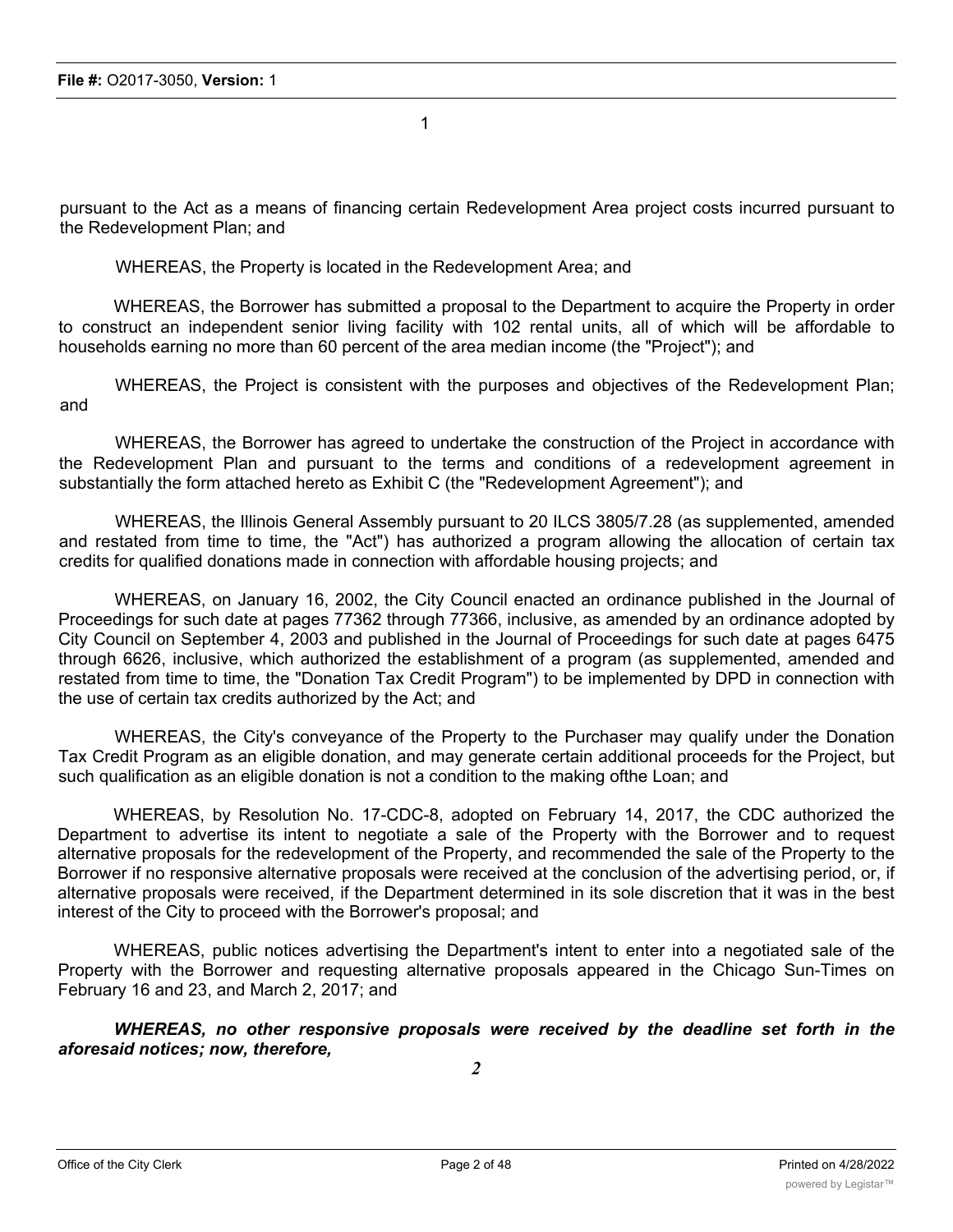pursuant to the Act as a means of financing certain Redevelopment Area project costs incurred pursuant to the Redevelopment Plan; and

WHEREAS, the Property is located in the Redevelopment Area; and

WHEREAS, the Borrower has submitted a proposal to the Department to acquire the Property in order to construct an independent senior living facility with 102 rental units, all of which will be affordable to households earning no more than 60 percent of the area median income (the "Project"); and

WHEREAS, the Project is consistent with the purposes and objectives of the Redevelopment Plan; and

WHEREAS, the Borrower has agreed to undertake the construction of the Project in accordance with the Redevelopment Plan and pursuant to the terms and conditions of a redevelopment agreement in substantially the form attached hereto as Exhibit C (the "Redevelopment Agreement"); and

WHEREAS, the Illinois General Assembly pursuant to 20 ILCS 3805/7.28 (as supplemented, amended and restated from time to time, the "Act") has authorized a program allowing the allocation of certain tax credits for qualified donations made in connection with affordable housing projects; and

WHEREAS, on January 16, 2002, the City Council enacted an ordinance published in the Journal of Proceedings for such date at pages 77362 through 77366, inclusive, as amended by an ordinance adopted by City Council on September 4, 2003 and published in the Journal of Proceedings for such date at pages 6475 through 6626, inclusive, which authorized the establishment of a program (as supplemented, amended and restated from time to time, the "Donation Tax Credit Program") to be implemented by DPD in connection with the use of certain tax credits authorized by the Act; and

WHEREAS, the City's conveyance of the Property to the Purchaser may qualify under the Donation Tax Credit Program as an eligible donation, and may generate certain additional proceeds for the Project, but such qualification as an eligible donation is not a condition to the making ofthe Loan; and

WHEREAS, by Resolution No. 17-CDC-8, adopted on February 14, 2017, the CDC authorized the Department to advertise its intent to negotiate a sale of the Property with the Borrower and to request alternative proposals for the redevelopment of the Property, and recommended the sale of the Property to the Borrower if no responsive alternative proposals were received at the conclusion of the advertising period, or, if alternative proposals were received, if the Department determined in its sole discretion that it was in the best interest of the City to proceed with the Borrower's proposal; and

WHEREAS, public notices advertising the Department's intent to enter into a negotiated sale of the Property with the Borrower and requesting alternative proposals appeared in the Chicago Sun-Times on February 16 and 23, and March 2, 2017; and

***WHEREAS, no other responsive proposals were received by the deadline set forth in the aforesaid notices; now, therefore,***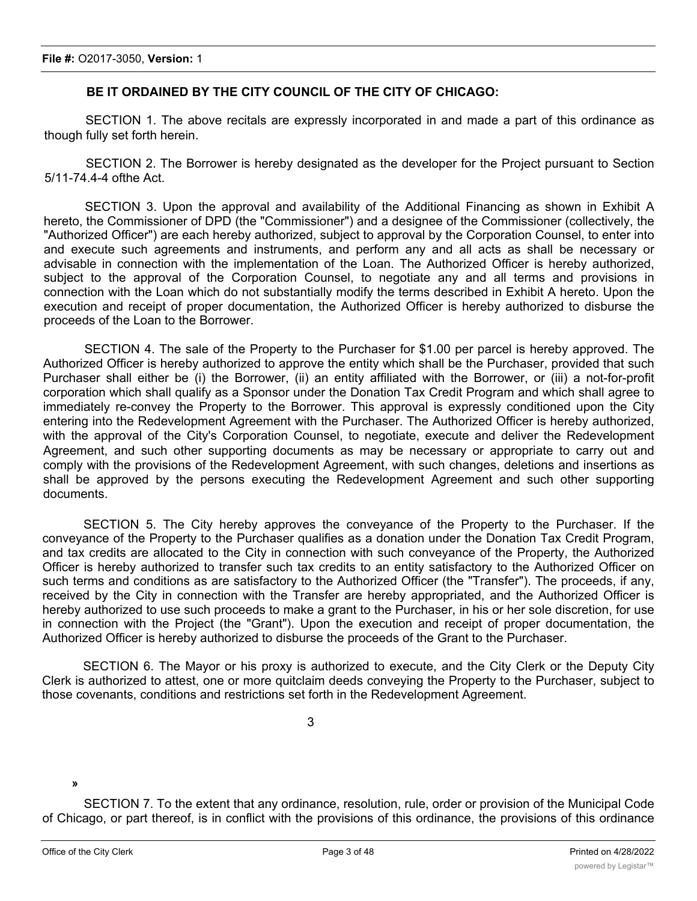**BE IT ORDAINED BY THE CITY COUNCIL OF THE CITY OF CHICAGO:**

SECTION 1. The above recitals are expressly incorporated in and made a part of this ordinance as though fully set forth herein.

SECTION 2. The Borrower is hereby designated as the developer for the Project pursuant to Section 5/11-74.4-4 ofthe Act.

SECTION 3. Upon the approval and availability of the Additional Financing as shown in Exhibit A hereto, the Commissioner of DPD (the "Commissioner") and a designee of the Commissioner (collectively, the "Authorized Officer") are each hereby authorized, subject to approval by the Corporation Counsel, to enter into and execute such agreements and instruments, and perform any and all acts as shall be necessary or advisable in connection with the implementation of the Loan. The Authorized Officer is hereby authorized, subject to the approval of the Corporation Counsel, to negotiate any and all terms and provisions in connection with the Loan which do not substantially modify the terms described in Exhibit A hereto. Upon the execution and receipt of proper documentation, the Authorized Officer is hereby authorized to disburse the proceeds of the Loan to the Borrower.

SECTION 4. The sale of the Property to the Purchaser for $1.00 per parcel is hereby approved. The Authorized Officer is hereby authorized to approve the entity which shall be the Purchaser, provided that such Purchaser shall either be (i) the Borrower, (ii) an entity affiliated with the Borrower, or (iii) a not-for-profit corporation which shall qualify as a Sponsor under the Donation Tax Credit Program and which shall agree to immediately re-convey the Property to the Borrower. This approval is expressly conditioned upon the City entering into the Redevelopment Agreement with the Purchaser. The Authorized Officer is hereby authorized, with the approval of the City's Corporation Counsel, to negotiate, execute and deliver the Redevelopment Agreement, and such other supporting documents as may be necessary or appropriate to carry out and comply with the provisions of the Redevelopment Agreement, with such changes, deletions and insertions as shall be approved by the persons executing the Redevelopment Agreement and such other supporting documents.

SECTION 5. The City hereby approves the conveyance of the Property to the Purchaser. If the conveyance of the Property to the Purchaser qualifies as a donation under the Donation Tax Credit Program, and tax credits are allocated to the City in connection with such conveyance of the Property, the Authorized Officer is hereby authorized to transfer such tax credits to an entity satisfactory to the Authorized Officer on such terms and conditions as are satisfactory to the Authorized Officer (the "Transfer"). The proceeds, if any, received by the City in connection with the Transfer are hereby appropriated, and the Authorized Officer is hereby authorized to use such proceeds to make a grant to the Purchaser, in his or her sole discretion, for use in connection with the Project (the "Grant"). Upon the execution and receipt of proper documentation, the Authorized Officer is hereby authorized to disburse the proceeds of the Grant to the Purchaser.

SECTION 6. The Mayor or his proxy is authorized to execute, and the City Clerk or the Deputy City Clerk is authorized to attest, one or more quitclaim deeds conveying the Property to the Purchaser, subject to those covenants, conditions and restrictions set forth in the Redevelopment Agreement.

»

SECTION 7. To the extent that any ordinance, resolution, rule, order or provision of the Municipal Code of Chicago, or part thereof, is in conflict with the provisions of this ordinance, the provisions of this ordinance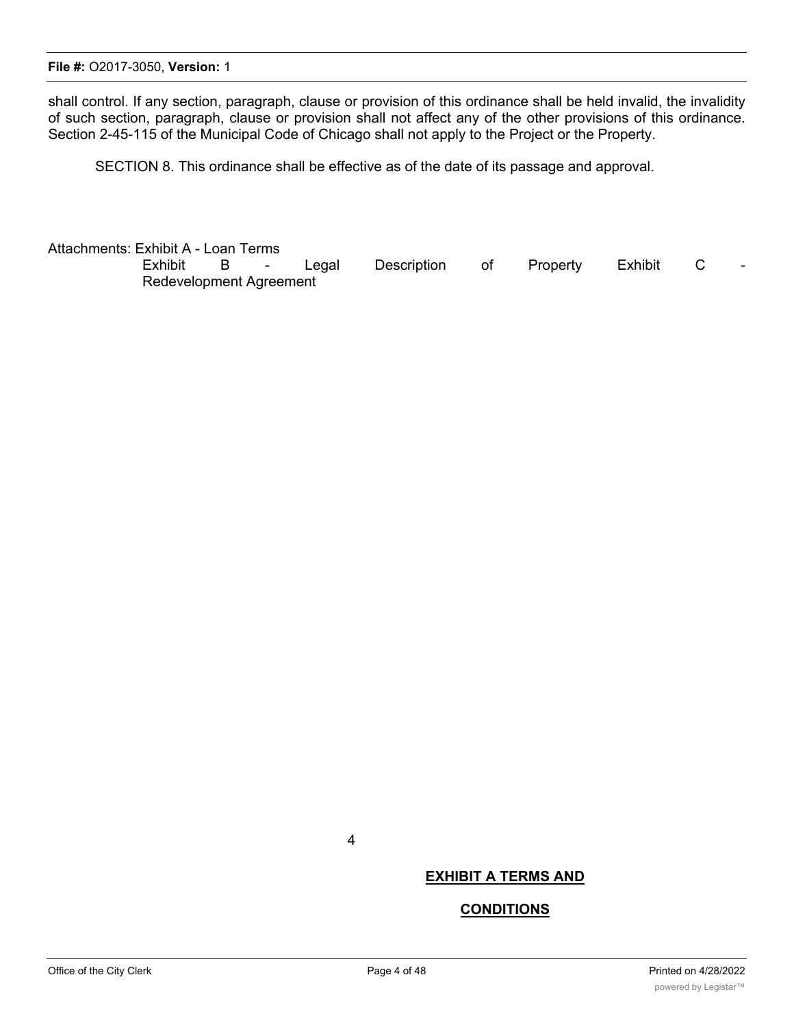shall control. If any section, paragraph, clause or provision of this ordinance shall be held invalid, the invalidity of such section, paragraph, clause or provision shall not affect any of the other provisions of this ordinance. Section 2-45-115 of the Municipal Code of Chicago shall not apply to the Project or the Property.

SECTION 8. This ordinance shall be effective as of the date of its passage and approval.

Attachments: Exhibit A - Loan Terms
Exhibit B - Legal Description of Property Exhibit C - Redevelopment Agreement

**EXHIBIT A TERMS AND**

**CONDITIONS**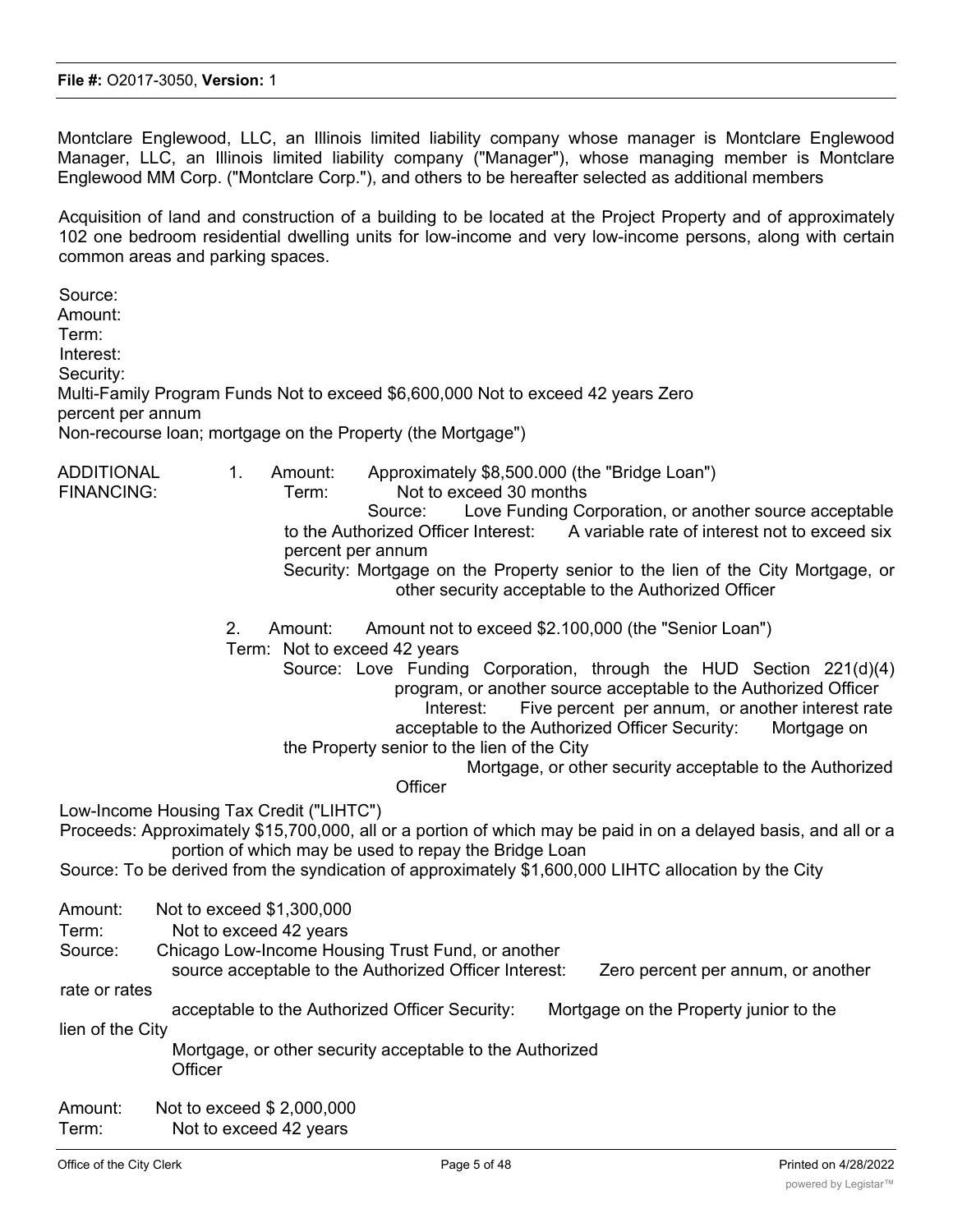Montclare Englewood, LLC, an Illinois limited liability company whose manager is Montclare Englewood Manager, LLC, an Illinois limited liability company ("Manager"), whose managing member is Montclare Englewood MM Corp. ("Montclare Corp."), and others to be hereafter selected as additional members

Acquisition of land and construction of a building to be located at the Project Property and of approximately 102 one bedroom residential dwelling units for low-income and very low-income persons, along with certain common areas and parking spaces.

Source:
Amount:
Term:
Interest:
Security:
Multi-Family Program Funds Not to exceed $6,600,000 Not to exceed 42 years Zero percent per annum
Non-recourse loan; mortgage on the Property (the Mortgage")

ADDITIONAL FINANCING:

1. Amount: Approximately $8,500.000 (the "Bridge Loan")
   Term: Not to exceed 30 months
   Source: Love Funding Corporation, or another source acceptable to the Authorized Officer Interest: A variable rate of interest not to exceed six percent per annum
   Security: Mortgage on the Property senior to the lien of the City Mortgage, or other security acceptable to the Authorized Officer

2. Amount: Amount not to exceed $2.100,000 (the "Senior Loan")
   Term: Not to exceed 42 years
   Source: Love Funding Corporation, through the HUD Section 221(d)(4) program, or another source acceptable to the Authorized Officer
   Interest: Five percent per annum, or another interest rate acceptable to the Authorized Officer Security: Mortgage on the Property senior to the lien of the City Mortgage, or other security acceptable to the Authorized Officer

Low-Income Housing Tax Credit ("LIHTC")
Proceeds: Approximately $15,700,000, all or a portion of which may be paid in on a delayed basis, and all or a portion of which may be used to repay the Bridge Loan
Source: To be derived from the syndication of approximately $1,600,000 LIHTC allocation by the City

Amount: Not to exceed $1,300,000
Term: Not to exceed 42 years
Source: Chicago Low-Income Housing Trust Fund, or another source acceptable to the Authorized Officer Interest: Zero percent per annum, or another rate or rates acceptable to the Authorized Officer Security: Mortgage on the Property junior to the lien of the City Mortgage, or other security acceptable to the Authorized Officer

Amount: Not to exceed $ 2,000,000
Term: Not to exceed 42 years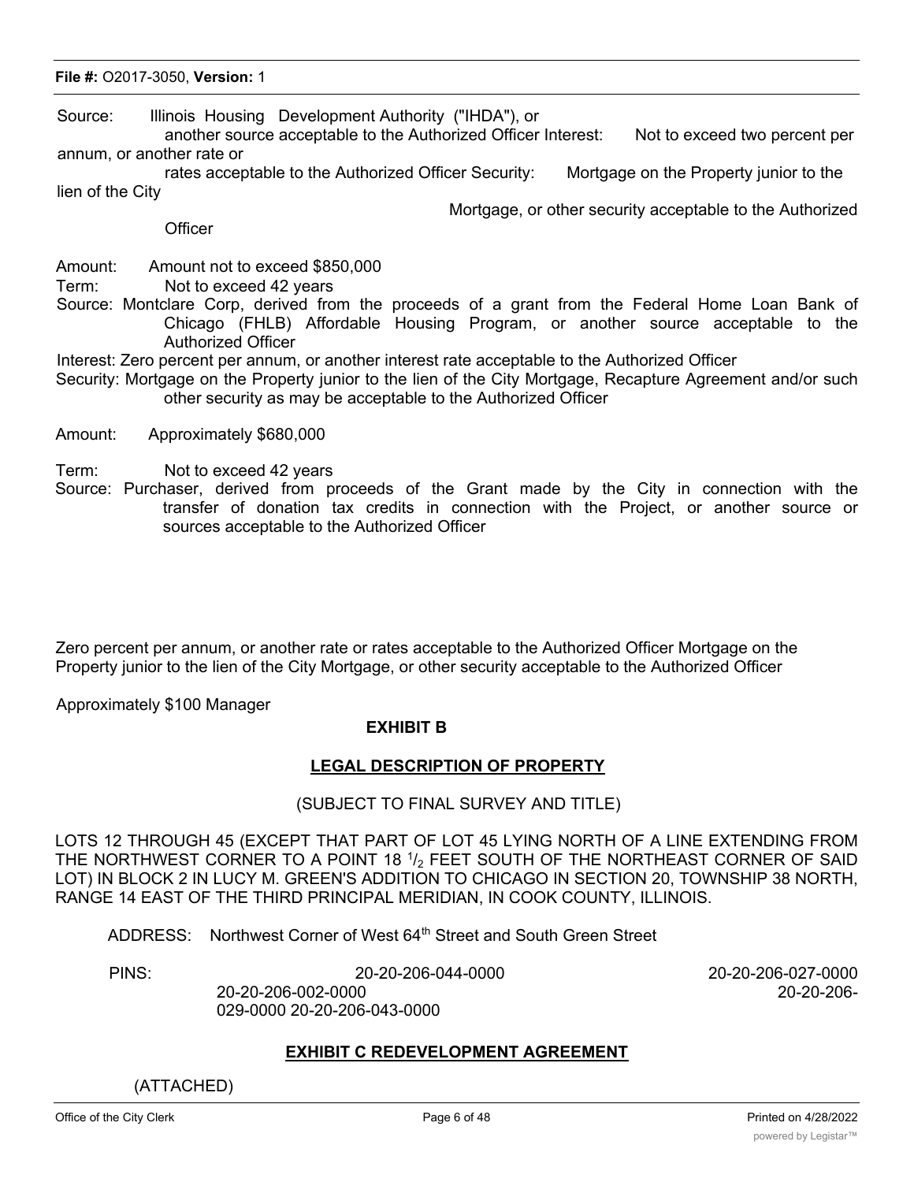Source: Illinois Housing Development Authority ("IHDA"), or another source acceptable to the Authorized Officer Interest: Not to exceed two percent per annum, or another rate or rates acceptable to the Authorized Officer Security: Mortgage on the Property junior to the lien of the City Mortgage, or other security acceptable to the Authorized Officer

Amount: Amount not to exceed $850,000

Term: Not to exceed 42 years

Source: Montclare Corp, derived from the proceeds of a grant from the Federal Home Loan Bank of Chicago (FHLB) Affordable Housing Program, or another source acceptable to the Authorized Officer

Interest: Zero percent per annum, or another interest rate acceptable to the Authorized Officer

Security: Mortgage on the Property junior to the lien of the City Mortgage, Recapture Agreement and/or such other security as may be acceptable to the Authorized Officer

Amount: Approximately $680,000

Term: Not to exceed 42 years

Source: Purchaser, derived from proceeds of the Grant made by the City in connection with the transfer of donation tax credits in connection with the Project, or another source or sources acceptable to the Authorized Officer

Zero percent per annum, or another rate or rates acceptable to the Authorized Officer Mortgage on the Property junior to the lien of the City Mortgage, or other security acceptable to the Authorized Officer

Approximately $100 Manager

## EXHIBIT B

## LEGAL DESCRIPTION OF PROPERTY

(SUBJECT TO FINAL SURVEY AND TITLE)

LOTS 12 THROUGH 45 (EXCEPT THAT PART OF LOT 45 LYING NORTH OF A LINE EXTENDING FROM THE NORTHWEST CORNER TO A POINT 18 $^{1}/_{2}$ FEET SOUTH OF THE NORTHEAST CORNER OF SAID LOT) IN BLOCK 2 IN LUCY M. GREEN'S ADDITION TO CHICAGO IN SECTION 20, TOWNSHIP 38 NORTH, RANGE 14 EAST OF THE THIRD PRINCIPAL MERIDIAN, IN COOK COUNTY, ILLINOIS.

ADDRESS: Northwest Corner of West 64th Street and South Green Street

PINS: 20-20-206-044-0000 20-20-206-027-0000 20-20-206-002-0000 20-20-206-029-0000 20-20-206-043-0000

## EXHIBIT C REDEVELOPMENT AGREEMENT

(ATTACHED)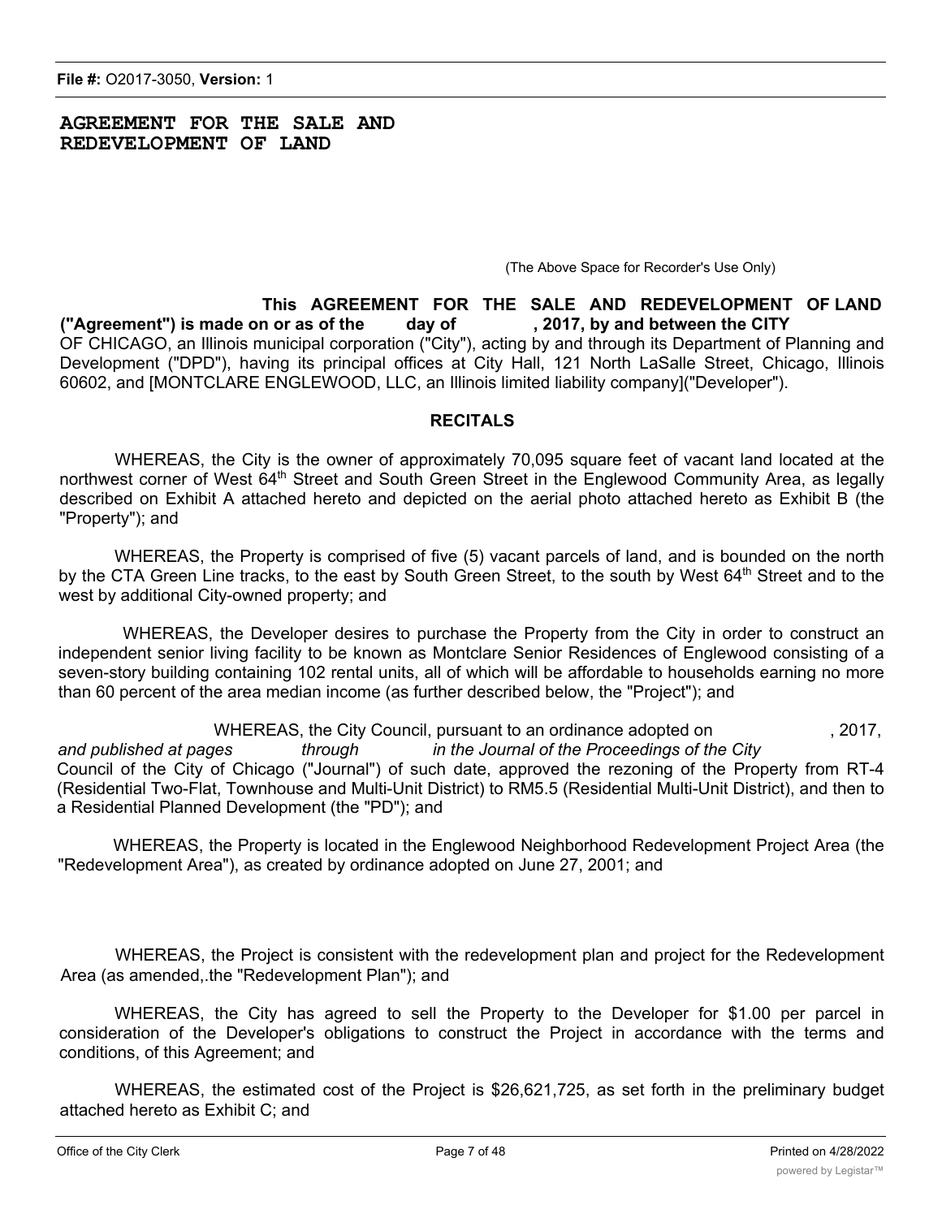# AGREEMENT FOR THE SALE AND REDEVELOPMENT OF LAND

(The Above Space for Recorder's Use Only)

**This AGREEMENT FOR THE SALE AND REDEVELOPMENT OF LAND ("Agreement") is made on or as of the day of , 2017, by and between the CITY** OF CHICAGO, an Illinois municipal corporation ("City"), acting by and through its Department of Planning and Development ("DPD"), having its principal offices at City Hall, 121 North LaSalle Street, Chicago, Illinois 60602, and [MONTCLARE ENGLEWOOD, LLC, an Illinois limited liability company]("Developer").

## RECITALS

WHEREAS, the City is the owner of approximately 70,095 square feet of vacant land located at the northwest corner of West 64th Street and South Green Street in the Englewood Community Area, as legally described on Exhibit A attached hereto and depicted on the aerial photo attached hereto as Exhibit B (the "Property"); and

WHEREAS, the Property is comprised of five (5) vacant parcels of land, and is bounded on the north by the CTA Green Line tracks, to the east by South Green Street, to the south by West 64th Street and to the west by additional City-owned property; and

WHEREAS, the Developer desires to purchase the Property from the City in order to construct an independent senior living facility to be known as Montclare Senior Residences of Englewood consisting of a seven-story building containing 102 rental units, all of which will be affordable to households earning no more than 60 percent of the area median income (as further described below, the "Project"); and

WHEREAS, the City Council, pursuant to an ordinance adopted on , 2017, *and published at pages through in the Journal of the Proceedings of the City* Council of the City of Chicago ("Journal") of such date, approved the rezoning of the Property from RT-4 (Residential Two-Flat, Townhouse and Multi-Unit District) to RM5.5 (Residential Multi-Unit District), and then to a Residential Planned Development (the "PD"); and

WHEREAS, the Property is located in the Englewood Neighborhood Redevelopment Project Area (the "Redevelopment Area"), as created by ordinance adopted on June 27, 2001; and

WHEREAS, the Project is consistent with the redevelopment plan and project for the Redevelopment Area (as amended,.the "Redevelopment Plan"); and

WHEREAS, the City has agreed to sell the Property to the Developer for $1.00 per parcel in consideration of the Developer's obligations to construct the Project in accordance with the terms and conditions, of this Agreement; and

WHEREAS, the estimated cost of the Project is $26,621,725, as set forth in the preliminary budget attached hereto as Exhibit C; and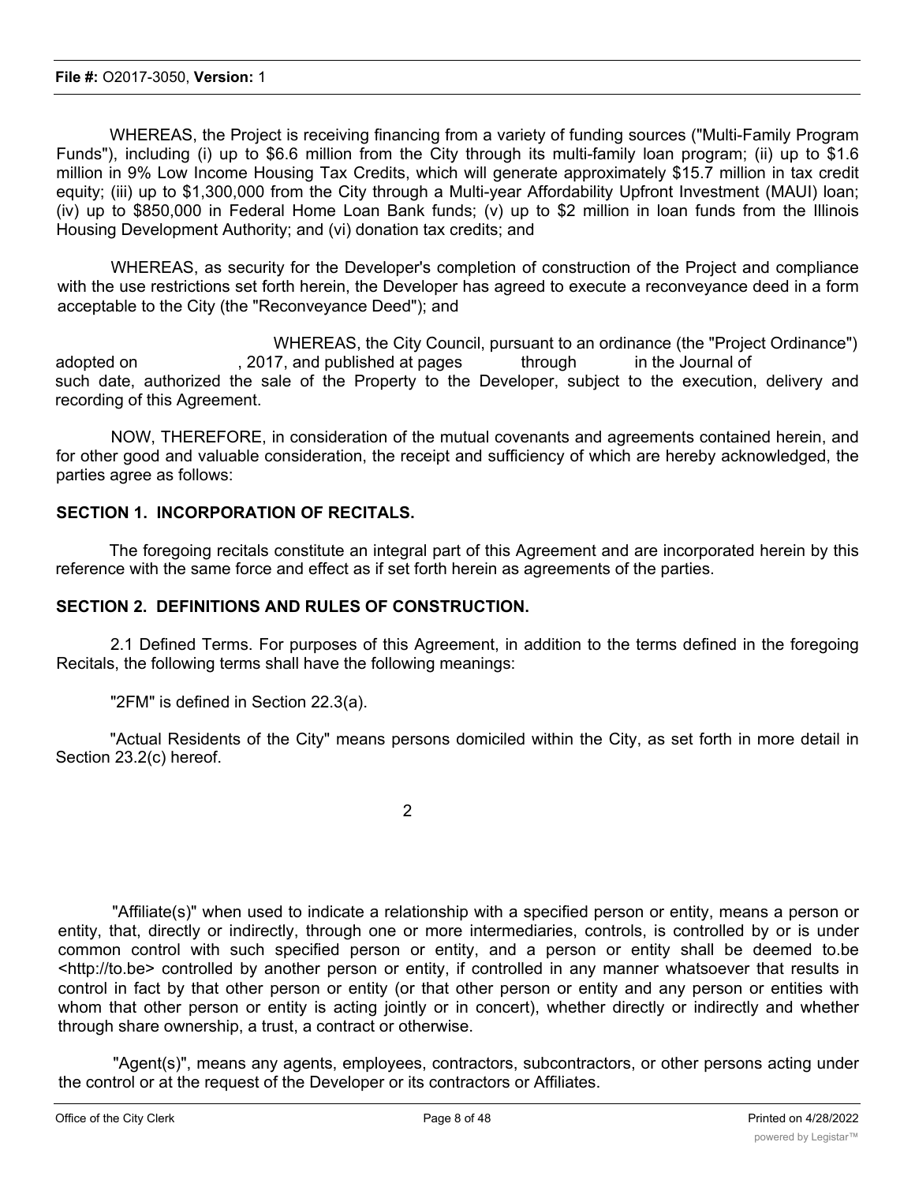WHEREAS, the Project is receiving financing from a variety of funding sources ("Multi-Family Program Funds"), including (i) up to $6.6 million from the City through its multi-family loan program; (ii) up to $1.6 million in 9% Low Income Housing Tax Credits, which will generate approximately $15.7 million in tax credit equity; (iii) up to $1,300,000 from the City through a Multi-year Affordability Upfront Investment (MAUI) loan; (iv) up to $850,000 in Federal Home Loan Bank funds; (v) up to $2 million in loan funds from the Illinois Housing Development Authority; and (vi) donation tax credits; and

WHEREAS, as security for the Developer's completion of construction of the Project and compliance with the use restrictions set forth herein, the Developer has agreed to execute a reconveyance deed in a form acceptable to the City (the "Reconveyance Deed"); and

WHEREAS, the City Council, pursuant to an ordinance (the "Project Ordinance") adopted on , 2017, and published at pages through in the Journal of such date, authorized the sale of the Property to the Developer, subject to the execution, delivery and recording of this Agreement.

NOW, THEREFORE, in consideration of the mutual covenants and agreements contained herein, and for other good and valuable consideration, the receipt and sufficiency of which are hereby acknowledged, the parties agree as follows:

**SECTION 1. INCORPORATION OF RECITALS.**

The foregoing recitals constitute an integral part of this Agreement and are incorporated herein by this reference with the same force and effect as if set forth herein as agreements of the parties.

**SECTION 2. DEFINITIONS AND RULES OF CONSTRUCTION.**

2.1 Defined Terms. For purposes of this Agreement, in addition to the terms defined in the foregoing Recitals, the following terms shall have the following meanings:

"2FM" is defined in Section 22.3(a).

"Actual Residents of the City" means persons domiciled within the City, as set forth in more detail in Section 23.2(c) hereof.

"Affiliate(s)" when used to indicate a relationship with a specified person or entity, means a person or entity, that, directly or indirectly, through one or more intermediaries, controls, is controlled by or is under common control with such specified person or entity, and a person or entity shall be deemed to.be <http://to.be> controlled by another person or entity, if controlled in any manner whatsoever that results in control in fact by that other person or entity (or that other person or entity and any person or entities with whom that other person or entity is acting jointly or in concert), whether directly or indirectly and whether through share ownership, a trust, a contract or otherwise.

"Agent(s)", means any agents, employees, contractors, subcontractors, or other persons acting under the control or at the request of the Developer or its contractors or Affiliates.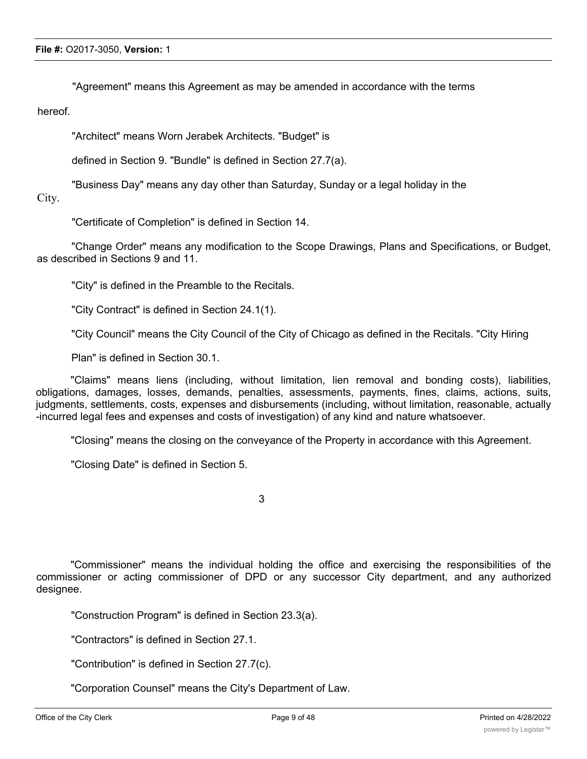"Agreement" means this Agreement as may be amended in accordance with the terms hereof.

"Architect" means Worn Jerabek Architects. "Budget" is defined in Section 9. "Bundle" is defined in Section 27.7(a).

"Business Day" means any day other than Saturday, Sunday or a legal holiday in the City.

"Certificate of Completion" is defined in Section 14.

"Change Order" means any modification to the Scope Drawings, Plans and Specifications, or Budget, as described in Sections 9 and 11.

"City" is defined in the Preamble to the Recitals.

"City Contract" is defined in Section 24.1(1).

"City Council" means the City Council of the City of Chicago as defined in the Recitals. "City Hiring Plan" is defined in Section 30.1.

"Claims" means liens (including, without limitation, lien removal and bonding costs), liabilities, obligations, damages, losses, demands, penalties, assessments, payments, fines, claims, actions, suits, judgments, settlements, costs, expenses and disbursements (including, without limitation, reasonable, actually -incurred legal fees and expenses and costs of investigation) of any kind and nature whatsoever.

"Closing" means the closing on the conveyance of the Property in accordance with this Agreement.

"Closing Date" is defined in Section 5.

"Commissioner" means the individual holding the office and exercising the responsibilities of the commissioner or acting commissioner of DPD or any successor City department, and any authorized designee.

"Construction Program" is defined in Section 23.3(a).

"Contractors" is defined in Section 27.1.

"Contribution" is defined in Section 27.7(c).

"Corporation Counsel" means the City's Department of Law.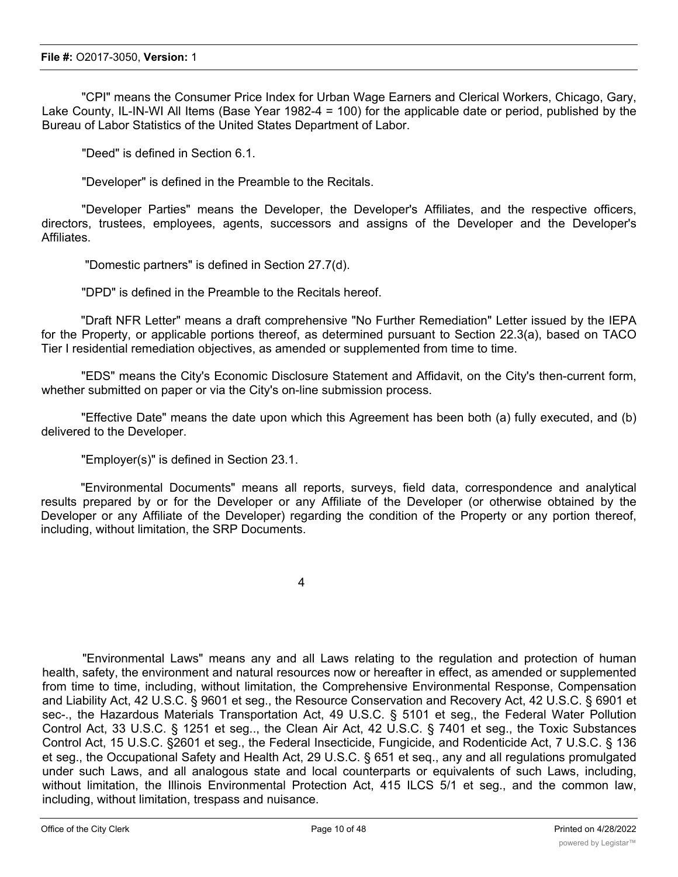"CPI" means the Consumer Price Index for Urban Wage Earners and Clerical Workers, Chicago, Gary, Lake County, IL-IN-WI All Items (Base Year 1982-4 = 100) for the applicable date or period, published by the Bureau of Labor Statistics of the United States Department of Labor.

"Deed" is defined in Section 6.1.

"Developer" is defined in the Preamble to the Recitals.

"Developer Parties" means the Developer, the Developer's Affiliates, and the respective officers, directors, trustees, employees, agents, successors and assigns of the Developer and the Developer's Affiliates.

"Domestic partners" is defined in Section 27.7(d).

"DPD" is defined in the Preamble to the Recitals hereof.

"Draft NFR Letter" means a draft comprehensive "No Further Remediation" Letter issued by the IEPA for the Property, or applicable portions thereof, as determined pursuant to Section 22.3(a), based on TACO Tier I residential remediation objectives, as amended or supplemented from time to time.

"EDS" means the City's Economic Disclosure Statement and Affidavit, on the City's then-current form, whether submitted on paper or via the City's on-line submission process.

"Effective Date" means the date upon which this Agreement has been both (a) fully executed, and (b) delivered to the Developer.

"Employer(s)" is defined in Section 23.1.

"Environmental Documents" means all reports, surveys, field data, correspondence and analytical results prepared by or for the Developer or any Affiliate of the Developer (or otherwise obtained by the Developer or any Affiliate of the Developer) regarding the condition of the Property or any portion thereof, including, without limitation, the SRP Documents.

"Environmental Laws" means any and all Laws relating to the regulation and protection of human health, safety, the environment and natural resources now or hereafter in effect, as amended or supplemented from time to time, including, without limitation, the Comprehensive Environmental Response, Compensation and Liability Act, 42 U.S.C. § 9601 et seg., the Resource Conservation and Recovery Act, 42 U.S.C. § 6901 et sec-., the Hazardous Materials Transportation Act, 49 U.S.C. § 5101 et seg,, the Federal Water Pollution Control Act, 33 U.S.C. § 1251 et seg.., the Clean Air Act, 42 U.S.C. § 7401 et seg., the Toxic Substances Control Act, 15 U.S.C. §2601 et seg., the Federal Insecticide, Fungicide, and Rodenticide Act, 7 U.S.C. § 136 et seg., the Occupational Safety and Health Act, 29 U.S.C. § 651 et seq., any and all regulations promulgated under such Laws, and all analogous state and local counterparts or equivalents of such Laws, including, without limitation, the Illinois Environmental Protection Act, 415 ILCS 5/1 et seg., and the common law, including, without limitation, trespass and nuisance.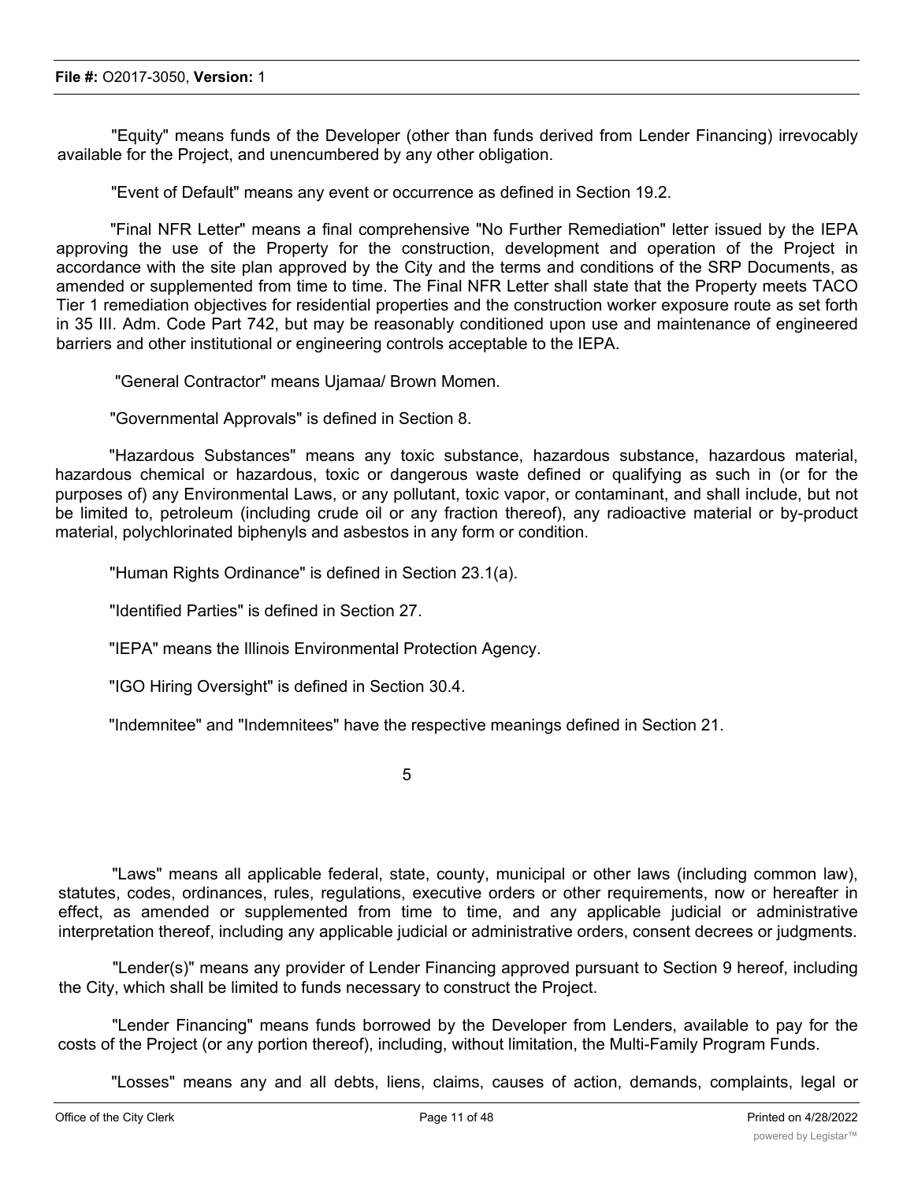"Equity" means funds of the Developer (other than funds derived from Lender Financing) irrevocably available for the Project, and unencumbered by any other obligation.

"Event of Default" means any event or occurrence as defined in Section 19.2.

"Final NFR Letter" means a final comprehensive "No Further Remediation" letter issued by the IEPA approving the use of the Property for the construction, development and operation of the Project in accordance with the site plan approved by the City and the terms and conditions of the SRP Documents, as amended or supplemented from time to time. The Final NFR Letter shall state that the Property meets TACO Tier 1 remediation objectives for residential properties and the construction worker exposure route as set forth in 35 Ill. Adm. Code Part 742, but may be reasonably conditioned upon use and maintenance of engineered barriers and other institutional or engineering controls acceptable to the IEPA.

"General Contractor" means Ujamaa/ Brown Momen.

"Governmental Approvals" is defined in Section 8.

"Hazardous Substances" means any toxic substance, hazardous substance, hazardous material, hazardous chemical or hazardous, toxic or dangerous waste defined or qualifying as such in (or for the purposes of) any Environmental Laws, or any pollutant, toxic vapor, or contaminant, and shall include, but not be limited to, petroleum (including crude oil or any fraction thereof), any radioactive material or by-product material, polychlorinated biphenyls and asbestos in any form or condition.

"Human Rights Ordinance" is defined in Section 23.1(a).

"Identified Parties" is defined in Section 27.

"IEPA" means the Illinois Environmental Protection Agency.

"IGO Hiring Oversight" is defined in Section 30.4.

"Indemnitee" and "Indemnitees" have the respective meanings defined in Section 21.

"Laws" means all applicable federal, state, county, municipal or other laws (including common law), statutes, codes, ordinances, rules, regulations, executive orders or other requirements, now or hereafter in effect, as amended or supplemented from time to time, and any applicable judicial or administrative interpretation thereof, including any applicable judicial or administrative orders, consent decrees or judgments.

"Lender(s)" means any provider of Lender Financing approved pursuant to Section 9 hereof, including the City, which shall be limited to funds necessary to construct the Project.

"Lender Financing" means funds borrowed by the Developer from Lenders, available to pay for the costs of the Project (or any portion thereof), including, without limitation, the Multi-Family Program Funds.

"Losses" means any and all debts, liens, claims, causes of action, demands, complaints, legal or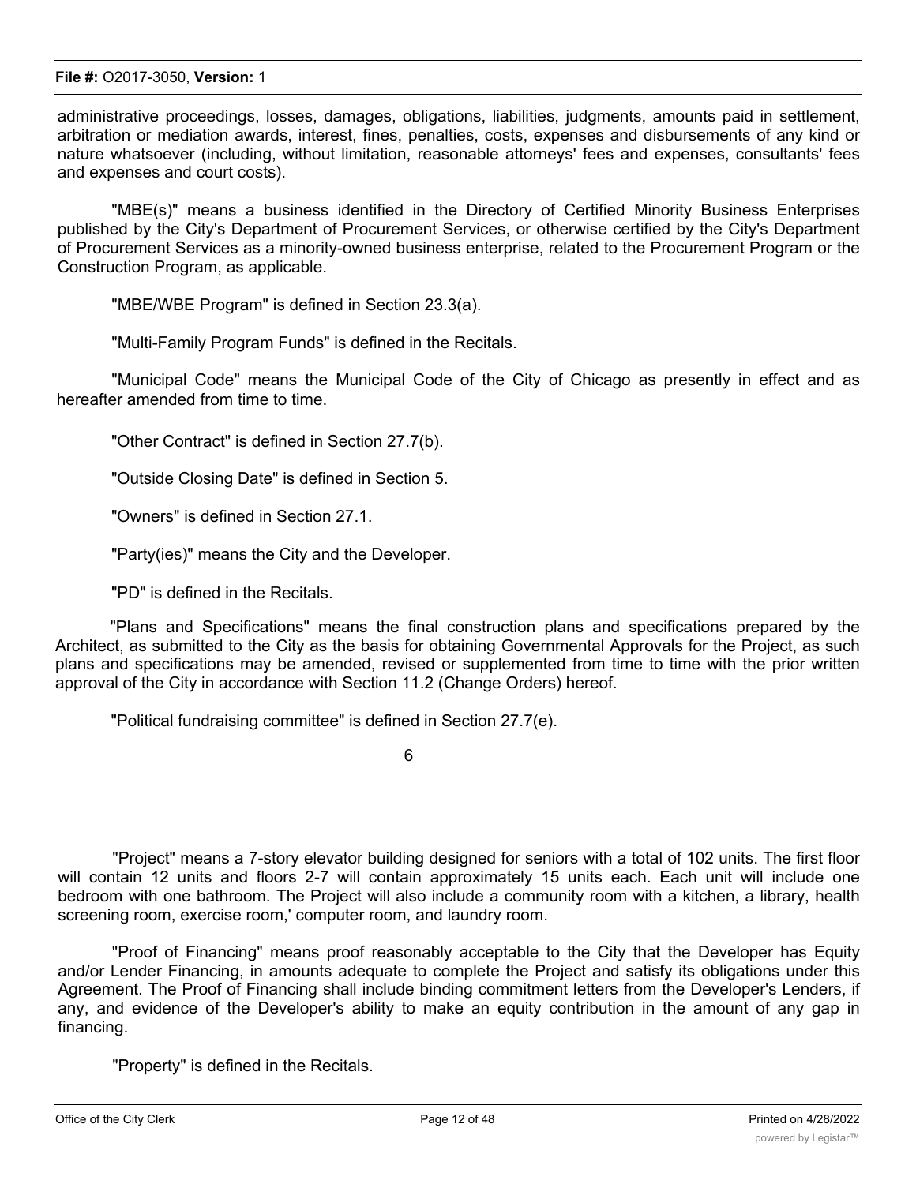administrative proceedings, losses, damages, obligations, liabilities, judgments, amounts paid in settlement, arbitration or mediation awards, interest, fines, penalties, costs, expenses and disbursements of any kind or nature whatsoever (including, without limitation, reasonable attorneys' fees and expenses, consultants' fees and expenses and court costs).

"MBE(s)" means a business identified in the Directory of Certified Minority Business Enterprises published by the City's Department of Procurement Services, or otherwise certified by the City's Department of Procurement Services as a minority-owned business enterprise, related to the Procurement Program or the Construction Program, as applicable.

"MBE/WBE Program" is defined in Section 23.3(a).

"Multi-Family Program Funds" is defined in the Recitals.

"Municipal Code" means the Municipal Code of the City of Chicago as presently in effect and as hereafter amended from time to time.

"Other Contract" is defined in Section 27.7(b).

"Outside Closing Date" is defined in Section 5.

"Owners" is defined in Section 27.1.

"Party(ies)" means the City and the Developer.

"PD" is defined in the Recitals.

"Plans and Specifications" means the final construction plans and specifications prepared by the Architect, as submitted to the City as the basis for obtaining Governmental Approvals for the Project, as such plans and specifications may be amended, revised or supplemented from time to time with the prior written approval of the City in accordance with Section 11.2 (Change Orders) hereof.

"Political fundraising committee" is defined in Section 27.7(e).

"Project" means a 7-story elevator building designed for seniors with a total of 102 units. The first floor will contain 12 units and floors 2-7 will contain approximately 15 units each. Each unit will include one bedroom with one bathroom. The Project will also include a community room with a kitchen, a library, health screening room, exercise room,' computer room, and laundry room.

"Proof of Financing" means proof reasonably acceptable to the City that the Developer has Equity and/or Lender Financing, in amounts adequate to complete the Project and satisfy its obligations under this Agreement. The Proof of Financing shall include binding commitment letters from the Developer's Lenders, if any, and evidence of the Developer's ability to make an equity contribution in the amount of any gap in financing.

"Property" is defined in the Recitals.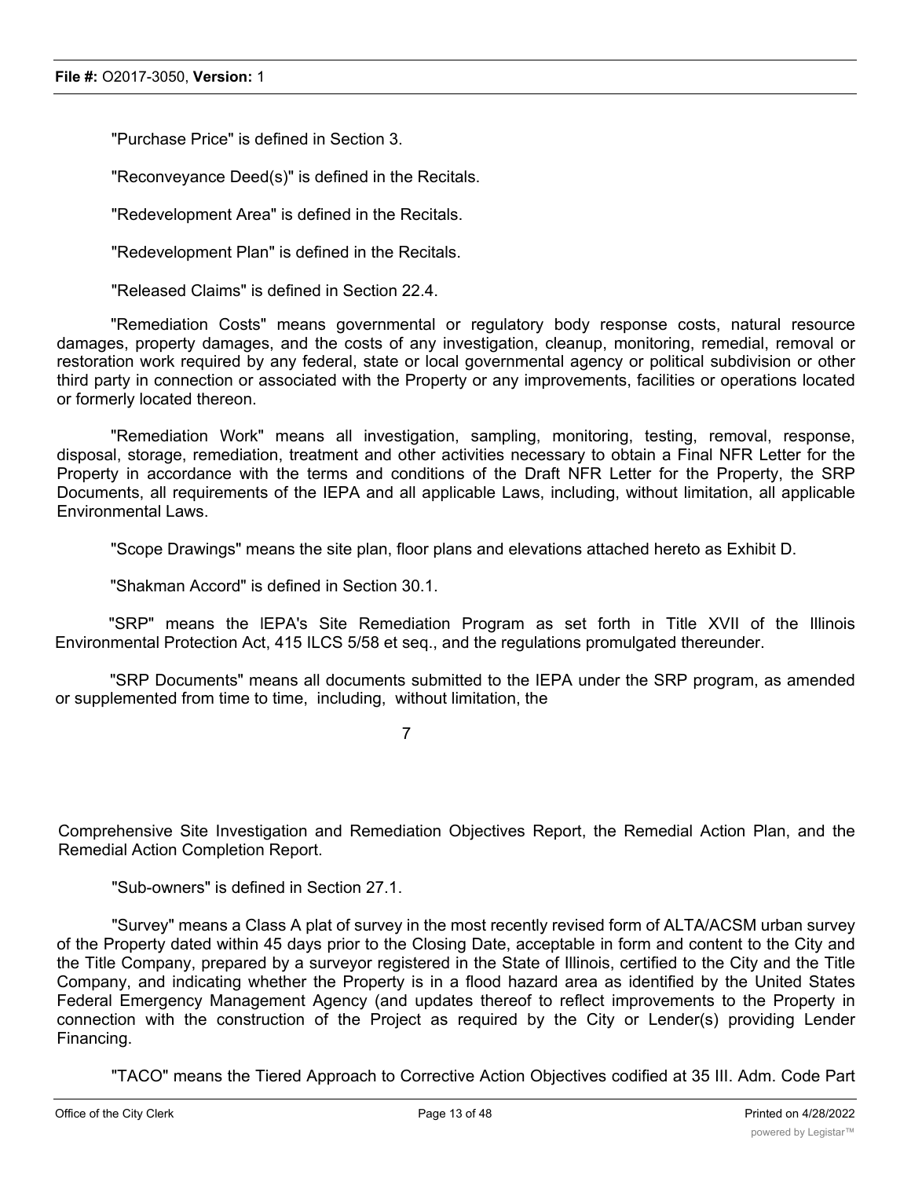"Purchase Price" is defined in Section 3.

"Reconveyance Deed(s)" is defined in the Recitals.

"Redevelopment Area" is defined in the Recitals.

"Redevelopment Plan" is defined in the Recitals.

"Released Claims" is defined in Section 22.4.

"Remediation Costs" means governmental or regulatory body response costs, natural resource damages, property damages, and the costs of any investigation, cleanup, monitoring, remedial, removal or restoration work required by any federal, state or local governmental agency or political subdivision or other third party in connection or associated with the Property or any improvements, facilities or operations located or formerly located thereon.

"Remediation Work" means all investigation, sampling, monitoring, testing, removal, response, disposal, storage, remediation, treatment and other activities necessary to obtain a Final NFR Letter for the Property in accordance with the terms and conditions of the Draft NFR Letter for the Property, the SRP Documents, all requirements of the IEPA and all applicable Laws, including, without limitation, all applicable Environmental Laws.

"Scope Drawings" means the site plan, floor plans and elevations attached hereto as Exhibit D.

"Shakman Accord" is defined in Section 30.1.

"SRP" means the IEPA's Site Remediation Program as set forth in Title XVII of the Illinois Environmental Protection Act, 415 ILCS 5/58 et seq., and the regulations promulgated thereunder.

"SRP Documents" means all documents submitted to the IEPA under the SRP program, as amended or supplemented from time to time, including, without limitation, the Comprehensive Site Investigation and Remediation Objectives Report, the Remedial Action Plan, and the Remedial Action Completion Report.

"Sub-owners" is defined in Section 27.1.

"Survey" means a Class A plat of survey in the most recently revised form of ALTA/ACSM urban survey of the Property dated within 45 days prior to the Closing Date, acceptable in form and content to the City and the Title Company, prepared by a surveyor registered in the State of Illinois, certified to the City and the Title Company, and indicating whether the Property is in a flood hazard area as identified by the United States Federal Emergency Management Agency (and updates thereof to reflect improvements to the Property in connection with the construction of the Project as required by the City or Lender(s) providing Lender Financing.

"TACO" means the Tiered Approach to Corrective Action Objectives codified at 35 III. Adm. Code Part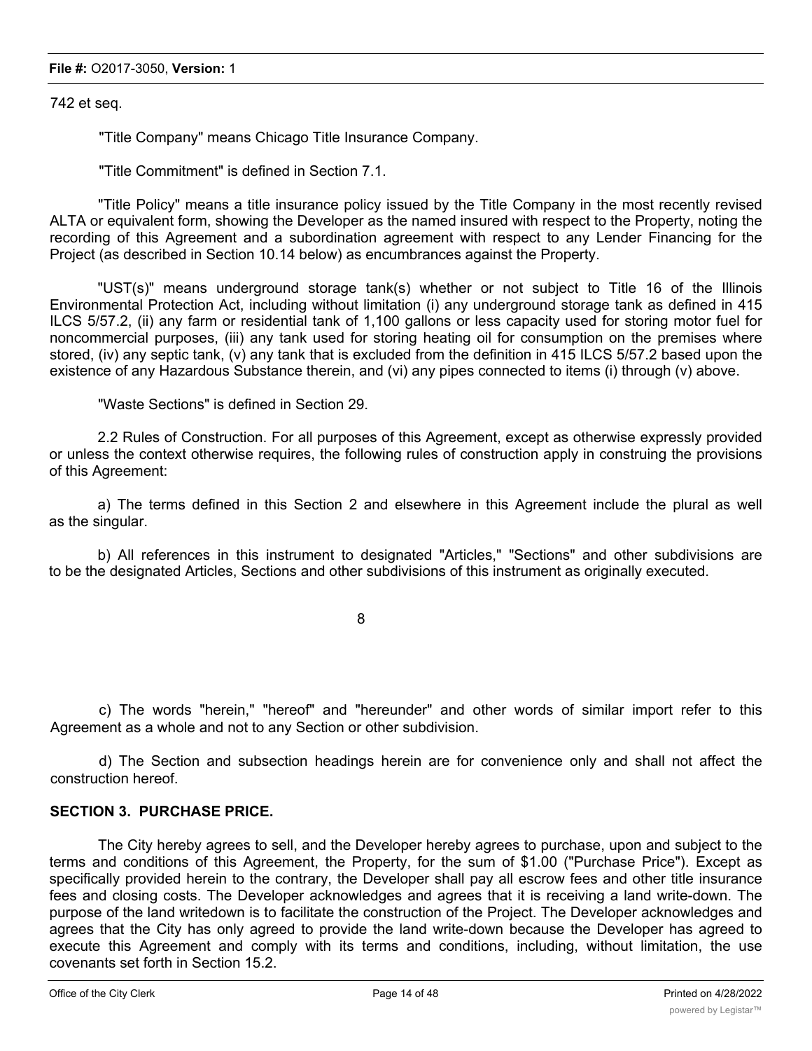742 et seq.

"Title Company" means Chicago Title Insurance Company.

"Title Commitment" is defined in Section 7.1.

"Title Policy" means a title insurance policy issued by the Title Company in the most recently revised ALTA or equivalent form, showing the Developer as the named insured with respect to the Property, noting the recording of this Agreement and a subordination agreement with respect to any Lender Financing for the Project (as described in Section 10.14 below) as encumbrances against the Property.

"UST(s)" means underground storage tank(s) whether or not subject to Title 16 of the Illinois Environmental Protection Act, including without limitation (i) any underground storage tank as defined in 415 ILCS 5/57.2, (ii) any farm or residential tank of 1,100 gallons or less capacity used for storing motor fuel for noncommercial purposes, (iii) any tank used for storing heating oil for consumption on the premises where stored, (iv) any septic tank, (v) any tank that is excluded from the definition in 415 ILCS 5/57.2 based upon the existence of any Hazardous Substance therein, and (vi) any pipes connected to items (i) through (v) above.

"Waste Sections" is defined in Section 29.

2.2 Rules of Construction. For all purposes of this Agreement, except as otherwise expressly provided or unless the context otherwise requires, the following rules of construction apply in construing the provisions of this Agreement:

a) The terms defined in this Section 2 and elsewhere in this Agreement include the plural as well as the singular.

b) All references in this instrument to designated "Articles," "Sections" and other subdivisions are to be the designated Articles, Sections and other subdivisions of this instrument as originally executed.

c) The words "herein," "hereof" and "hereunder" and other words of similar import refer to this Agreement as a whole and not to any Section or other subdivision.

d) The Section and subsection headings herein are for convenience only and shall not affect the construction hereof.

## SECTION 3. PURCHASE PRICE.

The City hereby agrees to sell, and the Developer hereby agrees to purchase, upon and subject to the terms and conditions of this Agreement, the Property, for the sum of $1.00 ("Purchase Price"). Except as specifically provided herein to the contrary, the Developer shall pay all escrow fees and other title insurance fees and closing costs. The Developer acknowledges and agrees that it is receiving a land write-down. The purpose of the land writedown is to facilitate the construction of the Project. The Developer acknowledges and agrees that the City has only agreed to provide the land write-down because the Developer has agreed to execute this Agreement and comply with its terms and conditions, including, without limitation, the use covenants set forth in Section 15.2.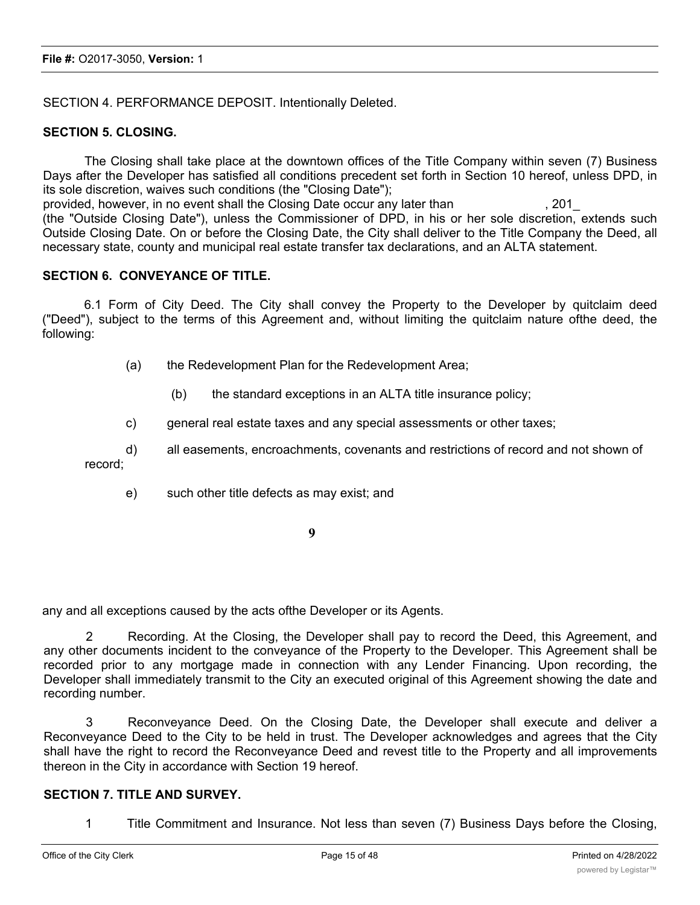SECTION 4. PERFORMANCE DEPOSIT. Intentionally Deleted.

**SECTION 5. CLOSING.**

The Closing shall take place at the downtown offices of the Title Company within seven (7) Business Days after the Developer has satisfied all conditions precedent set forth in Section 10 hereof, unless DPD, in its sole discretion, waives such conditions (the "Closing Date"); provided, however, in no event shall the Closing Date occur any later than , 201_ (the "Outside Closing Date"), unless the Commissioner of DPD, in his or her sole discretion, extends such Outside Closing Date. On or before the Closing Date, the City shall deliver to the Title Company the Deed, all necessary state, county and municipal real estate transfer tax declarations, and an ALTA statement.

**SECTION 6. CONVEYANCE OF TITLE.**

6.1 Form of City Deed. The City shall convey the Property to the Developer by quitclaim deed ("Deed"), subject to the terms of this Agreement and, without limiting the quitclaim nature ofthe deed, the following:

(a) the Redevelopment Plan for the Redevelopment Area;

(b) the standard exceptions in an ALTA title insurance policy;

c) general real estate taxes and any special assessments or other taxes;

d) all easements, encroachments, covenants and restrictions of record and not shown of record;

e) such other title defects as may exist; and

any and all exceptions caused by the acts ofthe Developer or its Agents.

2 Recording. At the Closing, the Developer shall pay to record the Deed, this Agreement, and any other documents incident to the conveyance of the Property to the Developer. This Agreement shall be recorded prior to any mortgage made in connection with any Lender Financing. Upon recording, the Developer shall immediately transmit to the City an executed original of this Agreement showing the date and recording number.

3 Reconveyance Deed. On the Closing Date, the Developer shall execute and deliver a Reconveyance Deed to the City to be held in trust. The Developer acknowledges and agrees that the City shall have the right to record the Reconveyance Deed and revest title to the Property and all improvements thereon in the City in accordance with Section 19 hereof.

**SECTION 7. TITLE AND SURVEY.**

1 Title Commitment and Insurance. Not less than seven (7) Business Days before the Closing,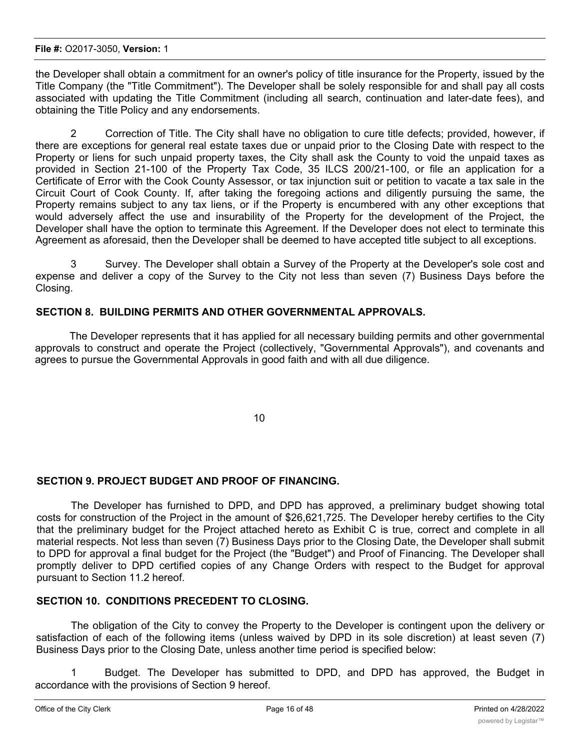the Developer shall obtain a commitment for an owner's policy of title insurance for the Property, issued by the Title Company (the "Title Commitment"). The Developer shall be solely responsible for and shall pay all costs associated with updating the Title Commitment (including all search, continuation and later-date fees), and obtaining the Title Policy and any endorsements.

2 Correction of Title. The City shall have no obligation to cure title defects; provided, however, if there are exceptions for general real estate taxes due or unpaid prior to the Closing Date with respect to the Property or liens for such unpaid property taxes, the City shall ask the County to void the unpaid taxes as provided in Section 21-100 of the Property Tax Code, 35 ILCS 200/21-100, or file an application for a Certificate of Error with the Cook County Assessor, or tax injunction suit or petition to vacate a tax sale in the Circuit Court of Cook County. If, after taking the foregoing actions and diligently pursuing the same, the Property remains subject to any tax liens, or if the Property is encumbered with any other exceptions that would adversely affect the use and insurability of the Property for the development of the Project, the Developer shall have the option to terminate this Agreement. If the Developer does not elect to terminate this Agreement as aforesaid, then the Developer shall be deemed to have accepted title subject to all exceptions.

3 Survey. The Developer shall obtain a Survey of the Property at the Developer's sole cost and expense and deliver a copy of the Survey to the City not less than seven (7) Business Days before the Closing.

## SECTION 8. BUILDING PERMITS AND OTHER GOVERNMENTAL APPROVALS.

The Developer represents that it has applied for all necessary building permits and other governmental approvals to construct and operate the Project (collectively, "Governmental Approvals"), and covenants and agrees to pursue the Governmental Approvals in good faith and with all due diligence.

## SECTION 9. PROJECT BUDGET AND PROOF OF FINANCING.

The Developer has furnished to DPD, and DPD has approved, a preliminary budget showing total costs for construction of the Project in the amount of $26,621,725. The Developer hereby certifies to the City that the preliminary budget for the Project attached hereto as Exhibit C is true, correct and complete in all material respects. Not less than seven (7) Business Days prior to the Closing Date, the Developer shall submit to DPD for approval a final budget for the Project (the "Budget") and Proof of Financing. The Developer shall promptly deliver to DPD certified copies of any Change Orders with respect to the Budget for approval pursuant to Section 11.2 hereof.

## SECTION 10. CONDITIONS PRECEDENT TO CLOSING.

The obligation of the City to convey the Property to the Developer is contingent upon the delivery or satisfaction of each of the following items (unless waived by DPD in its sole discretion) at least seven (7) Business Days prior to the Closing Date, unless another time period is specified below:

1 Budget. The Developer has submitted to DPD, and DPD has approved, the Budget in accordance with the provisions of Section 9 hereof.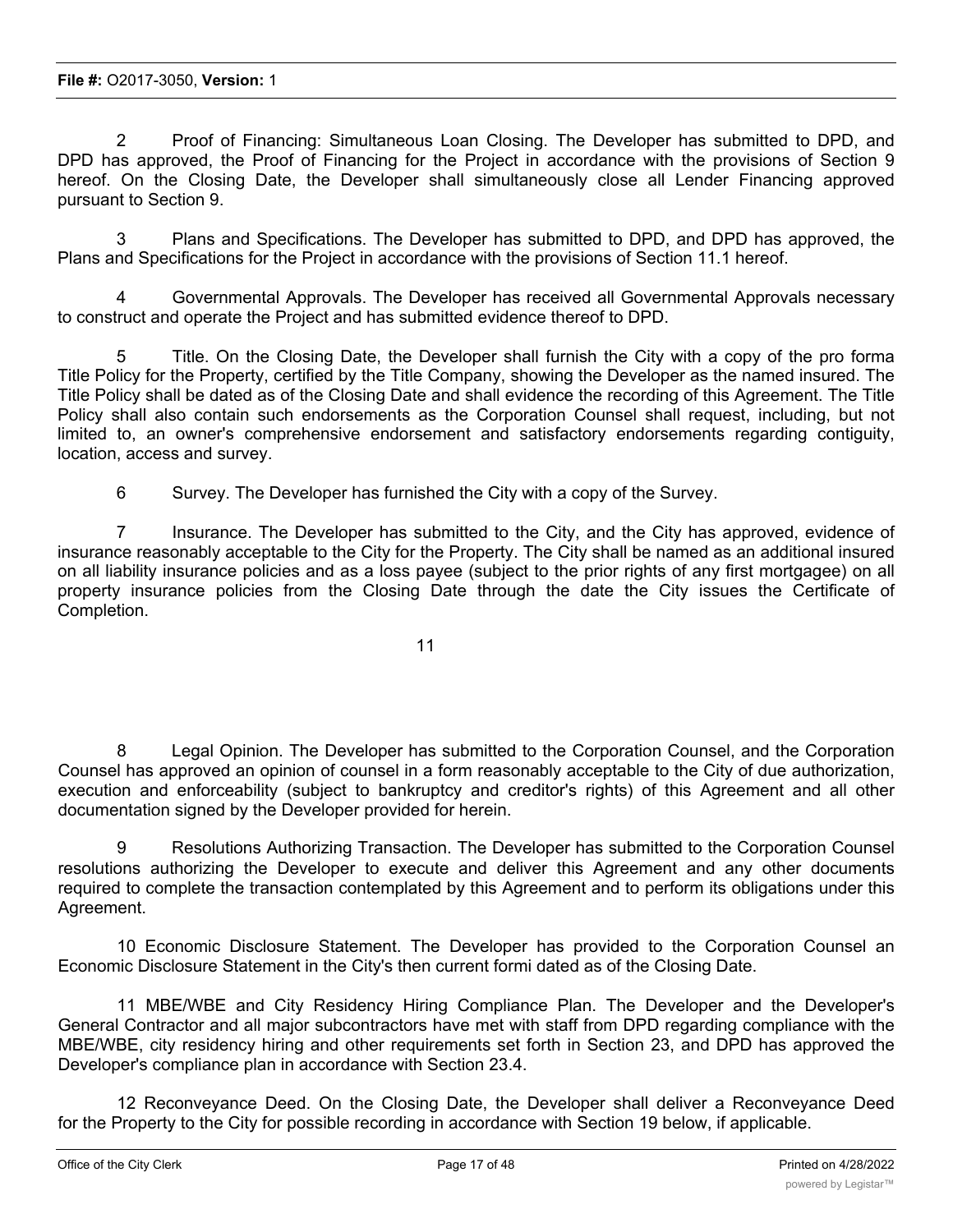2 Proof of Financing: Simultaneous Loan Closing. The Developer has submitted to DPD, and DPD has approved, the Proof of Financing for the Project in accordance with the provisions of Section 9 hereof. On the Closing Date, the Developer shall simultaneously close all Lender Financing approved pursuant to Section 9.

3 Plans and Specifications. The Developer has submitted to DPD, and DPD has approved, the Plans and Specifications for the Project in accordance with the provisions of Section 11.1 hereof.

4 Governmental Approvals. The Developer has received all Governmental Approvals necessary to construct and operate the Project and has submitted evidence thereof to DPD.

5 Title. On the Closing Date, the Developer shall furnish the City with a copy of the pro forma Title Policy for the Property, certified by the Title Company, showing the Developer as the named insured. The Title Policy shall be dated as of the Closing Date and shall evidence the recording of this Agreement. The Title Policy shall also contain such endorsements as the Corporation Counsel shall request, including, but not limited to, an owner's comprehensive endorsement and satisfactory endorsements regarding contiguity, location, access and survey.

6 Survey. The Developer has furnished the City with a copy of the Survey.

7 Insurance. The Developer has submitted to the City, and the City has approved, evidence of insurance reasonably acceptable to the City for the Property. The City shall be named as an additional insured on all liability insurance policies and as a loss payee (subject to the prior rights of any first mortgagee) on all property insurance policies from the Closing Date through the date the City issues the Certificate of Completion.

8 Legal Opinion. The Developer has submitted to the Corporation Counsel, and the Corporation Counsel has approved an opinion of counsel in a form reasonably acceptable to the City of due authorization, execution and enforceability (subject to bankruptcy and creditor's rights) of this Agreement and all other documentation signed by the Developer provided for herein.

9 Resolutions Authorizing Transaction. The Developer has submitted to the Corporation Counsel resolutions authorizing the Developer to execute and deliver this Agreement and any other documents required to complete the transaction contemplated by this Agreement and to perform its obligations under this Agreement.

10 Economic Disclosure Statement. The Developer has provided to the Corporation Counsel an Economic Disclosure Statement in the City's then current formi dated as of the Closing Date.

11 MBE/WBE and City Residency Hiring Compliance Plan. The Developer and the Developer's General Contractor and all major subcontractors have met with staff from DPD regarding compliance with the MBE/WBE, city residency hiring and other requirements set forth in Section 23, and DPD has approved the Developer's compliance plan in accordance with Section 23.4.

12 Reconveyance Deed. On the Closing Date, the Developer shall deliver a Reconveyance Deed for the Property to the City for possible recording in accordance with Section 19 below, if applicable.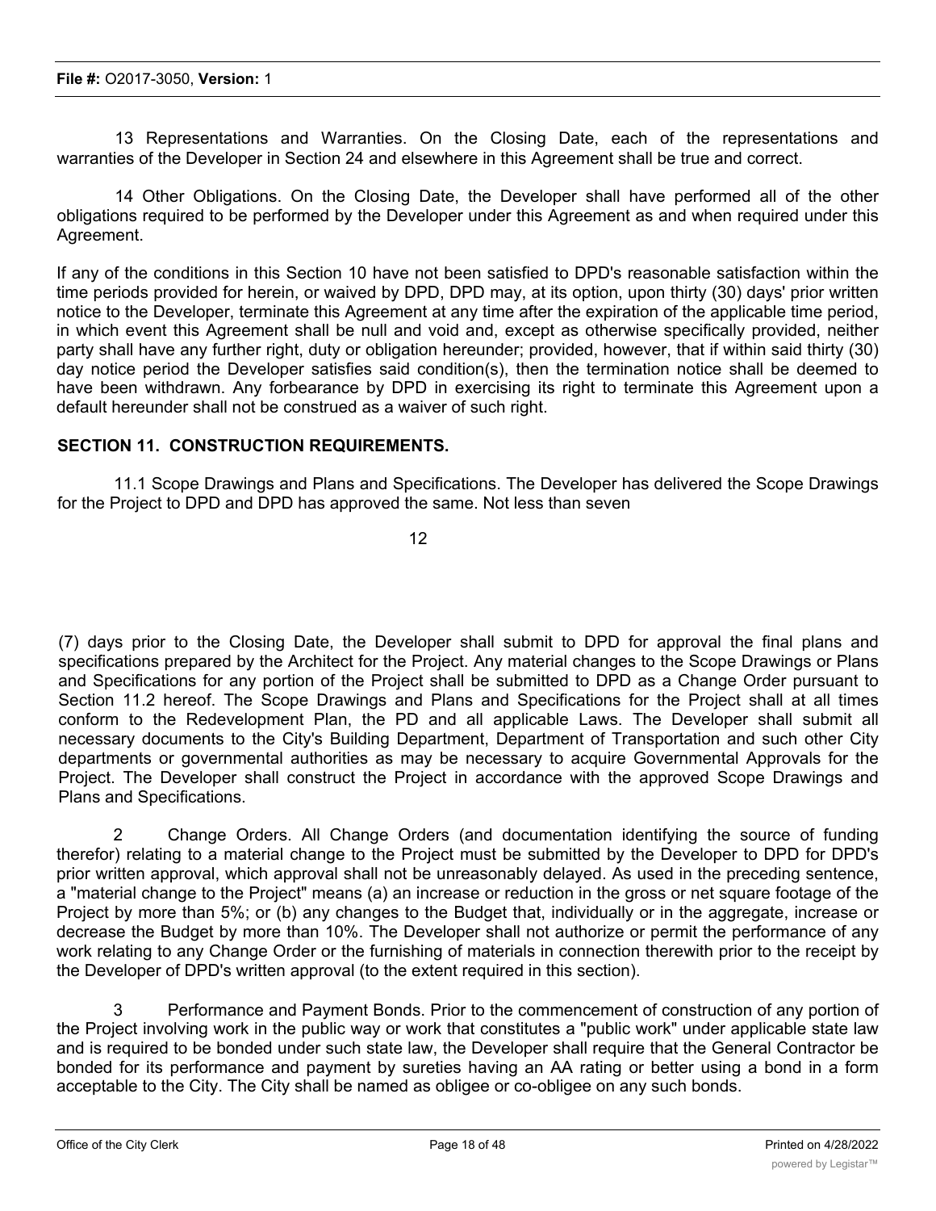13 Representations and Warranties. On the Closing Date, each of the representations and warranties of the Developer in Section 24 and elsewhere in this Agreement shall be true and correct.

14 Other Obligations. On the Closing Date, the Developer shall have performed all of the other obligations required to be performed by the Developer under this Agreement as and when required under this Agreement.

If any of the conditions in this Section 10 have not been satisfied to DPD's reasonable satisfaction within the time periods provided for herein, or waived by DPD, DPD may, at its option, upon thirty (30) days' prior written notice to the Developer, terminate this Agreement at any time after the expiration of the applicable time period, in which event this Agreement shall be null and void and, except as otherwise specifically provided, neither party shall have any further right, duty or obligation hereunder; provided, however, that if within said thirty (30) day notice period the Developer satisfies said condition(s), then the termination notice shall be deemed to have been withdrawn. Any forbearance by DPD in exercising its right to terminate this Agreement upon a default hereunder shall not be construed as a waiver of such right.

## SECTION 11. CONSTRUCTION REQUIREMENTS.

11.1 Scope Drawings and Plans and Specifications. The Developer has delivered the Scope Drawings for the Project to DPD and DPD has approved the same. Not less than seven (7) days prior to the Closing Date, the Developer shall submit to DPD for approval the final plans and specifications prepared by the Architect for the Project. Any material changes to the Scope Drawings or Plans and Specifications for any portion of the Project shall be submitted to DPD as a Change Order pursuant to Section 11.2 hereof. The Scope Drawings and Plans and Specifications for the Project shall at all times conform to the Redevelopment Plan, the PD and all applicable Laws. The Developer shall submit all necessary documents to the City's Building Department, Department of Transportation and such other City departments or governmental authorities as may be necessary to acquire Governmental Approvals for the Project. The Developer shall construct the Project in accordance with the approved Scope Drawings and Plans and Specifications.

2 Change Orders. All Change Orders (and documentation identifying the source of funding therefor) relating to a material change to the Project must be submitted by the Developer to DPD for DPD's prior written approval, which approval shall not be unreasonably delayed. As used in the preceding sentence, a "material change to the Project" means (a) an increase or reduction in the gross or net square footage of the Project by more than 5%; or (b) any changes to the Budget that, individually or in the aggregate, increase or decrease the Budget by more than 10%. The Developer shall not authorize or permit the performance of any work relating to any Change Order or the furnishing of materials in connection therewith prior to the receipt by the Developer of DPD's written approval (to the extent required in this section).

3 Performance and Payment Bonds. Prior to the commencement of construction of any portion of the Project involving work in the public way or work that constitutes a "public work" under applicable state law and is required to be bonded under such state law, the Developer shall require that the General Contractor be bonded for its performance and payment by sureties having an AA rating or better using a bond in a form acceptable to the City. The City shall be named as obligee or co-obligee on any such bonds.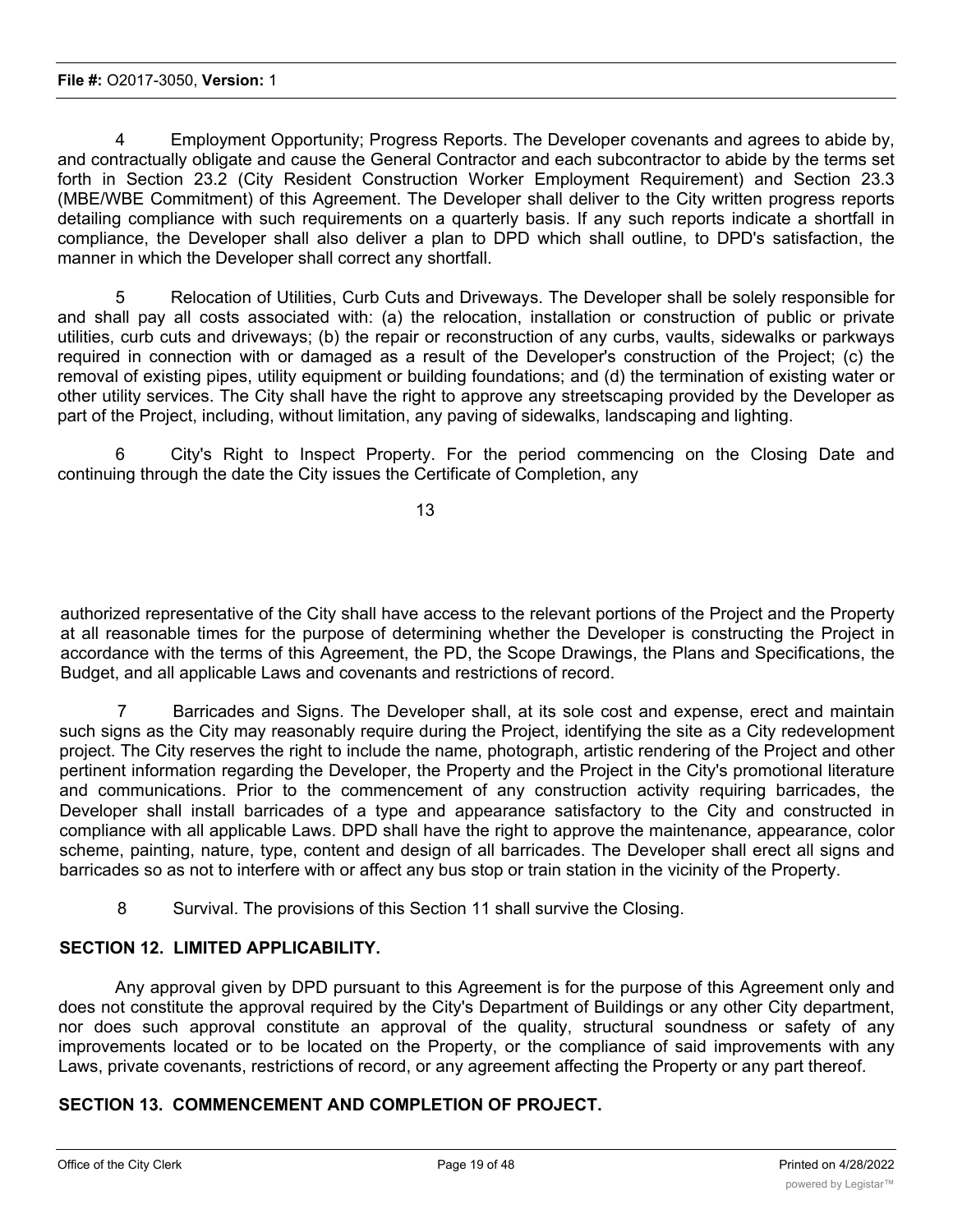4 Employment Opportunity; Progress Reports. The Developer covenants and agrees to abide by, and contractually obligate and cause the General Contractor and each subcontractor to abide by the terms set forth in Section 23.2 (City Resident Construction Worker Employment Requirement) and Section 23.3 (MBE/WBE Commitment) of this Agreement. The Developer shall deliver to the City written progress reports detailing compliance with such requirements on a quarterly basis. If any such reports indicate a shortfall in compliance, the Developer shall also deliver a plan to DPD which shall outline, to DPD's satisfaction, the manner in which the Developer shall correct any shortfall.

5 Relocation of Utilities, Curb Cuts and Driveways. The Developer shall be solely responsible for and shall pay all costs associated with: (a) the relocation, installation or construction of public or private utilities, curb cuts and driveways; (b) the repair or reconstruction of any curbs, vaults, sidewalks or parkways required in connection with or damaged as a result of the Developer's construction of the Project; (c) the removal of existing pipes, utility equipment or building foundations; and (d) the termination of existing water or other utility services. The City shall have the right to approve any streetscaping provided by the Developer as part of the Project, including, without limitation, any paving of sidewalks, landscaping and lighting.

6 City's Right to Inspect Property. For the period commencing on the Closing Date and continuing through the date the City issues the Certificate of Completion, any authorized representative of the City shall have access to the relevant portions of the Project and the Property at all reasonable times for the purpose of determining whether the Developer is constructing the Project in accordance with the terms of this Agreement, the PD, the Scope Drawings, the Plans and Specifications, the Budget, and all applicable Laws and covenants and restrictions of record.

7 Barricades and Signs. The Developer shall, at its sole cost and expense, erect and maintain such signs as the City may reasonably require during the Project, identifying the site as a City redevelopment project. The City reserves the right to include the name, photograph, artistic rendering of the Project and other pertinent information regarding the Developer, the Property and the Project in the City's promotional literature and communications. Prior to the commencement of any construction activity requiring barricades, the Developer shall install barricades of a type and appearance satisfactory to the City and constructed in compliance with all applicable Laws. DPD shall have the right to approve the maintenance, appearance, color scheme, painting, nature, type, content and design of all barricades. The Developer shall erect all signs and barricades so as not to interfere with or affect any bus stop or train station in the vicinity of the Property.

8 Survival. The provisions of this Section 11 shall survive the Closing.

## SECTION 12. LIMITED APPLICABILITY.

Any approval given by DPD pursuant to this Agreement is for the purpose of this Agreement only and does not constitute the approval required by the City's Department of Buildings or any other City department, nor does such approval constitute an approval of the quality, structural soundness or safety of any improvements located or to be located on the Property, or the compliance of said improvements with any Laws, private covenants, restrictions of record, or any agreement affecting the Property or any part thereof.

## SECTION 13. COMMENCEMENT AND COMPLETION OF PROJECT.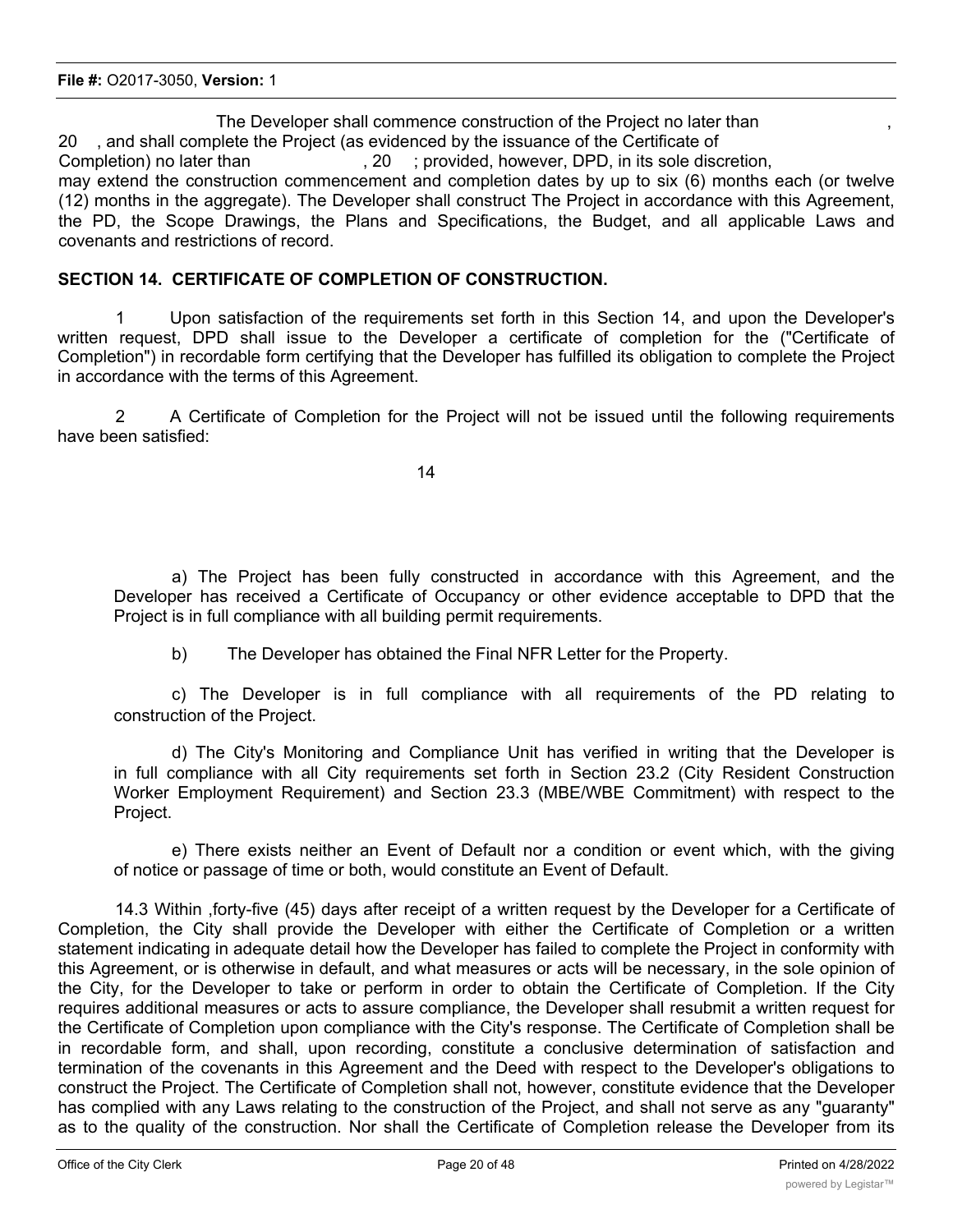The Developer shall commence construction of the Project no later than , 20 , and shall complete the Project (as evidenced by the issuance of the Certificate of Completion) no later than , 20 ; provided, however, DPD, in its sole discretion, may extend the construction commencement and completion dates by up to six (6) months each (or twelve (12) months in the aggregate). The Developer shall construct The Project in accordance with this Agreement, the PD, the Scope Drawings, the Plans and Specifications, the Budget, and all applicable Laws and covenants and restrictions of record.

## SECTION 14. CERTIFICATE OF COMPLETION OF CONSTRUCTION.

1 Upon satisfaction of the requirements set forth in this Section 14, and upon the Developer's written request, DPD shall issue to the Developer a certificate of completion for the ("Certificate of Completion") in recordable form certifying that the Developer has fulfilled its obligation to complete the Project in accordance with the terms of this Agreement.

2 A Certificate of Completion for the Project will not be issued until the following requirements have been satisfied:

a) The Project has been fully constructed in accordance with this Agreement, and the Developer has received a Certificate of Occupancy or other evidence acceptable to DPD that the Project is in full compliance with all building permit requirements.

b) The Developer has obtained the Final NFR Letter for the Property.

c) The Developer is in full compliance with all requirements of the PD relating to construction of the Project.

d) The City's Monitoring and Compliance Unit has verified in writing that the Developer is in full compliance with all City requirements set forth in Section 23.2 (City Resident Construction Worker Employment Requirement) and Section 23.3 (MBE/WBE Commitment) with respect to the Project.

e) There exists neither an Event of Default nor a condition or event which, with the giving of notice or passage of time or both, would constitute an Event of Default.

14.3 Within ,forty-five (45) days after receipt of a written request by the Developer for a Certificate of Completion, the City shall provide the Developer with either the Certificate of Completion or a written statement indicating in adequate detail how the Developer has failed to complete the Project in conformity with this Agreement, or is otherwise in default, and what measures or acts will be necessary, in the sole opinion of the City, for the Developer to take or perform in order to obtain the Certificate of Completion. If the City requires additional measures or acts to assure compliance, the Developer shall resubmit a written request for the Certificate of Completion upon compliance with the City's response. The Certificate of Completion shall be in recordable form, and shall, upon recording, constitute a conclusive determination of satisfaction and termination of the covenants in this Agreement and the Deed with respect to the Developer's obligations to construct the Project. The Certificate of Completion shall not, however, constitute evidence that the Developer has complied with any Laws relating to the construction of the Project, and shall not serve as any "guaranty" as to the quality of the construction. Nor shall the Certificate of Completion release the Developer from its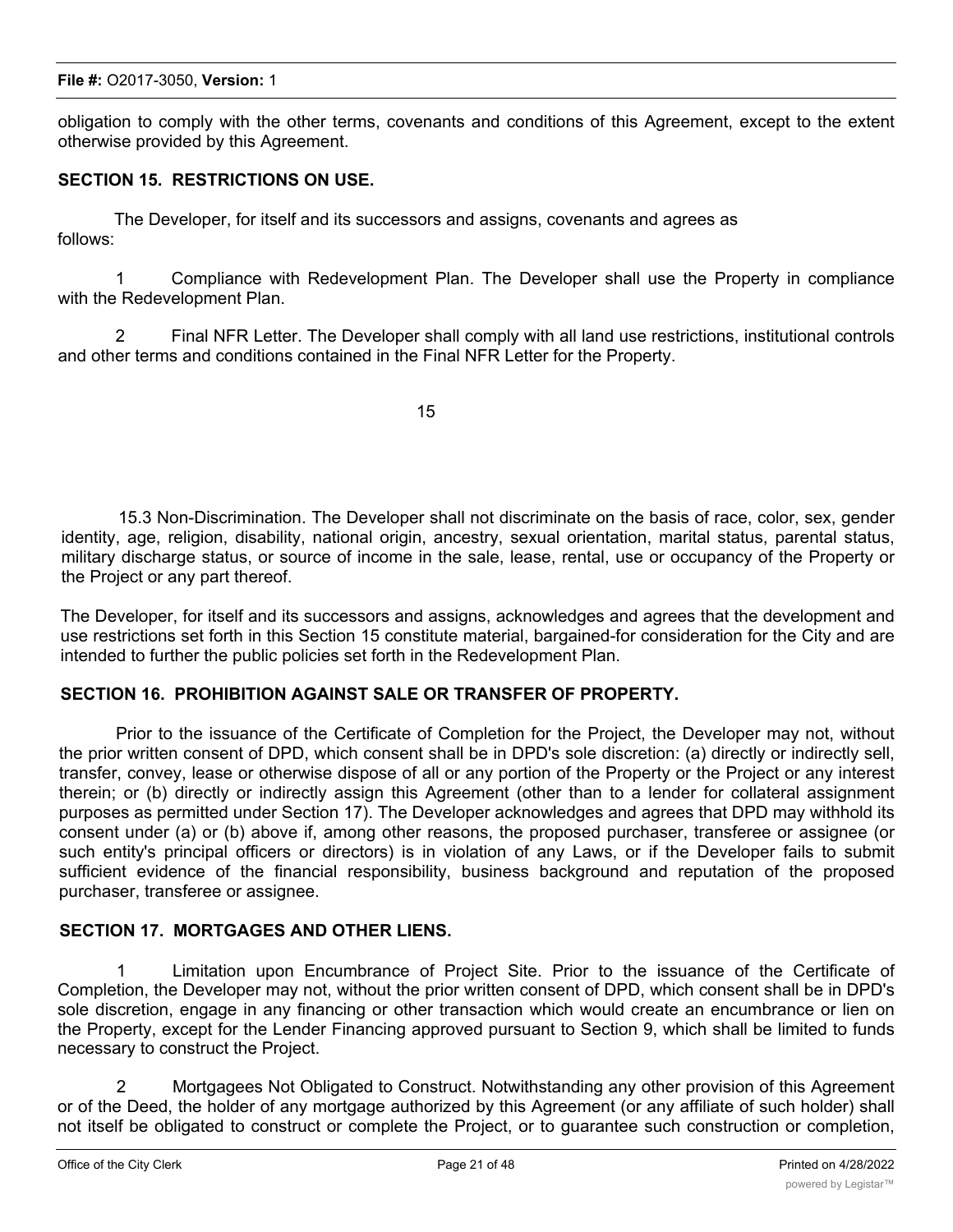obligation to comply with the other terms, covenants and conditions of this Agreement, except to the extent otherwise provided by this Agreement.

**SECTION 15. RESTRICTIONS ON USE.**

The Developer, for itself and its successors and assigns, covenants and agrees as follows:

1 Compliance with Redevelopment Plan. The Developer shall use the Property in compliance with the Redevelopment Plan.

2 Final NFR Letter. The Developer shall comply with all land use restrictions, institutional controls and other terms and conditions contained in the Final NFR Letter for the Property.

15.3 Non-Discrimination. The Developer shall not discriminate on the basis of race, color, sex, gender identity, age, religion, disability, national origin, ancestry, sexual orientation, marital status, parental status, military discharge status, or source of income in the sale, lease, rental, use or occupancy of the Property or the Project or any part thereof.

The Developer, for itself and its successors and assigns, acknowledges and agrees that the development and use restrictions set forth in this Section 15 constitute material, bargained-for consideration for the City and are intended to further the public policies set forth in the Redevelopment Plan.

**SECTION 16. PROHIBITION AGAINST SALE OR TRANSFER OF PROPERTY.**

Prior to the issuance of the Certificate of Completion for the Project, the Developer may not, without the prior written consent of DPD, which consent shall be in DPD's sole discretion: (a) directly or indirectly sell, transfer, convey, lease or otherwise dispose of all or any portion of the Property or the Project or any interest therein; or (b) directly or indirectly assign this Agreement (other than to a lender for collateral assignment purposes as permitted under Section 17). The Developer acknowledges and agrees that DPD may withhold its consent under (a) or (b) above if, among other reasons, the proposed purchaser, transferee or assignee (or such entity's principal officers or directors) is in violation of any Laws, or if the Developer fails to submit sufficient evidence of the financial responsibility, business background and reputation of the proposed purchaser, transferee or assignee.

**SECTION 17. MORTGAGES AND OTHER LIENS.**

1 Limitation upon Encumbrance of Project Site. Prior to the issuance of the Certificate of Completion, the Developer may not, without the prior written consent of DPD, which consent shall be in DPD's sole discretion, engage in any financing or other transaction which would create an encumbrance or lien on the Property, except for the Lender Financing approved pursuant to Section 9, which shall be limited to funds necessary to construct the Project.

2 Mortgagees Not Obligated to Construct. Notwithstanding any other provision of this Agreement or of the Deed, the holder of any mortgage authorized by this Agreement (or any affiliate of such holder) shall not itself be obligated to construct or complete the Project, or to guarantee such construction or completion,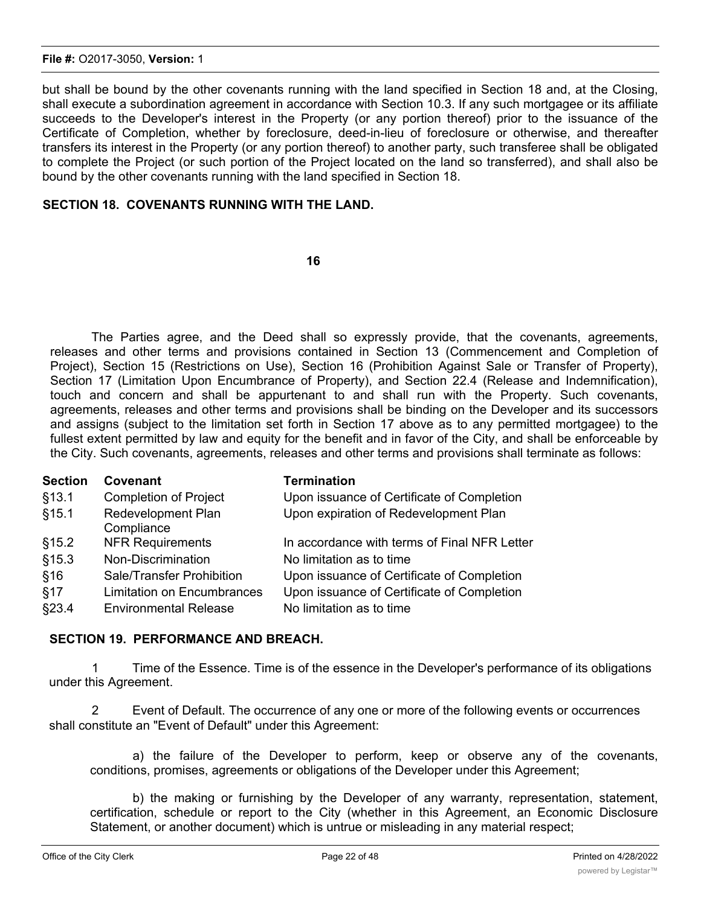but shall be bound by the other covenants running with the land specified in Section 18 and, at the Closing, shall execute a subordination agreement in accordance with Section 10.3. If any such mortgagee or its affiliate succeeds to the Developer's interest in the Property (or any portion thereof) prior to the issuance of the Certificate of Completion, whether by foreclosure, deed-in-lieu of foreclosure or otherwise, and thereafter transfers its interest in the Property (or any portion thereof) to another party, such transferee shall be obligated to complete the Project (or such portion of the Project located on the land so transferred), and shall also be bound by the other covenants running with the land specified in Section 18.

**SECTION 18. COVENANTS RUNNING WITH THE LAND.**

The Parties agree, and the Deed shall so expressly provide, that the covenants, agreements, releases and other terms and provisions contained in Section 13 (Commencement and Completion of Project), Section 15 (Restrictions on Use), Section 16 (Prohibition Against Sale or Transfer of Property), Section 17 (Limitation Upon Encumbrance of Property), and Section 22.4 (Release and Indemnification), touch and concern and shall be appurtenant to and shall run with the Property. Such covenants, agreements, releases and other terms and provisions shall be binding on the Developer and its successors and assigns (subject to the limitation set forth in Section 17 above as to any permitted mortgagee) to the fullest extent permitted by law and equity for the benefit and in favor of the City, and shall be enforceable by the City. Such covenants, agreements, releases and other terms and provisions shall terminate as follows:

| Section | Covenant | Termination |
|---|---|---|
| §13.1 | Completion of Project | Upon issuance of Certificate of Completion |
| §15.1 | Redevelopment Plan Compliance | Upon expiration of Redevelopment Plan |
| §15.2 | NFR Requirements | In accordance with terms of Final NFR Letter |
| §15.3 | Non-Discrimination | No limitation as to time |
| §16 | Sale/Transfer Prohibition | Upon issuance of Certificate of Completion |
| §17 | Limitation on Encumbrances | Upon issuance of Certificate of Completion |
| §23.4 | Environmental Release | No limitation as to time |

**SECTION 19. PERFORMANCE AND BREACH.**

1 Time of the Essence. Time is of the essence in the Developer's performance of its obligations under this Agreement.

2 Event of Default. The occurrence of any one or more of the following events or occurrences shall constitute an "Event of Default" under this Agreement:

a) the failure of the Developer to perform, keep or observe any of the covenants, conditions, promises, agreements or obligations of the Developer under this Agreement;

b) the making or furnishing by the Developer of any warranty, representation, statement, certification, schedule or report to the City (whether in this Agreement, an Economic Disclosure Statement, or another document) which is untrue or misleading in any material respect;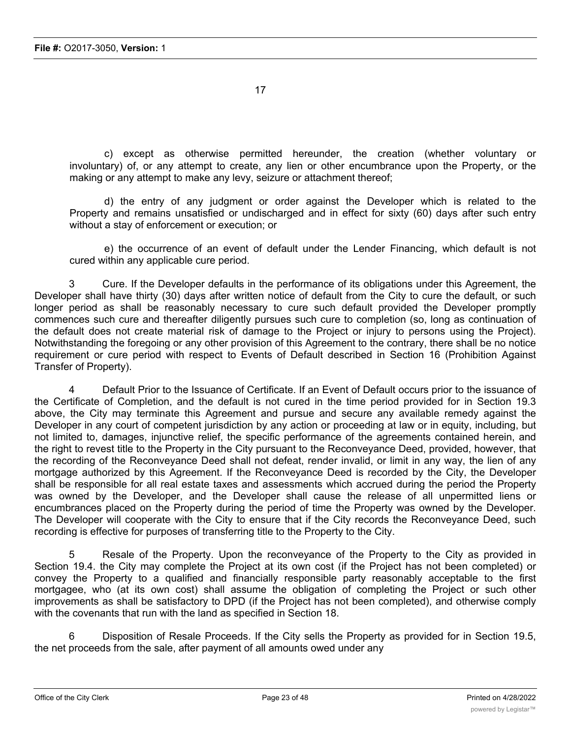c) except as otherwise permitted hereunder, the creation (whether voluntary or involuntary) of, or any attempt to create, any lien or other encumbrance upon the Property, or the making or any attempt to make any levy, seizure or attachment thereof;

d) the entry of any judgment or order against the Developer which is related to the Property and remains unsatisfied or undischarged and in effect for sixty (60) days after such entry without a stay of enforcement or execution; or

e) the occurrence of an event of default under the Lender Financing, which default is not cured within any applicable cure period.

3 Cure. If the Developer defaults in the performance of its obligations under this Agreement, the Developer shall have thirty (30) days after written notice of default from the City to cure the default, or such longer period as shall be reasonably necessary to cure such default provided the Developer promptly commences such cure and thereafter diligently pursues such cure to completion (so, long as continuation of the default does not create material risk of damage to the Project or injury to persons using the Project). Notwithstanding the foregoing or any other provision of this Agreement to the contrary, there shall be no notice requirement or cure period with respect to Events of Default described in Section 16 (Prohibition Against Transfer of Property).

4 Default Prior to the Issuance of Certificate. If an Event of Default occurs prior to the issuance of the Certificate of Completion, and the default is not cured in the time period provided for in Section 19.3 above, the City may terminate this Agreement and pursue and secure any available remedy against the Developer in any court of competent jurisdiction by any action or proceeding at law or in equity, including, but not limited to, damages, injunctive relief, the specific performance of the agreements contained herein, and the right to revest title to the Property in the City pursuant to the Reconveyance Deed, provided, however, that the recording of the Reconveyance Deed shall not defeat, render invalid, or limit in any way, the lien of any mortgage authorized by this Agreement. If the Reconveyance Deed is recorded by the City, the Developer shall be responsible for all real estate taxes and assessments which accrued during the period the Property was owned by the Developer, and the Developer shall cause the release of all unpermitted liens or encumbrances placed on the Property during the period of time the Property was owned by the Developer. The Developer will cooperate with the City to ensure that if the City records the Reconveyance Deed, such recording is effective for purposes of transferring title to the Property to the City.

5 Resale of the Property. Upon the reconveyance of the Property to the City as provided in Section 19.4. the City may complete the Project at its own cost (if the Project has not been completed) or convey the Property to a qualified and financially responsible party reasonably acceptable to the first mortgagee, who (at its own cost) shall assume the obligation of completing the Project or such other improvements as shall be satisfactory to DPD (if the Project has not been completed), and otherwise comply with the covenants that run with the land as specified in Section 18.

6 Disposition of Resale Proceeds. If the City sells the Property as provided for in Section 19.5, the net proceeds from the sale, after payment of all amounts owed under any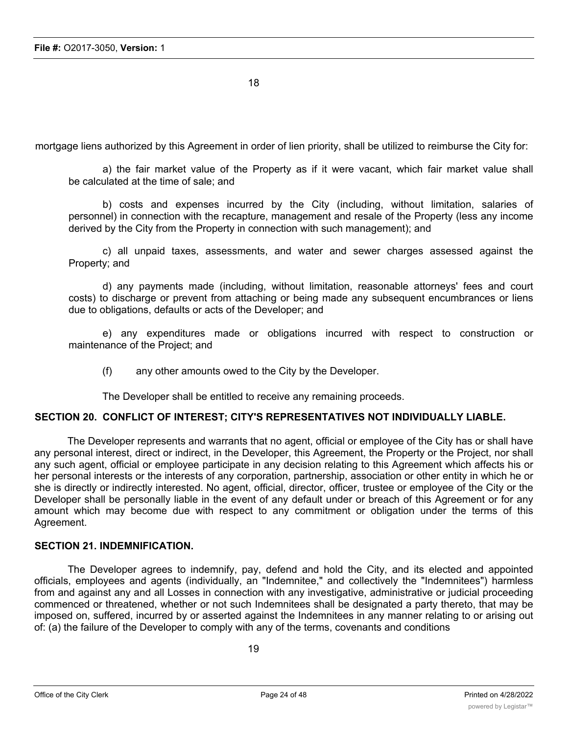mortgage liens authorized by this Agreement in order of lien priority, shall be utilized to reimburse the City for:

a) the fair market value of the Property as if it were vacant, which fair market value shall be calculated at the time of sale; and

b) costs and expenses incurred by the City (including, without limitation, salaries of personnel) in connection with the recapture, management and resale of the Property (less any income derived by the City from the Property in connection with such management); and

c) all unpaid taxes, assessments, and water and sewer charges assessed against the Property; and

d) any payments made (including, without limitation, reasonable attorneys' fees and court costs) to discharge or prevent from attaching or being made any subsequent encumbrances or liens due to obligations, defaults or acts of the Developer; and

e) any expenditures made or obligations incurred with respect to construction or maintenance of the Project; and

(f) any other amounts owed to the City by the Developer.

The Developer shall be entitled to receive any remaining proceeds.

## SECTION 20. CONFLICT OF INTEREST; CITY'S REPRESENTATIVES NOT INDIVIDUALLY LIABLE.

The Developer represents and warrants that no agent, official or employee of the City has or shall have any personal interest, direct or indirect, in the Developer, this Agreement, the Property or the Project, nor shall any such agent, official or employee participate in any decision relating to this Agreement which affects his or her personal interests or the interests of any corporation, partnership, association or other entity in which he or she is directly or indirectly interested. No agent, official, director, officer, trustee or employee of the City or the Developer shall be personally liable in the event of any default under or breach of this Agreement or for any amount which may become due with respect to any commitment or obligation under the terms of this Agreement.

## SECTION 21. INDEMNIFICATION.

The Developer agrees to indemnify, pay, defend and hold the City, and its elected and appointed officials, employees and agents (individually, an "Indemnitee," and collectively the "Indemnitees") harmless from and against any and all Losses in connection with any investigative, administrative or judicial proceeding commenced or threatened, whether or not such Indemnitees shall be designated a party thereto, that may be imposed on, suffered, incurred by or asserted against the Indemnitees in any manner relating to or arising out of: (a) the failure of the Developer to comply with any of the terms, covenants and conditions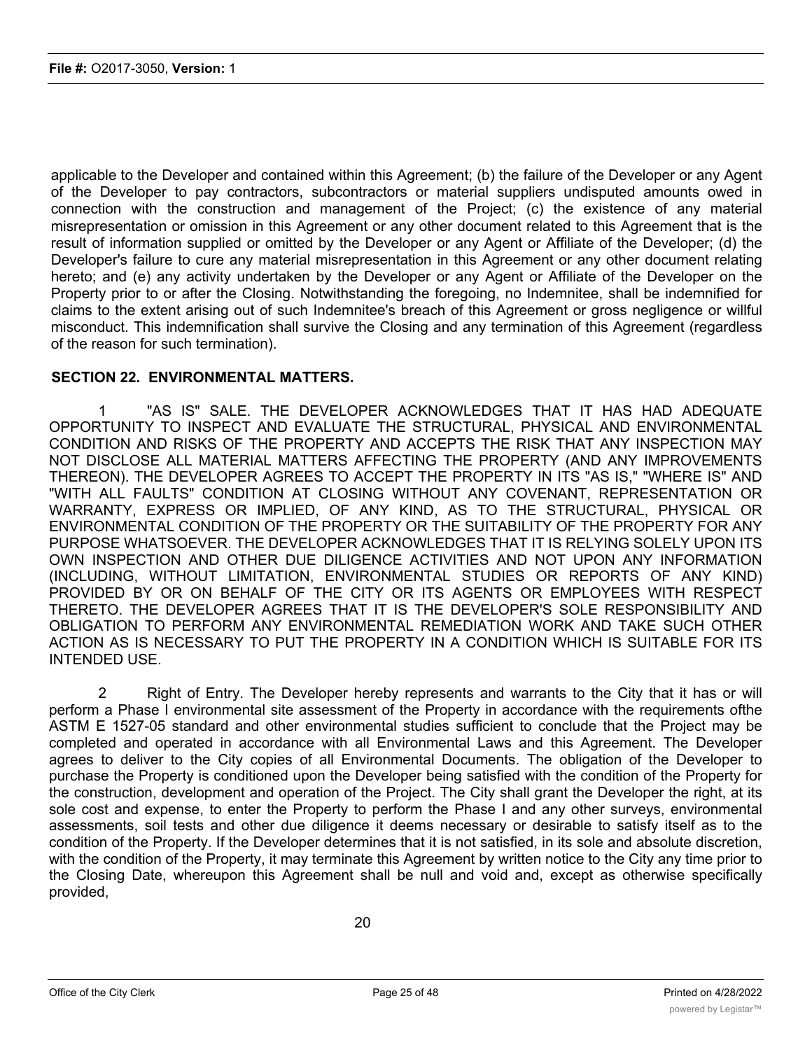applicable to the Developer and contained within this Agreement; (b) the failure of the Developer or any Agent of the Developer to pay contractors, subcontractors or material suppliers undisputed amounts owed in connection with the construction and management of the Project; (c) the existence of any material misrepresentation or omission in this Agreement or any other document related to this Agreement that is the result of information supplied or omitted by the Developer or any Agent or Affiliate of the Developer; (d) the Developer's failure to cure any material misrepresentation in this Agreement or any other document relating hereto; and (e) any activity undertaken by the Developer or any Agent or Affiliate of the Developer on the Property prior to or after the Closing. Notwithstanding the foregoing, no Indemnitee, shall be indemnified for claims to the extent arising out of such Indemnitee's breach of this Agreement or gross negligence or willful misconduct. This indemnification shall survive the Closing and any termination of this Agreement (regardless of the reason for such termination).

## SECTION 22. ENVIRONMENTAL MATTERS.

1 "AS IS" SALE. THE DEVELOPER ACKNOWLEDGES THAT IT HAS HAD ADEQUATE OPPORTUNITY TO INSPECT AND EVALUATE THE STRUCTURAL, PHYSICAL AND ENVIRONMENTAL CONDITION AND RISKS OF THE PROPERTY AND ACCEPTS THE RISK THAT ANY INSPECTION MAY NOT DISCLOSE ALL MATERIAL MATTERS AFFECTING THE PROPERTY (AND ANY IMPROVEMENTS THEREON). THE DEVELOPER AGREES TO ACCEPT THE PROPERTY IN ITS "AS IS," "WHERE IS" AND "WITH ALL FAULTS" CONDITION AT CLOSING WITHOUT ANY COVENANT, REPRESENTATION OR WARRANTY, EXPRESS OR IMPLIED, OF ANY KIND, AS TO THE STRUCTURAL, PHYSICAL OR ENVIRONMENTAL CONDITION OF THE PROPERTY OR THE SUITABILITY OF THE PROPERTY FOR ANY PURPOSE WHATSOEVER. THE DEVELOPER ACKNOWLEDGES THAT IT IS RELYING SOLELY UPON ITS OWN INSPECTION AND OTHER DUE DILIGENCE ACTIVITIES AND NOT UPON ANY INFORMATION (INCLUDING, WITHOUT LIMITATION, ENVIRONMENTAL STUDIES OR REPORTS OF ANY KIND) PROVIDED BY OR ON BEHALF OF THE CITY OR ITS AGENTS OR EMPLOYEES WITH RESPECT THERETO. THE DEVELOPER AGREES THAT IT IS THE DEVELOPER'S SOLE RESPONSIBILITY AND OBLIGATION TO PERFORM ANY ENVIRONMENTAL REMEDIATION WORK AND TAKE SUCH OTHER ACTION AS IS NECESSARY TO PUT THE PROPERTY IN A CONDITION WHICH IS SUITABLE FOR ITS INTENDED USE.

2 Right of Entry. The Developer hereby represents and warrants to the City that it has or will perform a Phase I environmental site assessment of the Property in accordance with the requirements ofthe ASTM E 1527-05 standard and other environmental studies sufficient to conclude that the Project may be completed and operated in accordance with all Environmental Laws and this Agreement. The Developer agrees to deliver to the City copies of all Environmental Documents. The obligation of the Developer to purchase the Property is conditioned upon the Developer being satisfied with the condition of the Property for the construction, development and operation of the Project. The City shall grant the Developer the right, at its sole cost and expense, to enter the Property to perform the Phase I and any other surveys, environmental assessments, soil tests and other due diligence it deems necessary or desirable to satisfy itself as to the condition of the Property. If the Developer determines that it is not satisfied, in its sole and absolute discretion, with the condition of the Property, it may terminate this Agreement by written notice to the City any time prior to the Closing Date, whereupon this Agreement shall be null and void and, except as otherwise specifically provided,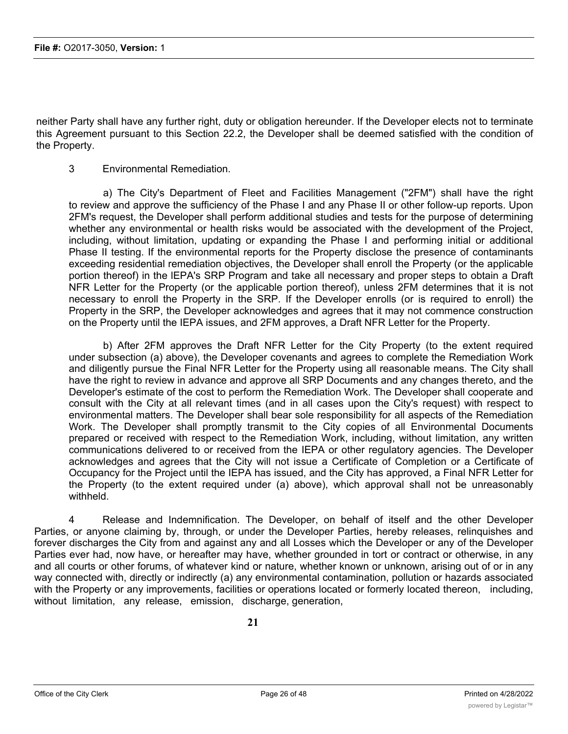neither Party shall have any further right, duty or obligation hereunder. If the Developer elects not to terminate this Agreement pursuant to this Section 22.2, the Developer shall be deemed satisfied with the condition of the Property.

3 Environmental Remediation.

a) The City's Department of Fleet and Facilities Management ("2FM") shall have the right to review and approve the sufficiency of the Phase I and any Phase II or other follow-up reports. Upon 2FM's request, the Developer shall perform additional studies and tests for the purpose of determining whether any environmental or health risks would be associated with the development of the Project, including, without limitation, updating or expanding the Phase I and performing initial or additional Phase II testing. If the environmental reports for the Property disclose the presence of contaminants exceeding residential remediation objectives, the Developer shall enroll the Property (or the applicable portion thereof) in the lEPA's SRP Program and take all necessary and proper steps to obtain a Draft NFR Letter for the Property (or the applicable portion thereof), unless 2FM determines that it is not necessary to enroll the Property in the SRP. If the Developer enrolls (or is required to enroll) the Property in the SRP, the Developer acknowledges and agrees that it may not commence construction on the Property until the IEPA issues, and 2FM approves, a Draft NFR Letter for the Property.

b) After 2FM approves the Draft NFR Letter for the City Property (to the extent required under subsection (a) above), the Developer covenants and agrees to complete the Remediation Work and diligently pursue the Final NFR Letter for the Property using all reasonable means. The City shall have the right to review in advance and approve all SRP Documents and any changes thereto, and the Developer's estimate of the cost to perform the Remediation Work. The Developer shall cooperate and consult with the City at all relevant times (and in all cases upon the City's request) with respect to environmental matters. The Developer shall bear sole responsibility for all aspects of the Remediation Work. The Developer shall promptly transmit to the City copies of all Environmental Documents prepared or received with respect to the Remediation Work, including, without limitation, any written communications delivered to or received from the IEPA or other regulatory agencies. The Developer acknowledges and agrees that the City will not issue a Certificate of Completion or a Certificate of Occupancy for the Project until the IEPA has issued, and the City has approved, a Final NFR Letter for the Property (to the extent required under (a) above), which approval shall not be unreasonably withheld.

4 Release and Indemnification. The Developer, on behalf of itself and the other Developer Parties, or anyone claiming by, through, or under the Developer Parties, hereby releases, relinquishes and forever discharges the City from and against any and all Losses which the Developer or any of the Developer Parties ever had, now have, or hereafter may have, whether grounded in tort or contract or otherwise, in any and all courts or other forums, of whatever kind or nature, whether known or unknown, arising out of or in any way connected with, directly or indirectly (a) any environmental contamination, pollution or hazards associated with the Property or any improvements, facilities or operations located or formerly located thereon, including, without limitation, any release, emission, discharge, generation,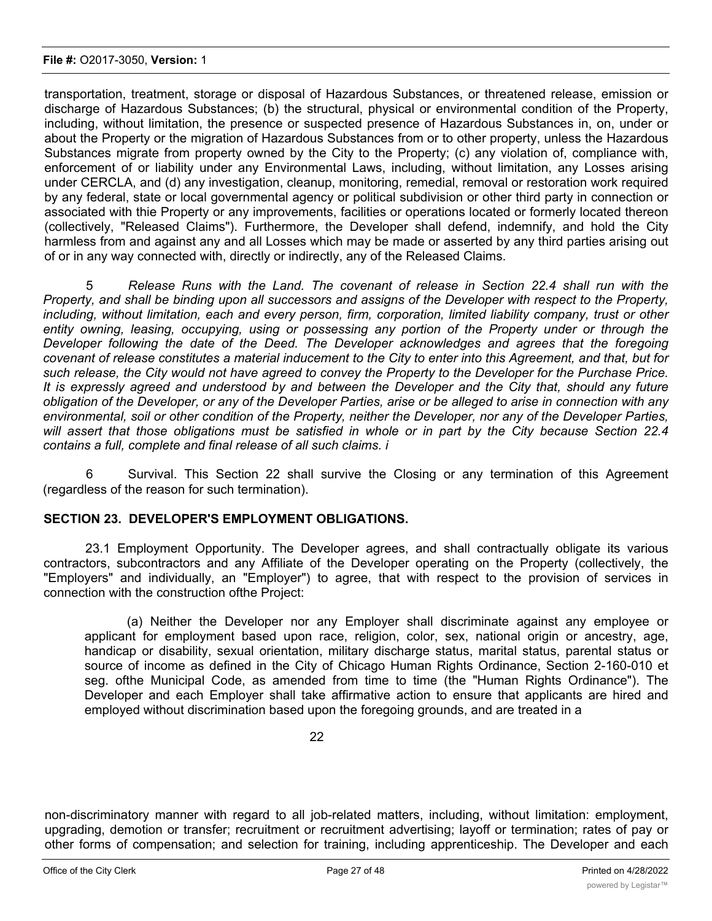transportation, treatment, storage or disposal of Hazardous Substances, or threatened release, emission or discharge of Hazardous Substances; (b) the structural, physical or environmental condition of the Property, including, without limitation, the presence or suspected presence of Hazardous Substances in, on, under or about the Property or the migration of Hazardous Substances from or to other property, unless the Hazardous Substances migrate from property owned by the City to the Property; (c) any violation of, compliance with, enforcement of or liability under any Environmental Laws, including, without limitation, any Losses arising under CERCLA, and (d) any investigation, cleanup, monitoring, remedial, removal or restoration work required by any federal, state or local governmental agency or political subdivision or other third party in connection or associated with thie Property or any improvements, facilities or operations located or formerly located thereon (collectively, "Released Claims"). Furthermore, the Developer shall defend, indemnify, and hold the City harmless from and against any and all Losses which may be made or asserted by any third parties arising out of or in any way connected with, directly or indirectly, any of the Released Claims.

5 *Release Runs with the Land. The covenant of release in Section 22.4 shall run with the Property, and shall be binding upon all successors and assigns of the Developer with respect to the Property, including, without limitation, each and every person, firm, corporation, limited liability company, trust or other entity owning, leasing, occupying, using or possessing any portion of the Property under or through the Developer following the date of the Deed. The Developer acknowledges and agrees that the foregoing covenant of release constitutes a material inducement to the City to enter into this Agreement, and that, but for such release, the City would not have agreed to convey the Property to the Developer for the Purchase Price. It is expressly agreed and understood by and between the Developer and the City that, should any future obligation of the Developer, or any of the Developer Parties, arise or be alleged to arise in connection with any environmental, soil or other condition of the Property, neither the Developer, nor any of the Developer Parties, will assert that those obligations must be satisfied in whole or in part by the City because Section 22.4 contains a full, complete and final release of all such claims. i*

6 Survival. This Section 22 shall survive the Closing or any termination of this Agreement (regardless of the reason for such termination).

## SECTION 23. DEVELOPER'S EMPLOYMENT OBLIGATIONS.

23.1 Employment Opportunity. The Developer agrees, and shall contractually obligate its various contractors, subcontractors and any Affiliate of the Developer operating on the Property (collectively, the "Employers" and individually, an "Employer") to agree, that with respect to the provision of services in connection with the construction ofthe Project:

(a) Neither the Developer nor any Employer shall discriminate against any employee or applicant for employment based upon race, religion, color, sex, national origin or ancestry, age, handicap or disability, sexual orientation, military discharge status, marital status, parental status or source of income as defined in the City of Chicago Human Rights Ordinance, Section 2-160-010 et seg. ofthe Municipal Code, as amended from time to time (the "Human Rights Ordinance"). The Developer and each Employer shall take affirmative action to ensure that applicants are hired and employed without discrimination based upon the foregoing grounds, and are treated in a non-discriminatory manner with regard to all job-related matters, including, without limitation: employment, upgrading, demotion or transfer; recruitment or recruitment advertising; layoff or termination; rates of pay or other forms of compensation; and selection for training, including apprenticeship. The Developer and each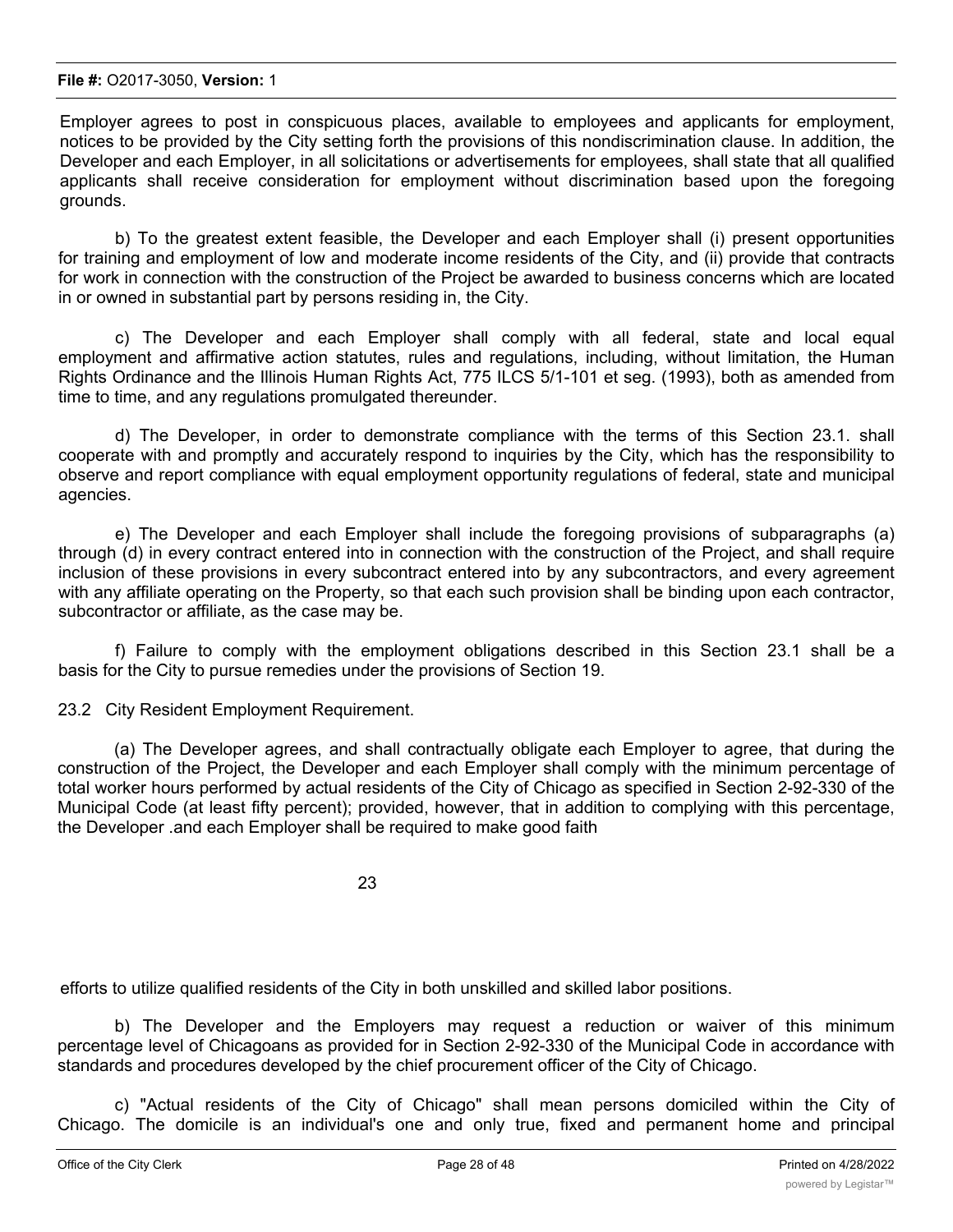Employer agrees to post in conspicuous places, available to employees and applicants for employment, notices to be provided by the City setting forth the provisions of this nondiscrimination clause. In addition, the Developer and each Employer, in all solicitations or advertisements for employees, shall state that all qualified applicants shall receive consideration for employment without discrimination based upon the foregoing grounds.

b) To the greatest extent feasible, the Developer and each Employer shall (i) present opportunities for training and employment of low and moderate income residents of the City, and (ii) provide that contracts for work in connection with the construction of the Project be awarded to business concerns which are located in or owned in substantial part by persons residing in, the City.

c) The Developer and each Employer shall comply with all federal, state and local equal employment and affirmative action statutes, rules and regulations, including, without limitation, the Human Rights Ordinance and the Illinois Human Rights Act, 775 ILCS 5/1-101 et seg. (1993), both as amended from time to time, and any regulations promulgated thereunder.

d) The Developer, in order to demonstrate compliance with the terms of this Section 23.1. shall cooperate with and promptly and accurately respond to inquiries by the City, which has the responsibility to observe and report compliance with equal employment opportunity regulations of federal, state and municipal agencies.

e) The Developer and each Employer shall include the foregoing provisions of subparagraphs (a) through (d) in every contract entered into in connection with the construction of the Project, and shall require inclusion of these provisions in every subcontract entered into by any subcontractors, and every agreement with any affiliate operating on the Property, so that each such provision shall be binding upon each contractor, subcontractor or affiliate, as the case may be.

f) Failure to comply with the employment obligations described in this Section 23.1 shall be a basis for the City to pursue remedies under the provisions of Section 19.

23.2 City Resident Employment Requirement.

(a) The Developer agrees, and shall contractually obligate each Employer to agree, that during the construction of the Project, the Developer and each Employer shall comply with the minimum percentage of total worker hours performed by actual residents of the City of Chicago as specified in Section 2-92-330 of the Municipal Code (at least fifty percent); provided, however, that in addition to complying with this percentage, the Developer .and each Employer shall be required to make good faith efforts to utilize qualified residents of the City in both unskilled and skilled labor positions.

b) The Developer and the Employers may request a reduction or waiver of this minimum percentage level of Chicagoans as provided for in Section 2-92-330 of the Municipal Code in accordance with standards and procedures developed by the chief procurement officer of the City of Chicago.

c) "Actual residents of the City of Chicago" shall mean persons domiciled within the City of Chicago. The domicile is an individual's one and only true, fixed and permanent home and principal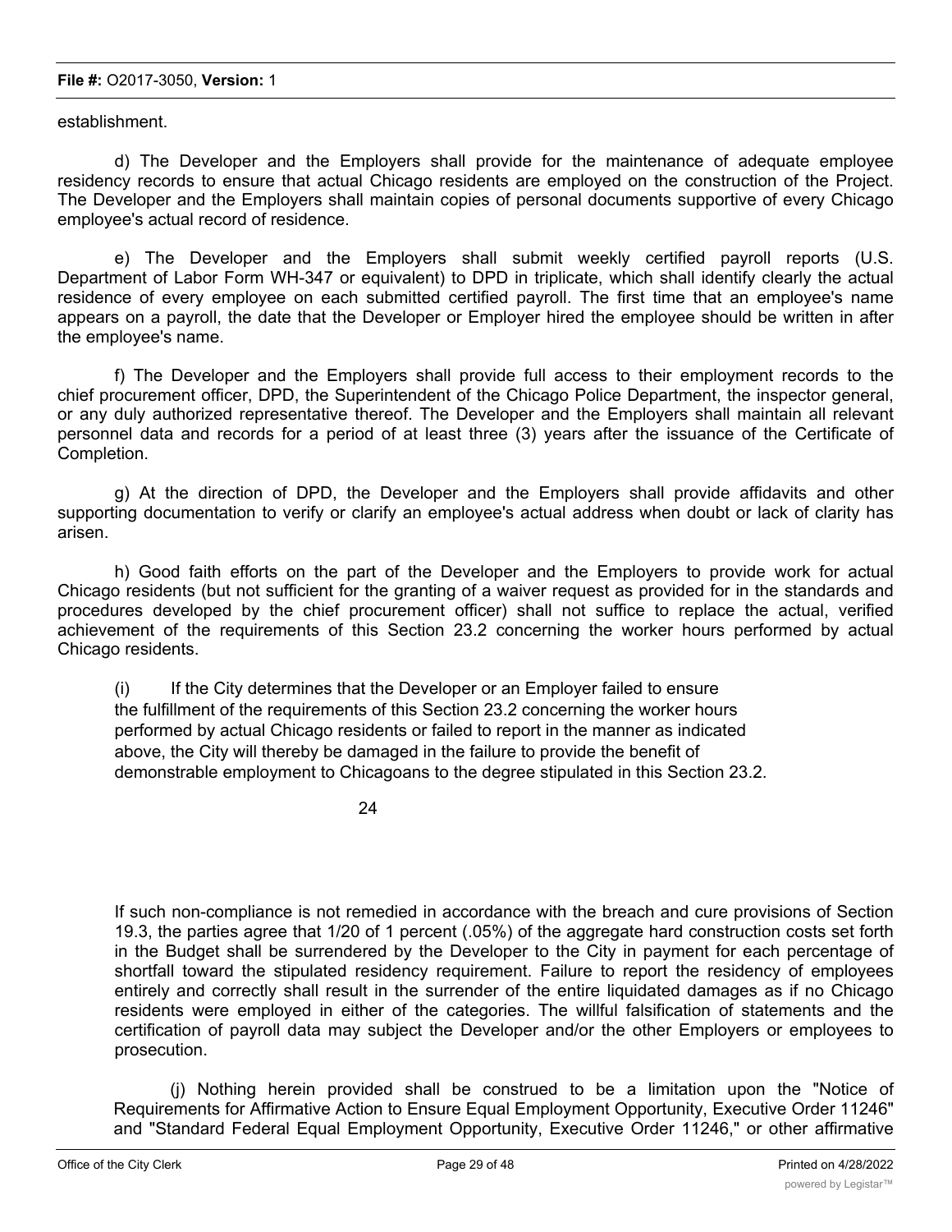establishment.

d) The Developer and the Employers shall provide for the maintenance of adequate employee residency records to ensure that actual Chicago residents are employed on the construction of the Project. The Developer and the Employers shall maintain copies of personal documents supportive of every Chicago employee's actual record of residence.

e) The Developer and the Employers shall submit weekly certified payroll reports (U.S. Department of Labor Form WH-347 or equivalent) to DPD in triplicate, which shall identify clearly the actual residence of every employee on each submitted certified payroll. The first time that an employee's name appears on a payroll, the date that the Developer or Employer hired the employee should be written in after the employee's name.

f) The Developer and the Employers shall provide full access to their employment records to the chief procurement officer, DPD, the Superintendent of the Chicago Police Department, the inspector general, or any duly authorized representative thereof. The Developer and the Employers shall maintain all relevant personnel data and records for a period of at least three (3) years after the issuance of the Certificate of Completion.

g) At the direction of DPD, the Developer and the Employers shall provide affidavits and other supporting documentation to verify or clarify an employee's actual address when doubt or lack of clarity has arisen.

h) Good faith efforts on the part of the Developer and the Employers to provide work for actual Chicago residents (but not sufficient for the granting of a waiver request as provided for in the standards and procedures developed by the chief procurement officer) shall not suffice to replace the actual, verified achievement of the requirements of this Section 23.2 concerning the worker hours performed by actual Chicago residents.

(i) If the City determines that the Developer or an Employer failed to ensure the fulfillment of the requirements of this Section 23.2 concerning the worker hours performed by actual Chicago residents or failed to report in the manner as indicated above, the City will thereby be damaged in the failure to provide the benefit of demonstrable employment to Chicagoans to the degree stipulated in this Section 23.2.

If such non-compliance is not remedied in accordance with the breach and cure provisions of Section 19.3, the parties agree that 1/20 of 1 percent (.05%) of the aggregate hard construction costs set forth in the Budget shall be surrendered by the Developer to the City in payment for each percentage of shortfall toward the stipulated residency requirement. Failure to report the residency of employees entirely and correctly shall result in the surrender of the entire liquidated damages as if no Chicago residents were employed in either of the categories. The willful falsification of statements and the certification of payroll data may subject the Developer and/or the other Employers or employees to prosecution.

(j) Nothing herein provided shall be construed to be a limitation upon the "Notice of Requirements for Affirmative Action to Ensure Equal Employment Opportunity, Executive Order 11246" and "Standard Federal Equal Employment Opportunity, Executive Order 11246," or other affirmative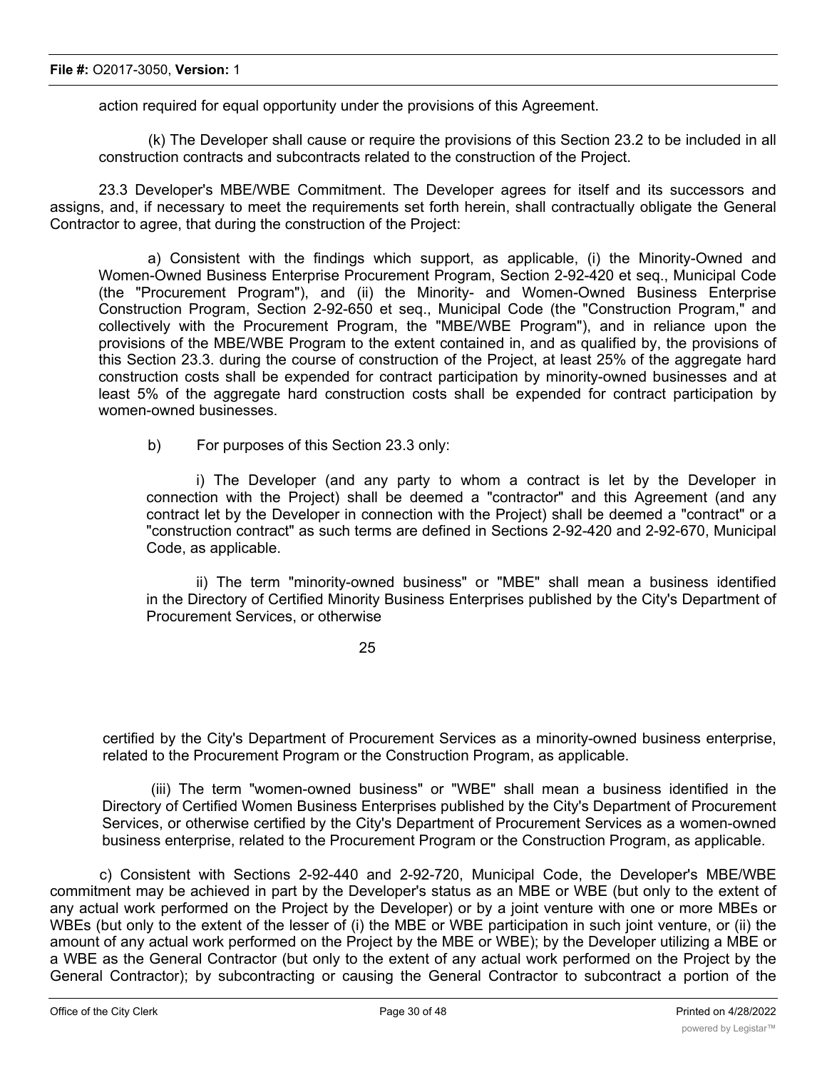action required for equal opportunity under the provisions of this Agreement.

(k) The Developer shall cause or require the provisions of this Section 23.2 to be included in all construction contracts and subcontracts related to the construction of the Project.

23.3 Developer's MBE/WBE Commitment. The Developer agrees for itself and its successors and assigns, and, if necessary to meet the requirements set forth herein, shall contractually obligate the General Contractor to agree, that during the construction of the Project:

a) Consistent with the findings which support, as applicable, (i) the Minority-Owned and Women-Owned Business Enterprise Procurement Program, Section 2-92-420 et seq., Municipal Code (the "Procurement Program"), and (ii) the Minority- and Women-Owned Business Enterprise Construction Program, Section 2-92-650 et seq., Municipal Code (the "Construction Program," and collectively with the Procurement Program, the "MBE/WBE Program"), and in reliance upon the provisions of the MBE/WBE Program to the extent contained in, and as qualified by, the provisions of this Section 23.3. during the course of construction of the Project, at least 25% of the aggregate hard construction costs shall be expended for contract participation by minority-owned businesses and at least 5% of the aggregate hard construction costs shall be expended for contract participation by women-owned businesses.

b) For purposes of this Section 23.3 only:

i) The Developer (and any party to whom a contract is let by the Developer in connection with the Project) shall be deemed a "contractor" and this Agreement (and any contract let by the Developer in connection with the Project) shall be deemed a "contract" or a "construction contract" as such terms are defined in Sections 2-92-420 and 2-92-670, Municipal Code, as applicable.

ii) The term "minority-owned business" or "MBE" shall mean a business identified in the Directory of Certified Minority Business Enterprises published by the City's Department of Procurement Services, or otherwise certified by the City's Department of Procurement Services as a minority-owned business enterprise, related to the Procurement Program or the Construction Program, as applicable.

(iii) The term "women-owned business" or "WBE" shall mean a business identified in the Directory of Certified Women Business Enterprises published by the City's Department of Procurement Services, or otherwise certified by the City's Department of Procurement Services as a women-owned business enterprise, related to the Procurement Program or the Construction Program, as applicable.

c) Consistent with Sections 2-92-440 and 2-92-720, Municipal Code, the Developer's MBE/WBE commitment may be achieved in part by the Developer's status as an MBE or WBE (but only to the extent of any actual work performed on the Project by the Developer) or by a joint venture with one or more MBEs or WBEs (but only to the extent of the lesser of (i) the MBE or WBE participation in such joint venture, or (ii) the amount of any actual work performed on the Project by the MBE or WBE); by the Developer utilizing a MBE or a WBE as the General Contractor (but only to the extent of any actual work performed on the Project by the General Contractor); by subcontracting or causing the General Contractor to subcontract a portion of the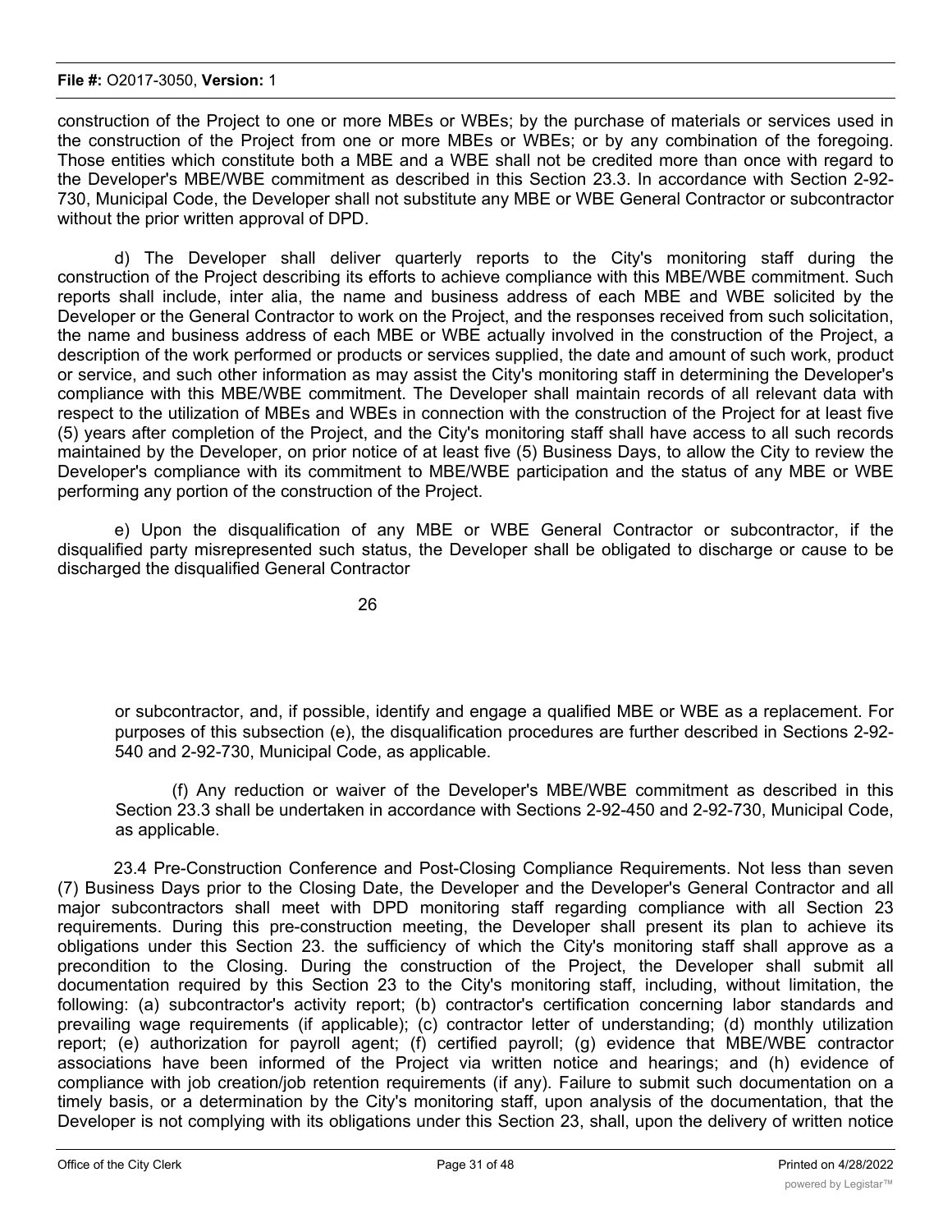construction of the Project to one or more MBEs or WBEs; by the purchase of materials or services used in the construction of the Project from one or more MBEs or WBEs; or by any combination of the foregoing. Those entities which constitute both a MBE and a WBE shall not be credited more than once with regard to the Developer's MBE/WBE commitment as described in this Section 23.3. In accordance with Section 2-92-730, Municipal Code, the Developer shall not substitute any MBE or WBE General Contractor or subcontractor without the prior written approval of DPD.

d) The Developer shall deliver quarterly reports to the City's monitoring staff during the construction of the Project describing its efforts to achieve compliance with this MBE/WBE commitment. Such reports shall include, inter alia, the name and business address of each MBE and WBE solicited by the Developer or the General Contractor to work on the Project, and the responses received from such solicitation, the name and business address of each MBE or WBE actually involved in the construction of the Project, a description of the work performed or products or services supplied, the date and amount of such work, product or service, and such other information as may assist the City's monitoring staff in determining the Developer's compliance with this MBE/WBE commitment. The Developer shall maintain records of all relevant data with respect to the utilization of MBEs and WBEs in connection with the construction of the Project for at least five (5) years after completion of the Project, and the City's monitoring staff shall have access to all such records maintained by the Developer, on prior notice of at least five (5) Business Days, to allow the City to review the Developer's compliance with its commitment to MBE/WBE participation and the status of any MBE or WBE performing any portion of the construction of the Project.

e) Upon the disqualification of any MBE or WBE General Contractor or subcontractor, if the disqualified party misrepresented such status, the Developer shall be obligated to discharge or cause to be discharged the disqualified General Contractor or subcontractor, and, if possible, identify and engage a qualified MBE or WBE as a replacement. For purposes of this subsection (e), the disqualification procedures are further described in Sections 2-92-540 and 2-92-730, Municipal Code, as applicable.

(f) Any reduction or waiver of the Developer's MBE/WBE commitment as described in this Section 23.3 shall be undertaken in accordance with Sections 2-92-450 and 2-92-730, Municipal Code, as applicable.

23.4 Pre-Construction Conference and Post-Closing Compliance Requirements. Not less than seven (7) Business Days prior to the Closing Date, the Developer and the Developer's General Contractor and all major subcontractors shall meet with DPD monitoring staff regarding compliance with all Section 23 requirements. During this pre-construction meeting, the Developer shall present its plan to achieve its obligations under this Section 23. the sufficiency of which the City's monitoring staff shall approve as a precondition to the Closing. During the construction of the Project, the Developer shall submit all documentation required by this Section 23 to the City's monitoring staff, including, without limitation, the following: (a) subcontractor's activity report; (b) contractor's certification concerning labor standards and prevailing wage requirements (if applicable); (c) contractor letter of understanding; (d) monthly utilization report; (e) authorization for payroll agent; (f) certified payroll; (g) evidence that MBE/WBE contractor associations have been informed of the Project via written notice and hearings; and (h) evidence of compliance with job creation/job retention requirements (if any). Failure to submit such documentation on a timely basis, or a determination by the City's monitoring staff, upon analysis of the documentation, that the Developer is not complying with its obligations under this Section 23, shall, upon the delivery of written notice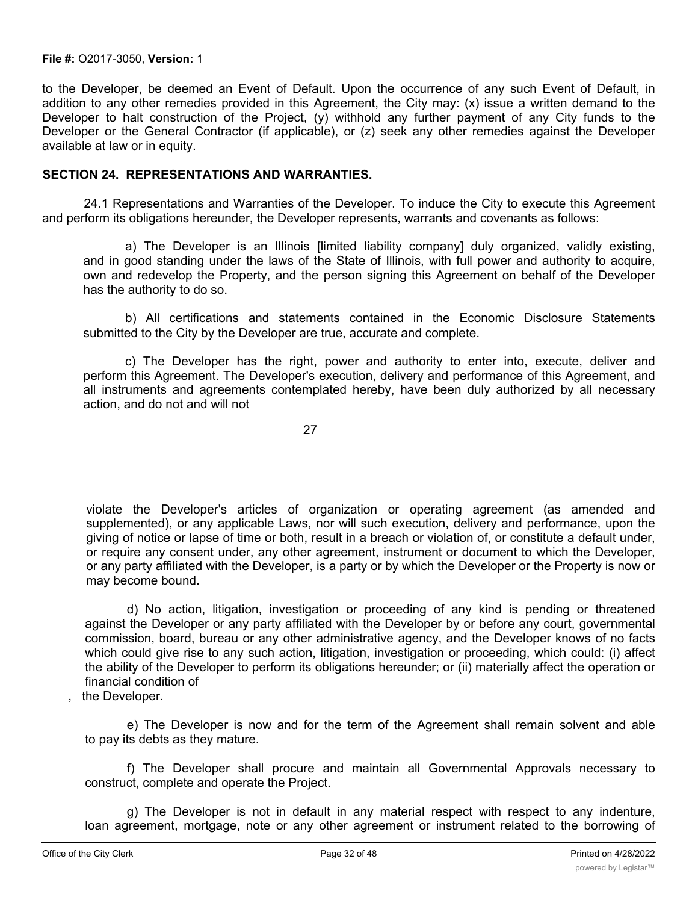to the Developer, be deemed an Event of Default. Upon the occurrence of any such Event of Default, in addition to any other remedies provided in this Agreement, the City may: (x) issue a written demand to the Developer to halt construction of the Project, (y) withhold any further payment of any City funds to the Developer or the General Contractor (if applicable), or (z) seek any other remedies against the Developer available at law or in equity.

## SECTION 24. REPRESENTATIONS AND WARRANTIES.

24.1 Representations and Warranties of the Developer. To induce the City to execute this Agreement and perform its obligations hereunder, the Developer represents, warrants and covenants as follows:

a) The Developer is an Illinois [limited liability company] duly organized, validly existing, and in good standing under the laws of the State of Illinois, with full power and authority to acquire, own and redevelop the Property, and the person signing this Agreement on behalf of the Developer has the authority to do so.

b) All certifications and statements contained in the Economic Disclosure Statements submitted to the City by the Developer are true, accurate and complete.

c) The Developer has the right, power and authority to enter into, execute, deliver and perform this Agreement. The Developer's execution, delivery and performance of this Agreement, and all instruments and agreements contemplated hereby, have been duly authorized by all necessary action, and do not and will not violate the Developer's articles of organization or operating agreement (as amended and supplemented), or any applicable Laws, nor will such execution, delivery and performance, upon the giving of notice or lapse of time or both, result in a breach or violation of, or constitute a default under, or require any consent under, any other agreement, instrument or document to which the Developer, or any party affiliated with the Developer, is a party or by which the Developer or the Property is now or may become bound.

d) No action, litigation, investigation or proceeding of any kind is pending or threatened against the Developer or any party affiliated with the Developer by or before any court, governmental commission, board, bureau or any other administrative agency, and the Developer knows of no facts which could give rise to any such action, litigation, investigation or proceeding, which could: (i) affect the ability of the Developer to perform its obligations hereunder; or (ii) materially affect the operation or financial condition of the Developer.

e) The Developer is now and for the term of the Agreement shall remain solvent and able to pay its debts as they mature.

f) The Developer shall procure and maintain all Governmental Approvals necessary to construct, complete and operate the Project.

g) The Developer is not in default in any material respect with respect to any indenture, loan agreement, mortgage, note or any other agreement or instrument related to the borrowing of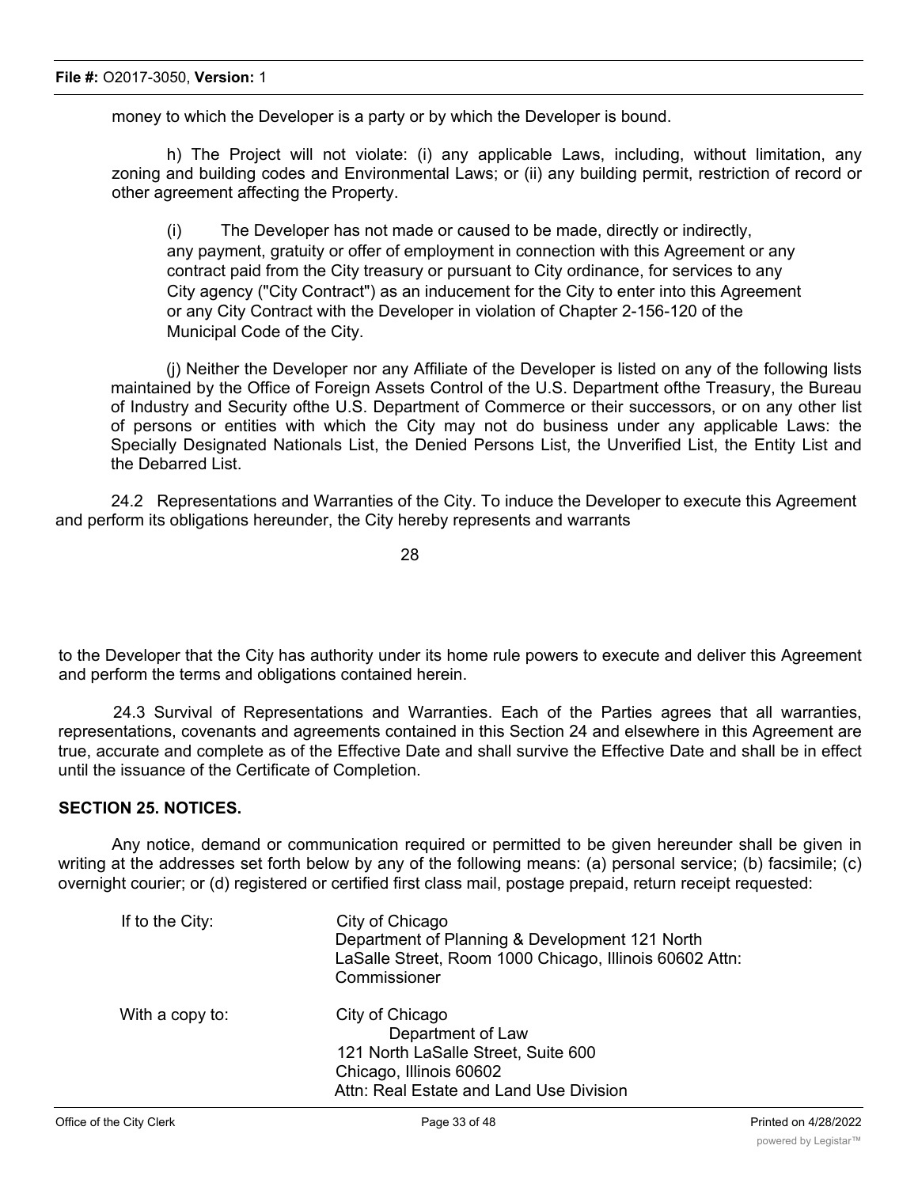money to which the Developer is a party or by which the Developer is bound.

h) The Project will not violate: (i) any applicable Laws, including, without limitation, any zoning and building codes and Environmental Laws; or (ii) any building permit, restriction of record or other agreement affecting the Property.

(i) The Developer has not made or caused to be made, directly or indirectly, any payment, gratuity or offer of employment in connection with this Agreement or any contract paid from the City treasury or pursuant to City ordinance, for services to any City agency ("City Contract") as an inducement for the City to enter into this Agreement or any City Contract with the Developer in violation of Chapter 2-156-120 of the Municipal Code of the City.

(j) Neither the Developer nor any Affiliate of the Developer is listed on any of the following lists maintained by the Office of Foreign Assets Control of the U.S. Department ofthe Treasury, the Bureau of Industry and Security ofthe U.S. Department of Commerce or their successors, or on any other list of persons or entities with which the City may not do business under any applicable Laws: the Specially Designated Nationals List, the Denied Persons List, the Unverified List, the Entity List and the Debarred List.

24.2 Representations and Warranties of the City. To induce the Developer to execute this Agreement and perform its obligations hereunder, the City hereby represents and warrants to the Developer that the City has authority under its home rule powers to execute and deliver this Agreement and perform the terms and obligations contained herein.

24.3 Survival of Representations and Warranties. Each of the Parties agrees that all warranties, representations, covenants and agreements contained in this Section 24 and elsewhere in this Agreement are true, accurate and complete as of the Effective Date and shall survive the Effective Date and shall be in effect until the issuance of the Certificate of Completion.

**SECTION 25. NOTICES.**

Any notice, demand or communication required or permitted to be given hereunder shall be given in writing at the addresses set forth below by any of the following means: (a) personal service; (b) facsimile; (c) overnight courier; or (d) registered or certified first class mail, postage prepaid, return receipt requested:

If to the City:
City of Chicago
Department of Planning & Development 121 North LaSalle Street, Room 1000 Chicago, Illinois 60602 Attn: Commissioner

With a copy to:
City of Chicago
Department of Law
121 North LaSalle Street, Suite 600
Chicago, Illinois 60602
Attn: Real Estate and Land Use Division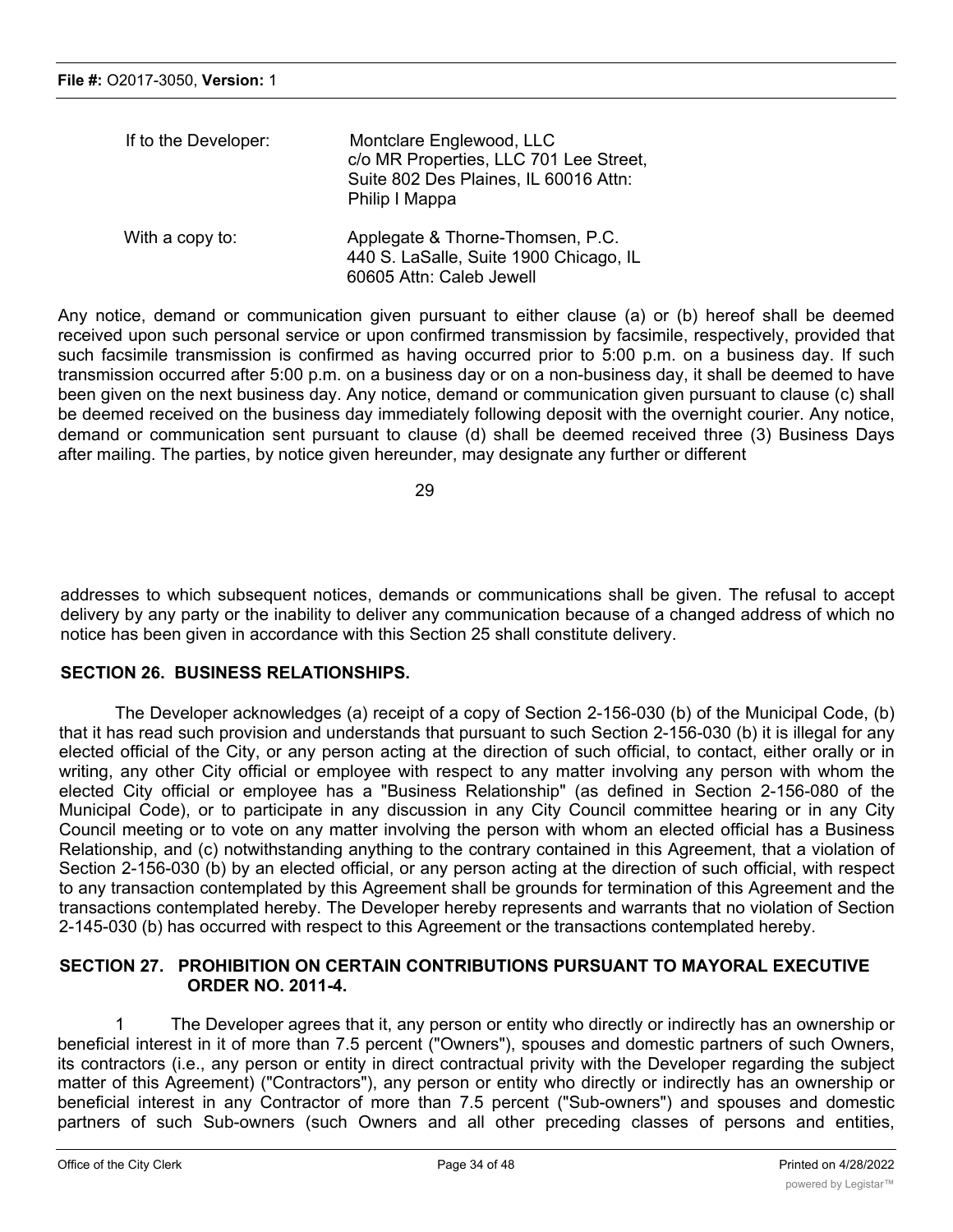| | |
|---|---|
| If to the Developer: | Montclare Englewood, LLC c/o MR Properties, LLC 701 Lee Street, Suite 802 Des Plaines, IL 60016 Attn: Philip I Mappa |
| With a copy to: | Applegate & Thorne-Thomsen, P.C. 440 S. LaSalle, Suite 1900 Chicago, IL 60605 Attn: Caleb Jewell |

Any notice, demand or communication given pursuant to either clause (a) or (b) hereof shall be deemed received upon such personal service or upon confirmed transmission by facsimile, respectively, provided that such facsimile transmission is confirmed as having occurred prior to 5:00 p.m. on a business day. If such transmission occurred after 5:00 p.m. on a business day or on a non-business day, it shall be deemed to have been given on the next business day. Any notice, demand or communication given pursuant to clause (c) shall be deemed received on the business day immediately following deposit with the overnight courier. Any notice, demand or communication sent pursuant to clause (d) shall be deemed received three (3) Business Days after mailing. The parties, by notice given hereunder, may designate any further or different addresses to which subsequent notices, demands or communications shall be given. The refusal to accept delivery by any party or the inability to deliver any communication because of a changed address of which no notice has been given in accordance with this Section 25 shall constitute delivery.

## SECTION 26. BUSINESS RELATIONSHIPS.

The Developer acknowledges (a) receipt of a copy of Section 2-156-030 (b) of the Municipal Code, (b) that it has read such provision and understands that pursuant to such Section 2-156-030 (b) it is illegal for any elected official of the City, or any person acting at the direction of such official, to contact, either orally or in writing, any other City official or employee with respect to any matter involving any person with whom the elected City official or employee has a "Business Relationship" (as defined in Section 2-156-080 of the Municipal Code), or to participate in any discussion in any City Council committee hearing or in any City Council meeting or to vote on any matter involving the person with whom an elected official has a Business Relationship, and (c) notwithstanding anything to the contrary contained in this Agreement, that a violation of Section 2-156-030 (b) by an elected official, or any person acting at the direction of such official, with respect to any transaction contemplated by this Agreement shall be grounds for termination of this Agreement and the transactions contemplated hereby. The Developer hereby represents and warrants that no violation of Section 2-145-030 (b) has occurred with respect to this Agreement or the transactions contemplated hereby.

## SECTION 27. PROHIBITION ON CERTAIN CONTRIBUTIONS PURSUANT TO MAYORAL EXECUTIVE ORDER NO. 2011-4.

1 The Developer agrees that it, any person or entity who directly or indirectly has an ownership or beneficial interest in it of more than 7.5 percent ("Owners"), spouses and domestic partners of such Owners, its contractors (i.e., any person or entity in direct contractual privity with the Developer regarding the subject matter of this Agreement) ("Contractors"), any person or entity who directly or indirectly has an ownership or beneficial interest in any Contractor of more than 7.5 percent ("Sub-owners") and spouses and domestic partners of such Sub-owners (such Owners and all other preceding classes of persons and entities,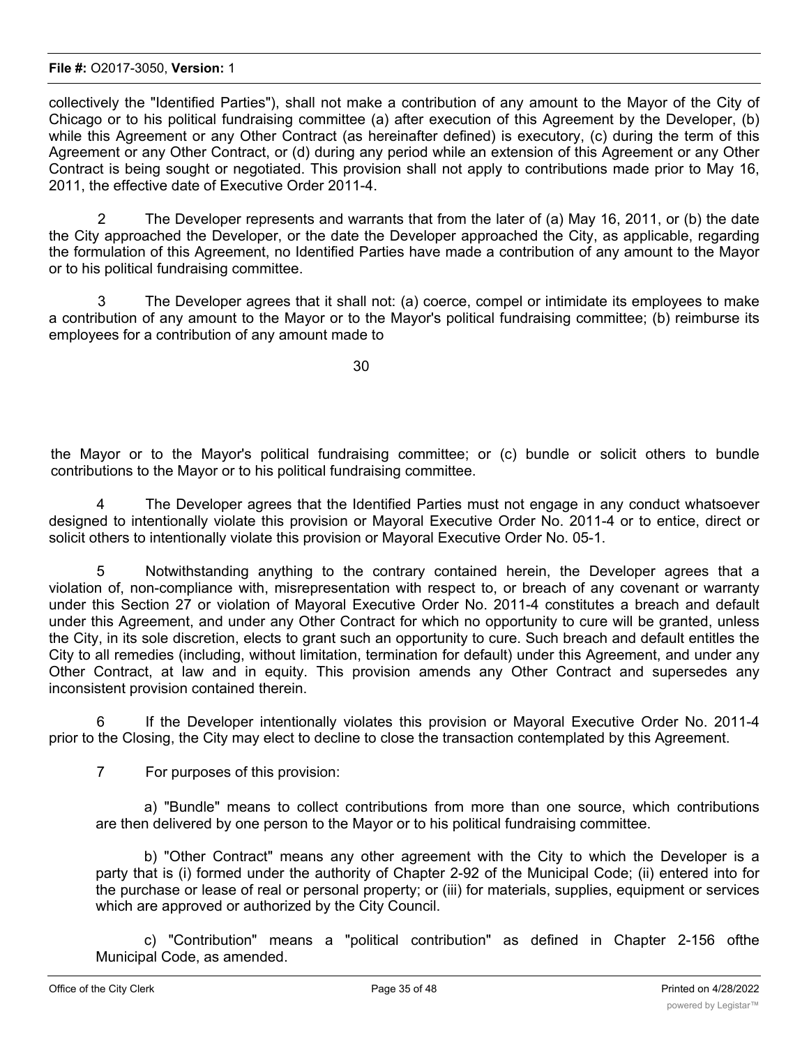collectively the "Identified Parties"), shall not make a contribution of any amount to the Mayor of the City of Chicago or to his political fundraising committee (a) after execution of this Agreement by the Developer, (b) while this Agreement or any Other Contract (as hereinafter defined) is executory, (c) during the term of this Agreement or any Other Contract, or (d) during any period while an extension of this Agreement or any Other Contract is being sought or negotiated. This provision shall not apply to contributions made prior to May 16, 2011, the effective date of Executive Order 2011-4.

2 The Developer represents and warrants that from the later of (a) May 16, 2011, or (b) the date the City approached the Developer, or the date the Developer approached the City, as applicable, regarding the formulation of this Agreement, no Identified Parties have made a contribution of any amount to the Mayor or to his political fundraising committee.

3 The Developer agrees that it shall not: (a) coerce, compel or intimidate its employees to make a contribution of any amount to the Mayor or to the Mayor's political fundraising committee; (b) reimburse its employees for a contribution of any amount made to

the Mayor or to the Mayor's political fundraising committee; or (c) bundle or solicit others to bundle contributions to the Mayor or to his political fundraising committee.

4 The Developer agrees that the Identified Parties must not engage in any conduct whatsoever designed to intentionally violate this provision or Mayoral Executive Order No. 2011-4 or to entice, direct or solicit others to intentionally violate this provision or Mayoral Executive Order No. 05-1.

5 Notwithstanding anything to the contrary contained herein, the Developer agrees that a violation of, non-compliance with, misrepresentation with respect to, or breach of any covenant or warranty under this Section 27 or violation of Mayoral Executive Order No. 2011-4 constitutes a breach and default under this Agreement, and under any Other Contract for which no opportunity to cure will be granted, unless the City, in its sole discretion, elects to grant such an opportunity to cure. Such breach and default entitles the City to all remedies (including, without limitation, termination for default) under this Agreement, and under any Other Contract, at law and in equity. This provision amends any Other Contract and supersedes any inconsistent provision contained therein.

6 If the Developer intentionally violates this provision or Mayoral Executive Order No. 2011-4 prior to the Closing, the City may elect to decline to close the transaction contemplated by this Agreement.

7 For purposes of this provision:

a) "Bundle" means to collect contributions from more than one source, which contributions are then delivered by one person to the Mayor or to his political fundraising committee.

b) "Other Contract" means any other agreement with the City to which the Developer is a party that is (i) formed under the authority of Chapter 2-92 of the Municipal Code; (ii) entered into for the purchase or lease of real or personal property; or (iii) for materials, supplies, equipment or services which are approved or authorized by the City Council.

c) "Contribution" means a "political contribution" as defined in Chapter 2-156 ofthe Municipal Code, as amended.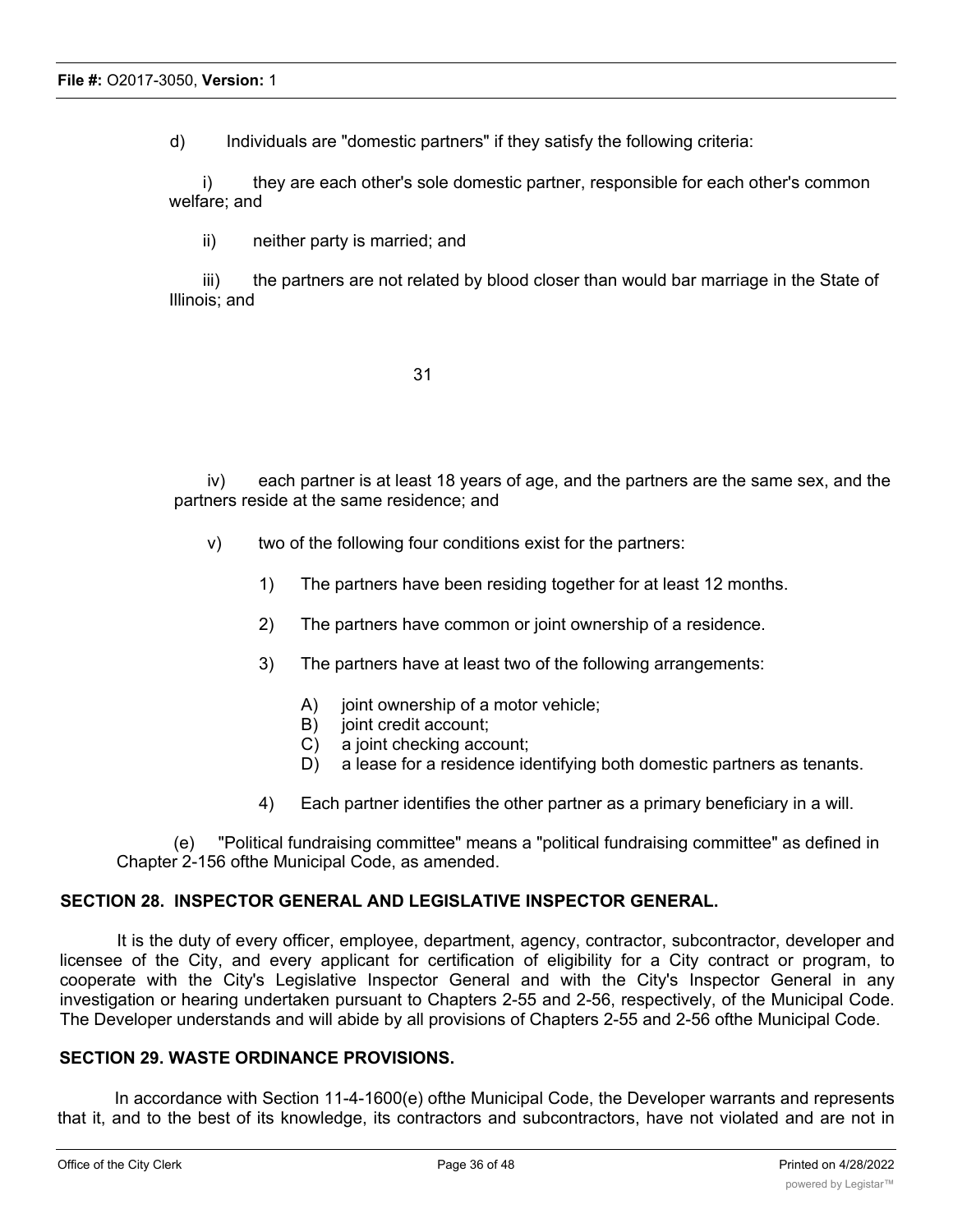d) Individuals are "domestic partners" if they satisfy the following criteria:

i) they are each other's sole domestic partner, responsible for each other's common welfare; and

ii) neither party is married; and

iii) the partners are not related by blood closer than would bar marriage in the State of Illinois; and

iv) each partner is at least 18 years of age, and the partners are the same sex, and the partners reside at the same residence; and

v) two of the following four conditions exist for the partners:

1) The partners have been residing together for at least 12 months.

2) The partners have common or joint ownership of a residence.

3) The partners have at least two of the following arrangements:

A) joint ownership of a motor vehicle;
B) joint credit account;
C) a joint checking account;
D) a lease for a residence identifying both domestic partners as tenants.

4) Each partner identifies the other partner as a primary beneficiary in a will.

(e) "Political fundraising committee" means a "political fundraising committee" as defined in Chapter 2-156 ofthe Municipal Code, as amended.

**SECTION 28. INSPECTOR GENERAL AND LEGISLATIVE INSPECTOR GENERAL.**

It is the duty of every officer, employee, department, agency, contractor, subcontractor, developer and licensee of the City, and every applicant for certification of eligibility for a City contract or program, to cooperate with the City's Legislative Inspector General and with the City's Inspector General in any investigation or hearing undertaken pursuant to Chapters 2-55 and 2-56, respectively, of the Municipal Code. The Developer understands and will abide by all provisions of Chapters 2-55 and 2-56 ofthe Municipal Code.

**SECTION 29. WASTE ORDINANCE PROVISIONS.**

In accordance with Section 11-4-1600(e) ofthe Municipal Code, the Developer warrants and represents that it, and to the best of its knowledge, its contractors and subcontractors, have not violated and are not in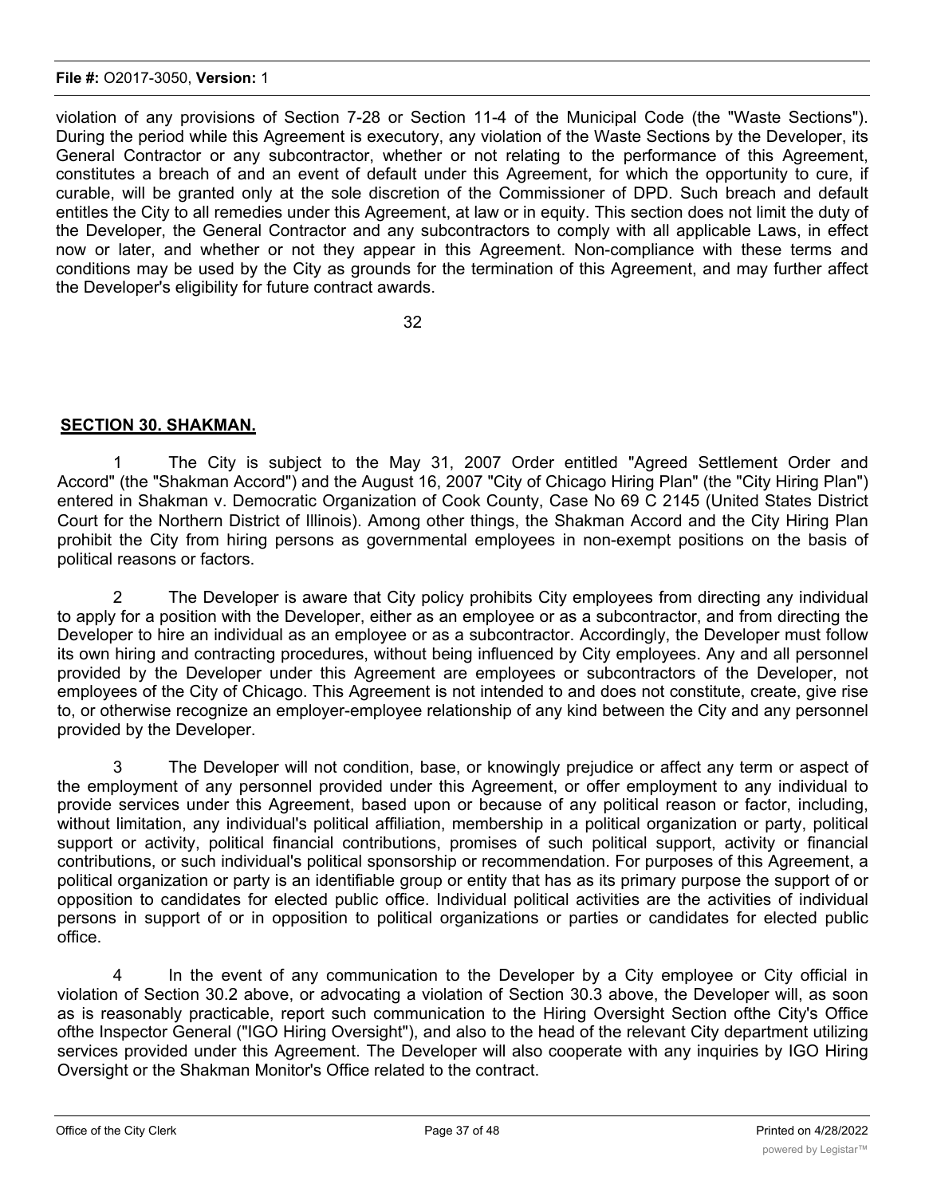violation of any provisions of Section 7-28 or Section 11-4 of the Municipal Code (the "Waste Sections"). During the period while this Agreement is executory, any violation of the Waste Sections by the Developer, its General Contractor or any subcontractor, whether or not relating to the performance of this Agreement, constitutes a breach of and an event of default under this Agreement, for which the opportunity to cure, if curable, will be granted only at the sole discretion of the Commissioner of DPD. Such breach and default entitles the City to all remedies under this Agreement, at law or in equity. This section does not limit the duty of the Developer, the General Contractor and any subcontractors to comply with all applicable Laws, in effect now or later, and whether or not they appear in this Agreement. Non-compliance with these terms and conditions may be used by the City as grounds for the termination of this Agreement, and may further affect the Developer's eligibility for future contract awards.

## SECTION 30. SHAKMAN.

1 The City is subject to the May 31, 2007 Order entitled "Agreed Settlement Order and Accord" (the "Shakman Accord") and the August 16, 2007 "City of Chicago Hiring Plan" (the "City Hiring Plan") entered in Shakman v. Democratic Organization of Cook County, Case No 69 C 2145 (United States District Court for the Northern District of Illinois). Among other things, the Shakman Accord and the City Hiring Plan prohibit the City from hiring persons as governmental employees in non-exempt positions on the basis of political reasons or factors.

2 The Developer is aware that City policy prohibits City employees from directing any individual to apply for a position with the Developer, either as an employee or as a subcontractor, and from directing the Developer to hire an individual as an employee or as a subcontractor. Accordingly, the Developer must follow its own hiring and contracting procedures, without being influenced by City employees. Any and all personnel provided by the Developer under this Agreement are employees or subcontractors of the Developer, not employees of the City of Chicago. This Agreement is not intended to and does not constitute, create, give rise to, or otherwise recognize an employer-employee relationship of any kind between the City and any personnel provided by the Developer.

3 The Developer will not condition, base, or knowingly prejudice or affect any term or aspect of the employment of any personnel provided under this Agreement, or offer employment to any individual to provide services under this Agreement, based upon or because of any political reason or factor, including, without limitation, any individual's political affiliation, membership in a political organization or party, political support or activity, political financial contributions, promises of such political support, activity or financial contributions, or such individual's political sponsorship or recommendation. For purposes of this Agreement, a political organization or party is an identifiable group or entity that has as its primary purpose the support of or opposition to candidates for elected public office. Individual political activities are the activities of individual persons in support of or in opposition to political organizations or parties or candidates for elected public office.

4 In the event of any communication to the Developer by a City employee or City official in violation of Section 30.2 above, or advocating a violation of Section 30.3 above, the Developer will, as soon as is reasonably practicable, report such communication to the Hiring Oversight Section ofthe City's Office ofthe Inspector General ("IGO Hiring Oversight"), and also to the head of the relevant City department utilizing services provided under this Agreement. The Developer will also cooperate with any inquiries by IGO Hiring Oversight or the Shakman Monitor's Office related to the contract.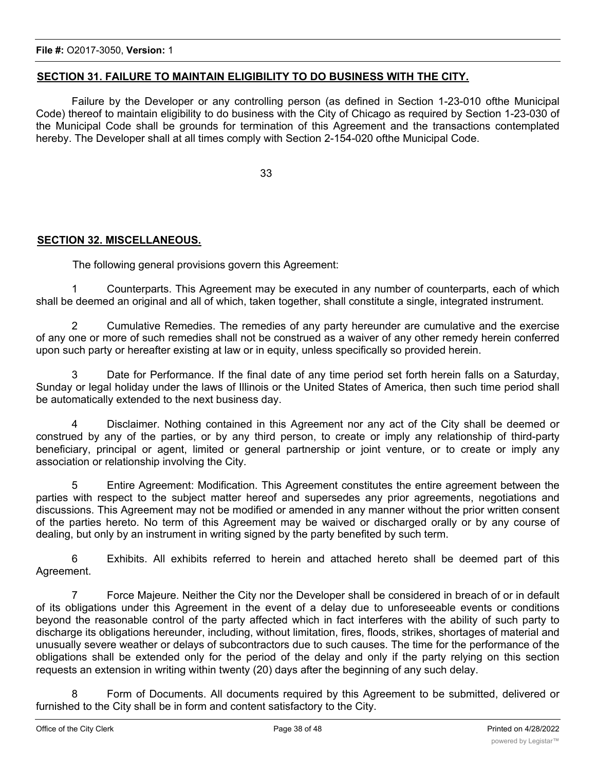## SECTION 31. FAILURE TO MAINTAIN ELIGIBILITY TO DO BUSINESS WITH THE CITY.

Failure by the Developer or any controlling person (as defined in Section 1-23-010 ofthe Municipal Code) thereof to maintain eligibility to do business with the City of Chicago as required by Section 1-23-030 of the Municipal Code shall be grounds for termination of this Agreement and the transactions contemplated hereby. The Developer shall at all times comply with Section 2-154-020 ofthe Municipal Code.

## SECTION 32. MISCELLANEOUS.

The following general provisions govern this Agreement:

1 Counterparts. This Agreement may be executed in any number of counterparts, each of which shall be deemed an original and all of which, taken together, shall constitute a single, integrated instrument.

2 Cumulative Remedies. The remedies of any party hereunder are cumulative and the exercise of any one or more of such remedies shall not be construed as a waiver of any other remedy herein conferred upon such party or hereafter existing at law or in equity, unless specifically so provided herein.

3 Date for Performance. If the final date of any time period set forth herein falls on a Saturday, Sunday or legal holiday under the laws of Illinois or the United States of America, then such time period shall be automatically extended to the next business day.

4 Disclaimer. Nothing contained in this Agreement nor any act of the City shall be deemed or construed by any of the parties, or by any third person, to create or imply any relationship of third-party beneficiary, principal or agent, limited or general partnership or joint venture, or to create or imply any association or relationship involving the City.

5 Entire Agreement: Modification. This Agreement constitutes the entire agreement between the parties with respect to the subject matter hereof and supersedes any prior agreements, negotiations and discussions. This Agreement may not be modified or amended in any manner without the prior written consent of the parties hereto. No term of this Agreement may be waived or discharged orally or by any course of dealing, but only by an instrument in writing signed by the party benefited by such term.

6 Exhibits. All exhibits referred to herein and attached hereto shall be deemed part of this Agreement.

7 Force Majeure. Neither the City nor the Developer shall be considered in breach of or in default of its obligations under this Agreement in the event of a delay due to unforeseeable events or conditions beyond the reasonable control of the party affected which in fact interferes with the ability of such party to discharge its obligations hereunder, including, without limitation, fires, floods, strikes, shortages of material and unusually severe weather or delays of subcontractors due to such causes. The time for the performance of the obligations shall be extended only for the period of the delay and only if the party relying on this section requests an extension in writing within twenty (20) days after the beginning of any such delay.

8 Form of Documents. All documents required by this Agreement to be submitted, delivered or furnished to the City shall be in form and content satisfactory to the City.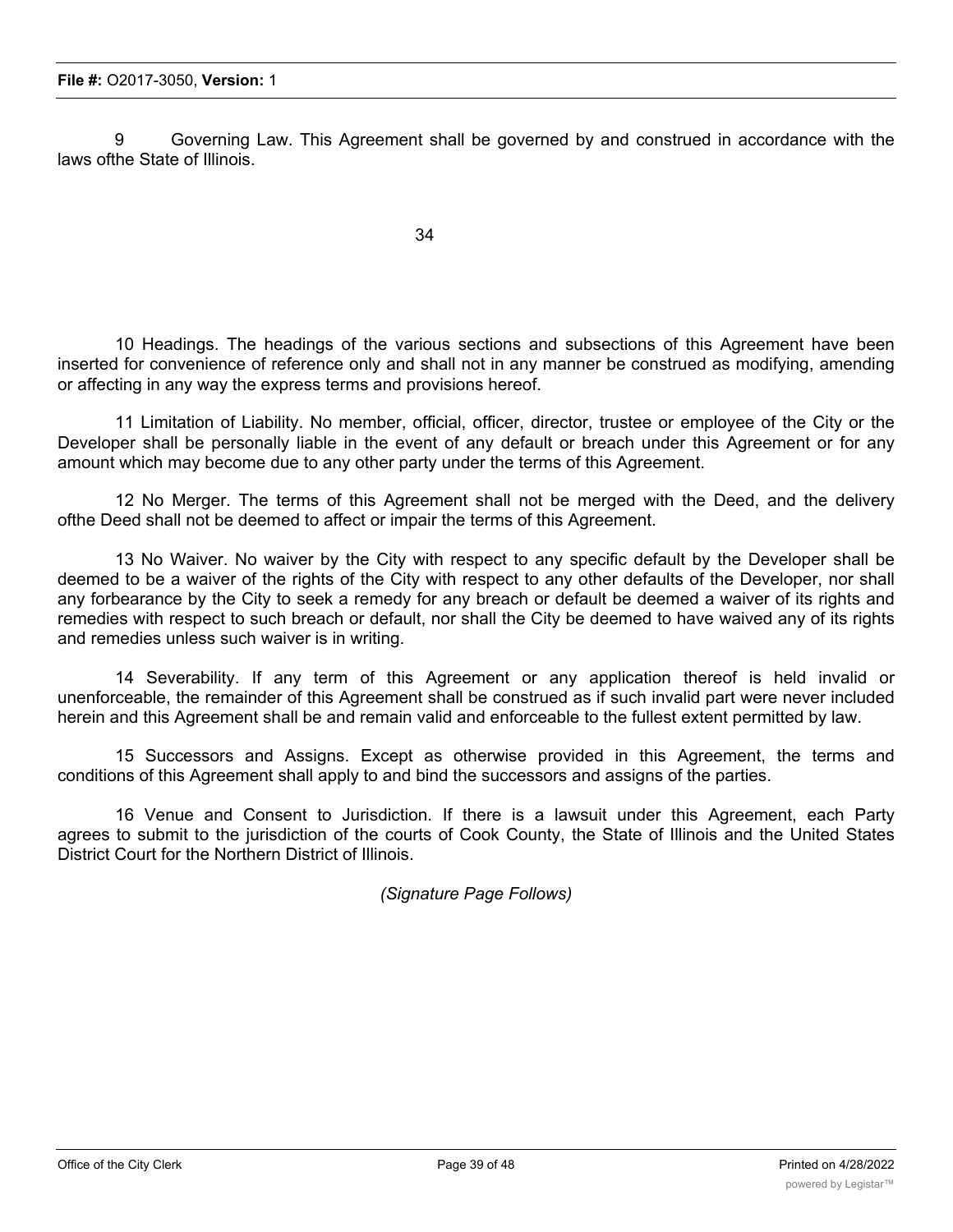9 Governing Law. This Agreement shall be governed by and construed in accordance with the laws ofthe State of Illinois.

10 Headings. The headings of the various sections and subsections of this Agreement have been inserted for convenience of reference only and shall not in any manner be construed as modifying, amending or affecting in any way the express terms and provisions hereof.

11 Limitation of Liability. No member, official, officer, director, trustee or employee of the City or the Developer shall be personally liable in the event of any default or breach under this Agreement or for any amount which may become due to any other party under the terms of this Agreement.

12 No Merger. The terms of this Agreement shall not be merged with the Deed, and the delivery ofthe Deed shall not be deemed to affect or impair the terms of this Agreement.

13 No Waiver. No waiver by the City with respect to any specific default by the Developer shall be deemed to be a waiver of the rights of the City with respect to any other defaults of the Developer, nor shall any forbearance by the City to seek a remedy for any breach or default be deemed a waiver of its rights and remedies with respect to such breach or default, nor shall the City be deemed to have waived any of its rights and remedies unless such waiver is in writing.

14 Severability. If any term of this Agreement or any application thereof is held invalid or unenforceable, the remainder of this Agreement shall be construed as if such invalid part were never included herein and this Agreement shall be and remain valid and enforceable to the fullest extent permitted by law.

15 Successors and Assigns. Except as otherwise provided in this Agreement, the terms and conditions of this Agreement shall apply to and bind the successors and assigns of the parties.

16 Venue and Consent to Jurisdiction. If there is a lawsuit under this Agreement, each Party agrees to submit to the jurisdiction of the courts of Cook County, the State of Illinois and the United States District Court for the Northern District of Illinois.

*(Signature Page Follows)*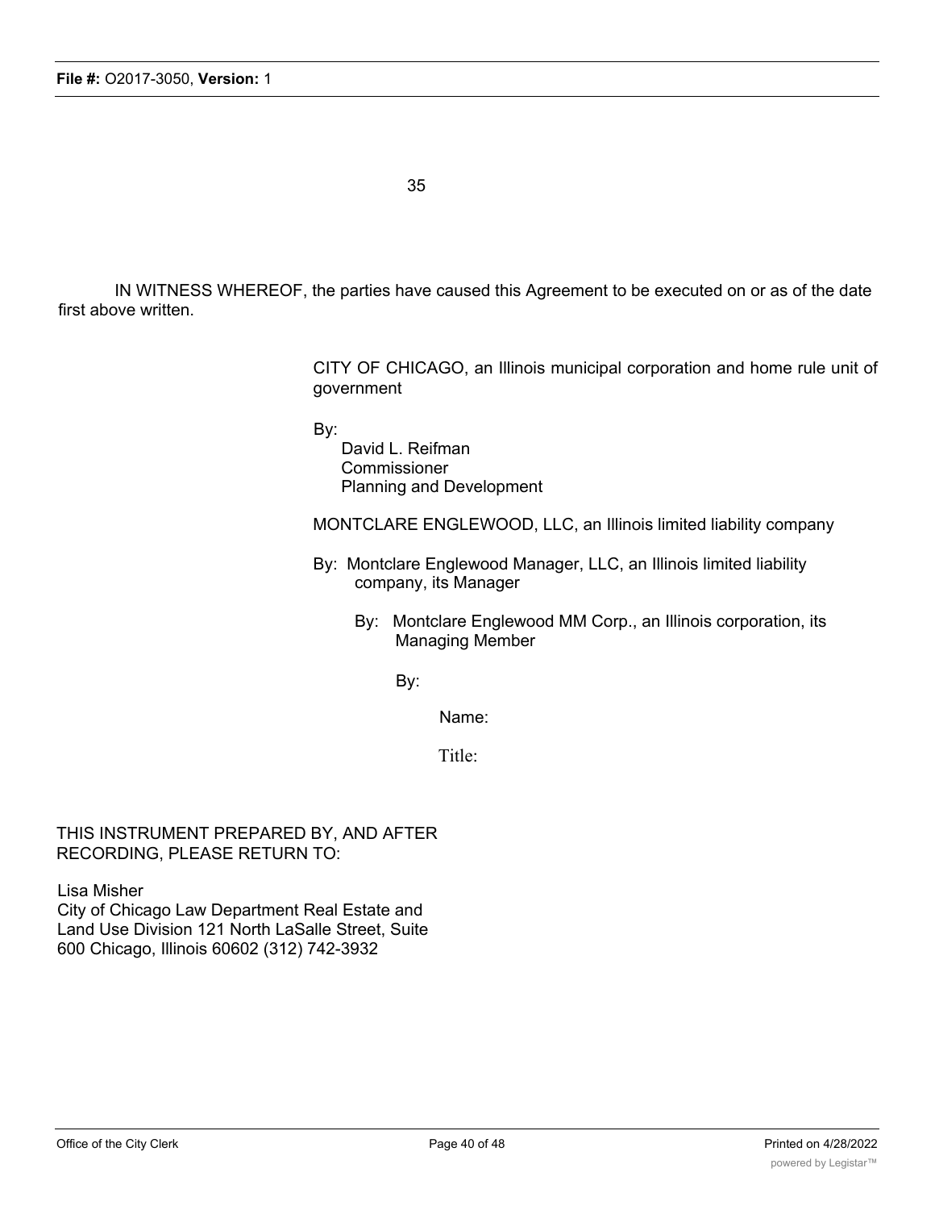IN WITNESS WHEREOF, the parties have caused this Agreement to be executed on or as of the date first above written.

CITY OF CHICAGO, an Illinois municipal corporation and home rule unit of government

By:
David L. Reifman
Commissioner
Planning and Development

MONTCLARE ENGLEWOOD, LLC, an Illinois limited liability company

By: Montclare Englewood Manager, LLC, an Illinois limited liability company, its Manager

By: Montclare Englewood MM Corp., an Illinois corporation, its Managing Member

By:

Name:

Title:

THIS INSTRUMENT PREPARED BY, AND AFTER RECORDING, PLEASE RETURN TO:

Lisa Misher
City of Chicago Law Department Real Estate and Land Use Division 121 North LaSalle Street, Suite 600 Chicago, Illinois 60602 (312) 742-3932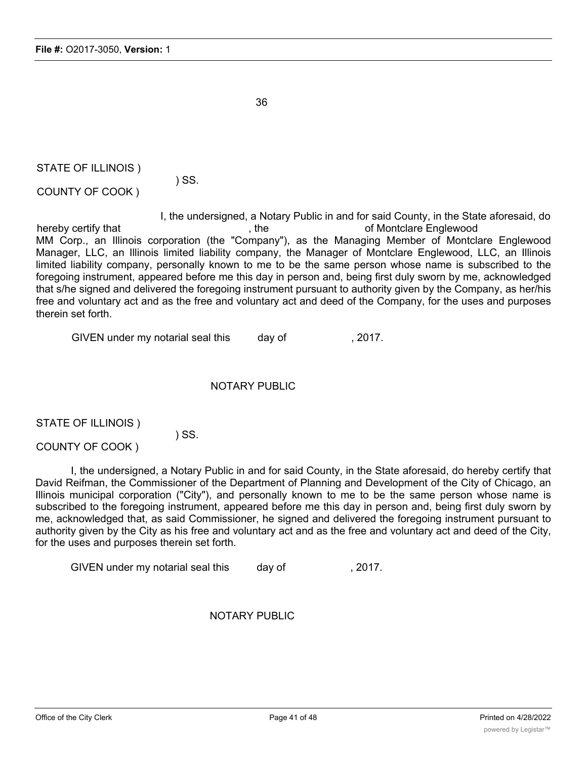STATE OF ILLINOIS )
) SS.
COUNTY OF COOK )

I, the undersigned, a Notary Public in and for said County, in the State aforesaid, do hereby certify that                    , the                    of Montclare Englewood MM Corp., an Illinois corporation (the "Company"), as the Managing Member of Montclare Englewood Manager, LLC, an Illinois limited liability company, the Manager of Montclare Englewood, LLC, an Illinois limited liability company, personally known to me to be the same person whose name is subscribed to the foregoing instrument, appeared before me this day in person and, being first duly sworn by me, acknowledged that s/he signed and delivered the foregoing instrument pursuant to authority given by the Company, as her/his free and voluntary act and as the free and voluntary act and deed of the Company, for the uses and purposes therein set forth.

GIVEN under my notarial seal this        day of                , 2017.

NOTARY PUBLIC

STATE OF ILLINOIS )
) SS.
COUNTY OF COOK )

I, the undersigned, a Notary Public in and for said County, in the State aforesaid, do hereby certify that David Reifman, the Commissioner of the Department of Planning and Development of the City of Chicago, an Illinois municipal corporation ("City"), and personally known to me to be the same person whose name is subscribed to the foregoing instrument, appeared before me this day in person and, being first duly sworn by me, acknowledged that, as said Commissioner, he signed and delivered the foregoing instrument pursuant to authority given by the City as his free and voluntary act and as the free and voluntary act and deed of the City, for the uses and purposes therein set forth.

GIVEN under my notarial seal this        day of                , 2017.

NOTARY PUBLIC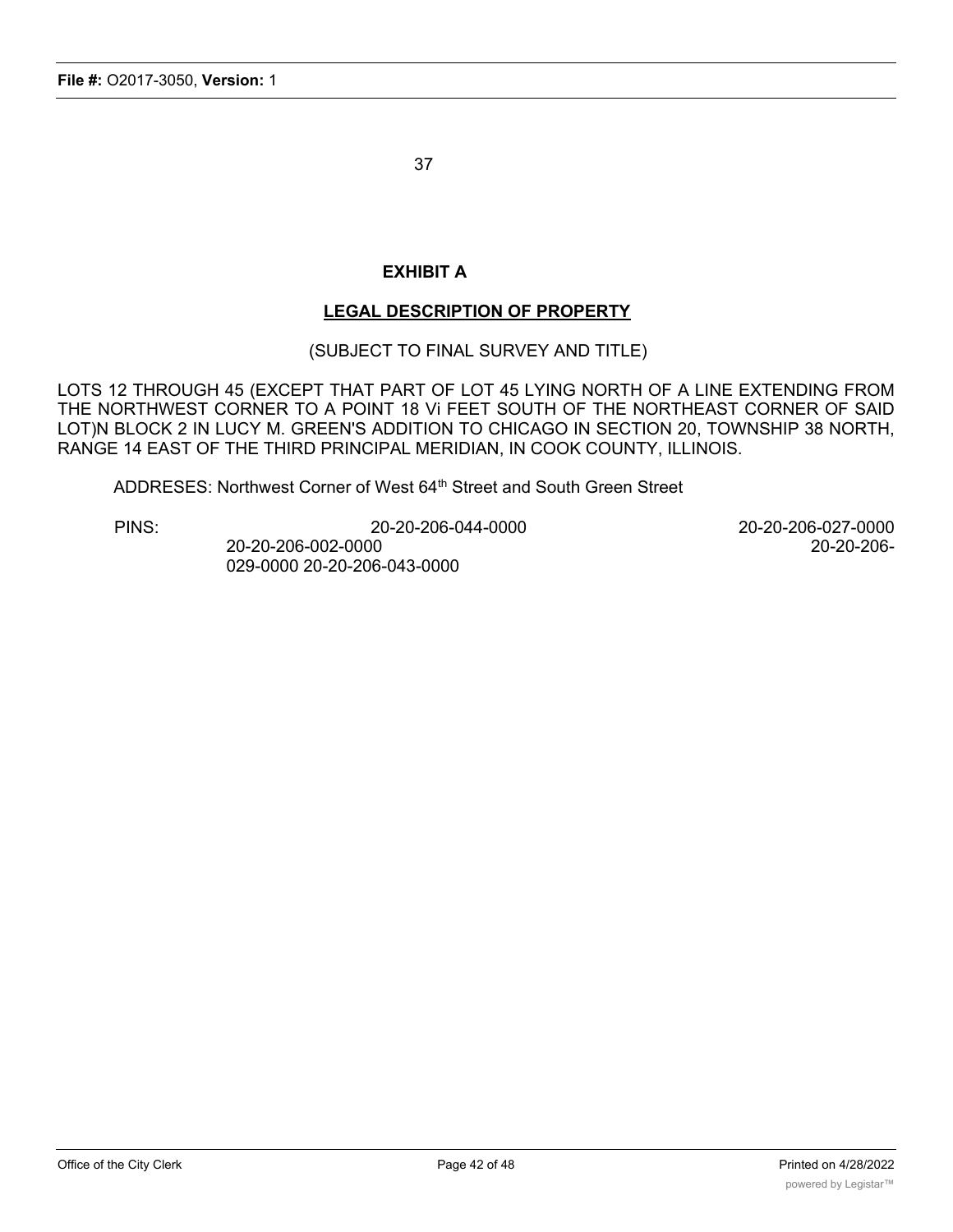37

**EXHIBIT A**

**LEGAL DESCRIPTION OF PROPERTY**

(SUBJECT TO FINAL SURVEY AND TITLE)

LOTS 12 THROUGH 45 (EXCEPT THAT PART OF LOT 45 LYING NORTH OF A LINE EXTENDING FROM THE NORTHWEST CORNER TO A POINT 18 Vi FEET SOUTH OF THE NORTHEAST CORNER OF SAID LOT)N BLOCK 2 IN LUCY M. GREEN'S ADDITION TO CHICAGO IN SECTION 20, TOWNSHIP 38 NORTH, RANGE 14 EAST OF THE THIRD PRINCIPAL MERIDIAN, IN COOK COUNTY, ILLINOIS.

ADDRESES: Northwest Corner of West 64th Street and South Green Street

PINS: 20-20-206-044-0000 20-20-206-027-0000 20-20-206-002-0000 20-20-206-029-0000 20-20-206-043-0000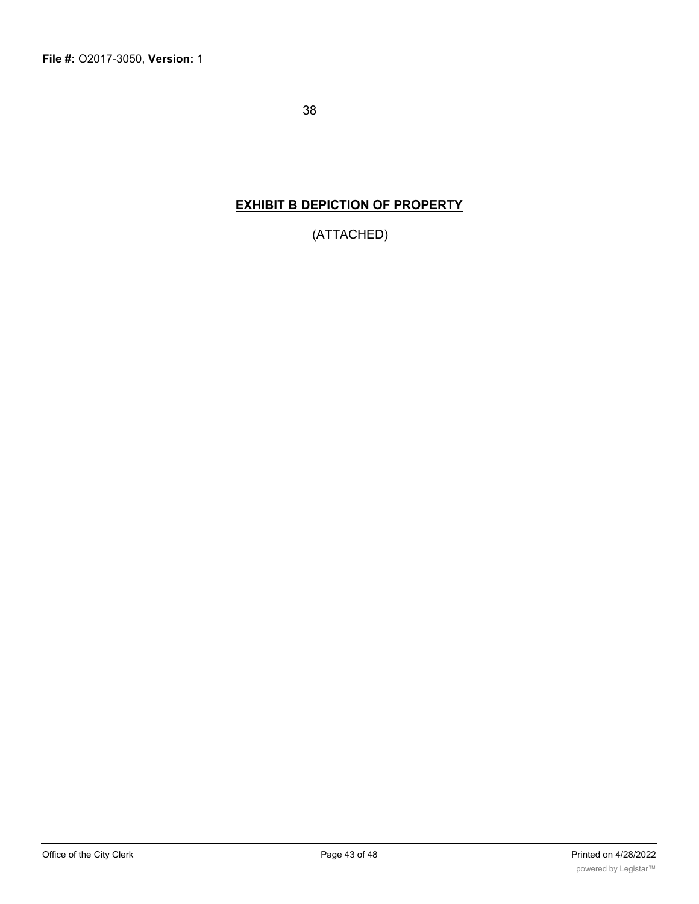**EXHIBIT B DEPICTION OF PROPERTY**

(ATTACHED)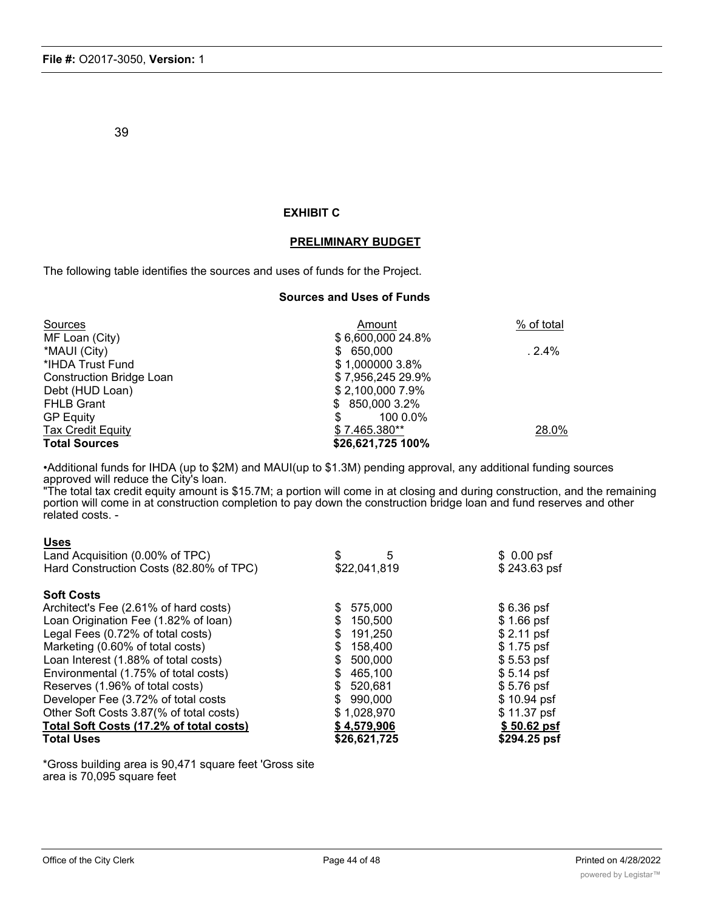39

**EXHIBIT C**

**PRELIMINARY BUDGET**

The following table identifies the sources and uses of funds for the Project.

**Sources and Uses of Funds**

| Sources | Amount | % of total |
|---|---|---|
| MF Loan (City) | $ 6,600,000 24.8% | |
| *MAUI (City) | $ 650,000 | . 2.4% |
| *IHDA Trust Fund | $ 1,000000 3.8% | |
| Construction Bridge Loan | $ 7,956,245 29.9% | |
| Debt (HUD Loan) | $ 2,100,000 7.9% | |
| FHLB Grant | $ 850,000 3.2% | |
| GP Equity | $ 100 0.0% | |
| Tax Credit Equity | $ 7.465.380** | 28.0% |
| **Total Sources** | **$26,621,725 100%** | |

•Additional funds for IHDA (up to $2M) and MAUI(up to $1.3M) pending approval, any additional funding sources approved will reduce the City's loan.

"The total tax credit equity amount is $15.7M; a portion will come in at closing and during construction, and the remaining portion will come in at construction completion to pay down the construction bridge loan and fund reserves and other related costs. -

| **Uses** | | |
|---|---|---|
| Land Acquisition (0.00% of TPC) | $ 5 | $ 0.00 psf |
| Hard Construction Costs (82.80% of TPC) | $22,041,819 | $ 243.63 psf |
| **Soft Costs** | | |
| Architect's Fee (2.61% of hard costs) | $ 575,000 | $ 6.36 psf |
| Loan Origination Fee (1.82% of loan) | $ 150,500 | $ 1.66 psf |
| Legal Fees (0.72% of total costs) | $ 191,250 | $ 2.11 psf |
| Marketing (0.60% of total costs) | $ 158,400 | $ 1.75 psf |
| Loan Interest (1.88% of total costs) | $ 500,000 | $ 5.53 psf |
| Environmental (1.75% of total costs) | $ 465,100 | $ 5.14 psf |
| Reserves (1.96% of total costs) | $ 520,681 | $ 5.76 psf |
| Developer Fee (3.72% of total costs | $ 990,000 | $ 10.94 psf |
| Other Soft Costs 3.87(% of total costs) | $ 1,028,970 | $ 11.37 psf |
| **Total Soft Costs (17.2% of total costs)** | **$ 4,579,906** | **$ 50.62 psf** |
| **Total Uses** | **$26,621,725** | **$294.25 psf** |

*Gross building area is 90,471 square feet 'Gross site area is 70,095 square feet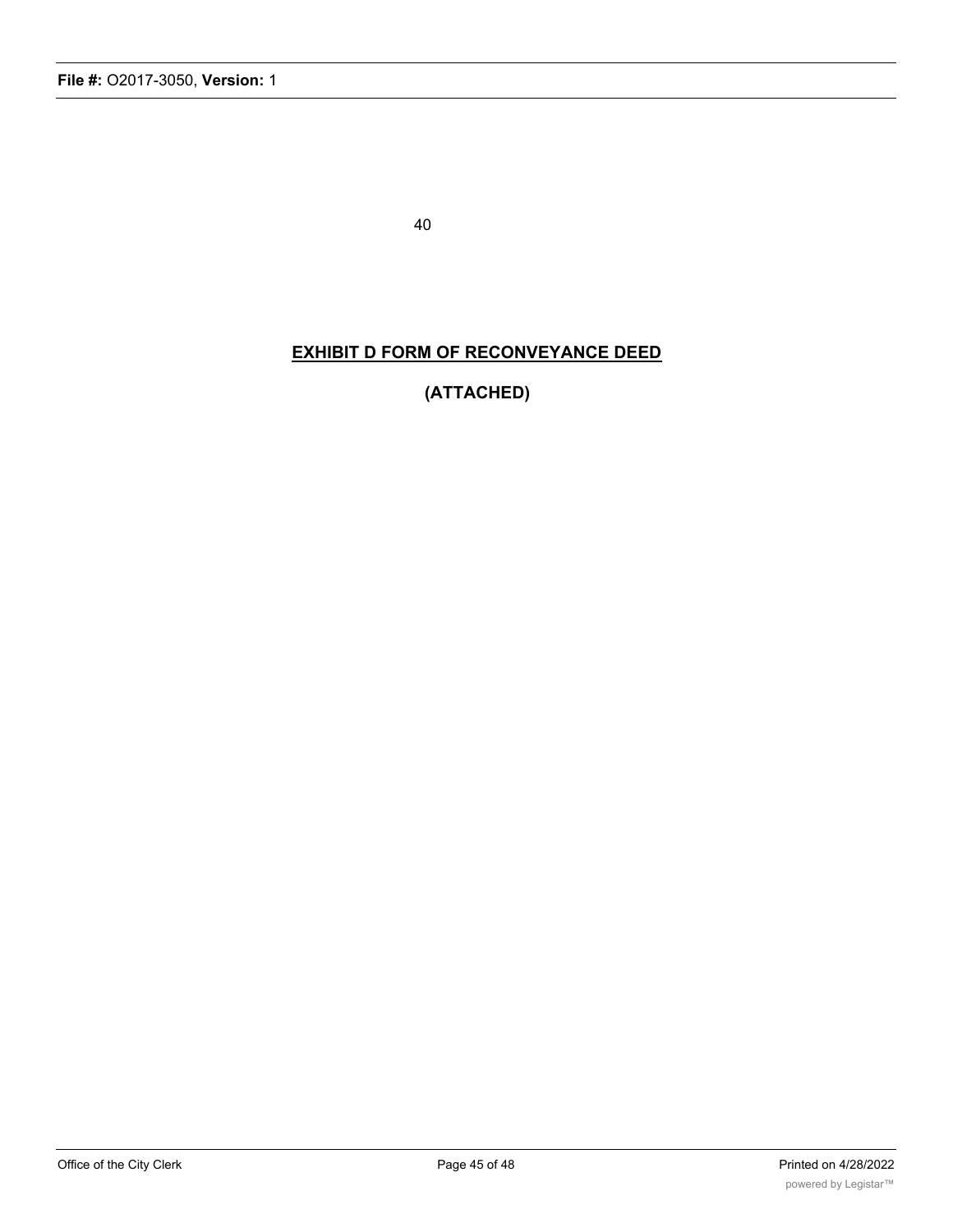**EXHIBIT D FORM OF RECONVEYANCE DEED**

**(ATTACHED)**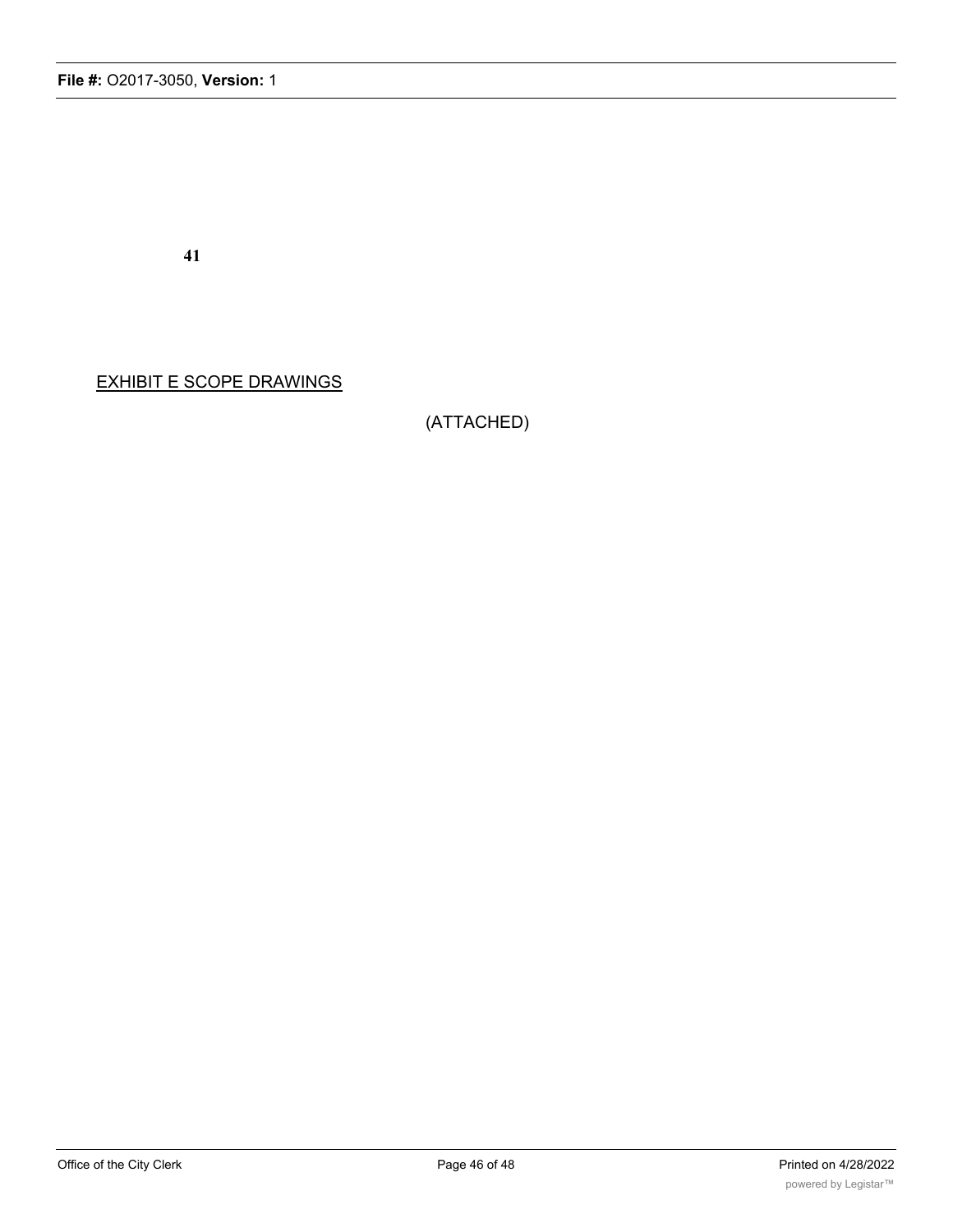41

EXHIBIT E SCOPE DRAWINGS

(ATTACHED)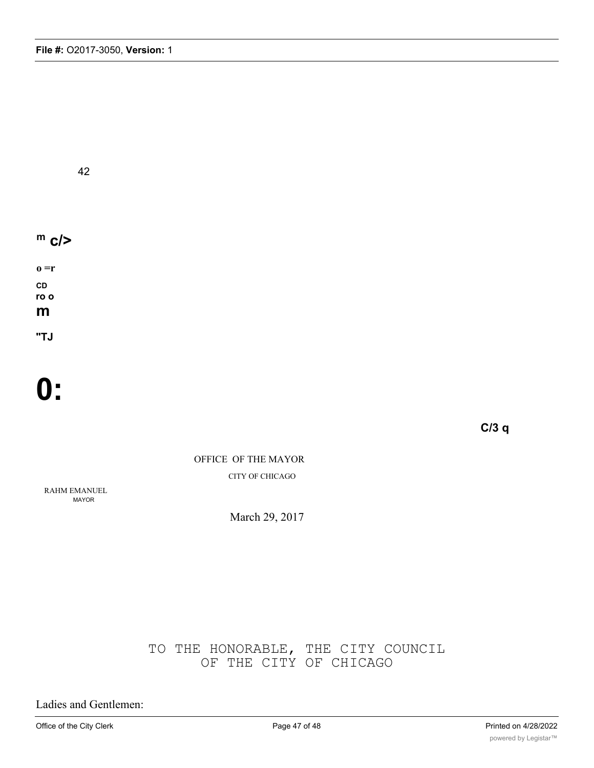42

m c/>

o =r

CD
ro o
m

"TJ

0:

C/3 q

OFFICE OF THE MAYOR

CITY OF CHICAGO

RAHM EMANUEL
MAYOR

March 29, 2017

TO THE HONORABLE, THE CITY COUNCIL
OF THE CITY OF CHICAGO

Ladies and Gentlemen: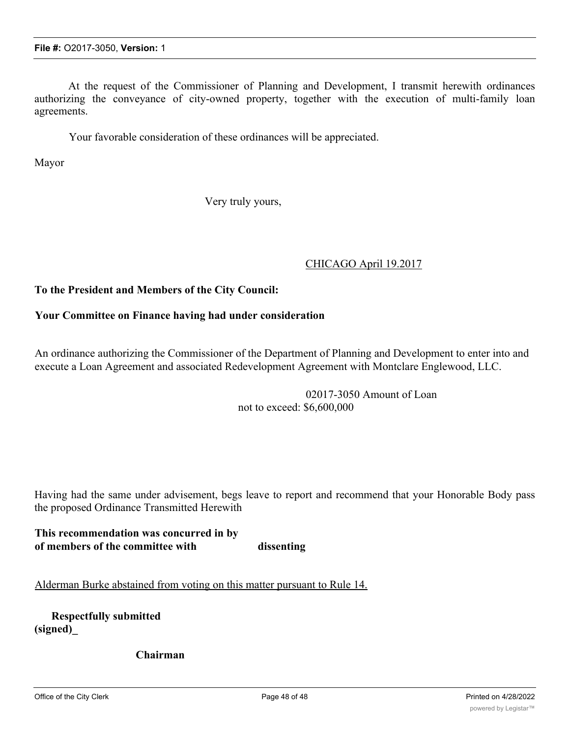At the request of the Commissioner of Planning and Development, I transmit herewith ordinances authorizing the conveyance of city-owned property, together with the execution of multi-family loan agreements.

Your favorable consideration of these ordinances will be appreciated.

Mayor

Very truly yours,

CHICAGO April 19.2017

**To the President and Members of the City Council:**

**Your Committee on Finance having had under consideration**

An ordinance authorizing the Commissioner of the Department of Planning and Development to enter into and execute a Loan Agreement and associated Redevelopment Agreement with Montclare Englewood, LLC.

02017-3050 Amount of Loan not to exceed: $6,600,000

Having had the same under advisement, begs leave to report and recommend that your Honorable Body pass the proposed Ordinance Transmitted Herewith

**This recommendation was concurred in by of members of the committee with dissenting**

Alderman Burke abstained from voting on this matter pursuant to Rule 14.

**Respectfully submitted**
**(signed)_**

**Chairman**